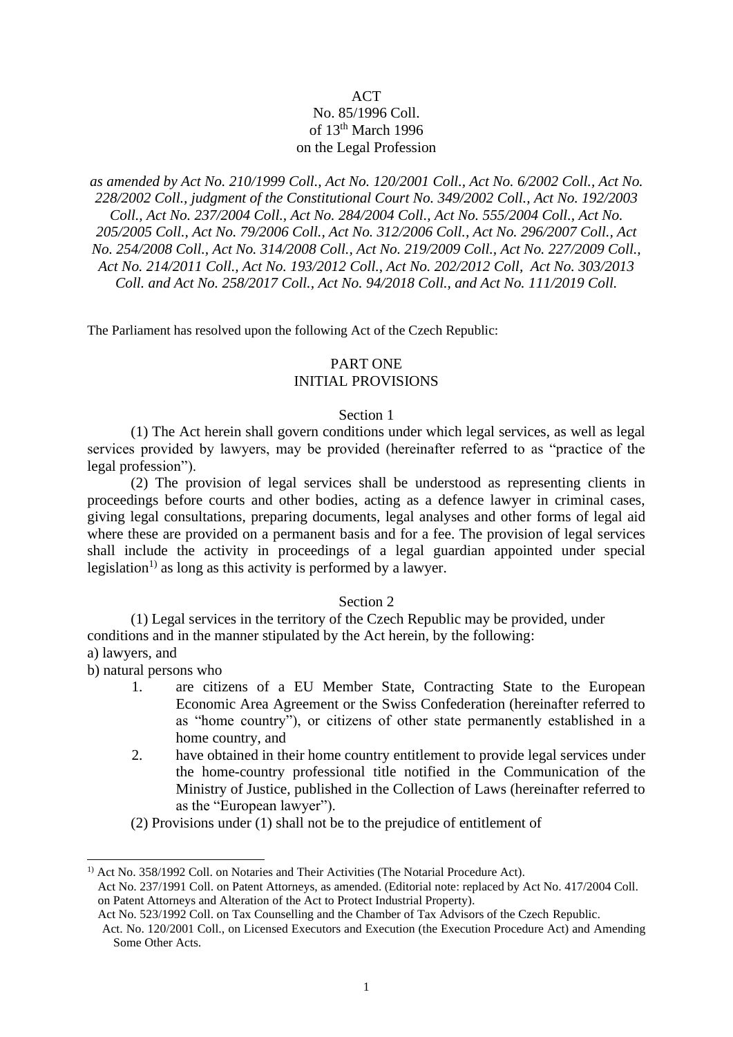# ACT
## No. 85/1996 Coll.
## of 13th March 1996
## on the Legal Profession

*as amended by Act No. 210/1999 Coll., Act No. 120/2001 Coll., Act No. 6/2002 Coll., Act No. 228/2002 Coll., judgment of the Constitutional Court No. 349/2002 Coll., Act No. 192/2003 Coll., Act No. 237/2004 Coll., Act No. 284/2004 Coll., Act No. 555/2004 Coll., Act No. 205/2005 Coll., Act No. 79/2006 Coll., Act No. 312/2006 Coll., Act No. 296/2007 Coll., Act No. 254/2008 Coll., Act No. 314/2008 Coll., Act No. 219/2009 Coll., Act No. 227/2009 Coll., Act No. 214/2011 Coll., Act No. 193/2012 Coll., Act No. 202/2012 Coll, Act No. 303/2013 Coll. and Act No. 258/2017 Coll., Act No. 94/2018 Coll., and Act No. 111/2019 Coll.*

The Parliament has resolved upon the following Act of the Czech Republic:

## PART ONE
## INITIAL PROVISIONS

### Section 1

(1) The Act herein shall govern conditions under which legal services, as well as legal services provided by lawyers, may be provided (hereinafter referred to as "practice of the legal profession").

(2) The provision of legal services shall be understood as representing clients in proceedings before courts and other bodies, acting as a defence lawyer in criminal cases, giving legal consultations, preparing documents, legal analyses and other forms of legal aid where these are provided on a permanent basis and for a fee. The provision of legal services shall include the activity in proceedings of a legal guardian appointed under special legislation[1)] as long as this activity is performed by a lawyer.

### Section 2

(1) Legal services in the territory of the Czech Republic may be provided, under conditions and in the manner stipulated by the Act herein, by the following:

a) lawyers, and

b) natural persons who

1. are citizens of a EU Member State, Contracting State to the European Economic Area Agreement or the Swiss Confederation (hereinafter referred to as "home country"), or citizens of other state permanently established in a home country, and
2. have obtained in their home country entitlement to provide legal services under the home-country professional title notified in the Communication of the Ministry of Justice, published in the Collection of Laws (hereinafter referred to as the "European lawyer").

(2) Provisions under (1) shall not be to the prejudice of entitlement of

---

[1)] Act No. 358/1992 Coll. on Notaries and Their Activities (The Notarial Procedure Act).
Act No. 237/1991 Coll. on Patent Attorneys, as amended. (Editorial note: replaced by Act No. 417/2004 Coll. on Patent Attorneys and Alteration of the Act to Protect Industrial Property).
Act No. 523/1992 Coll. on Tax Counselling and the Chamber of Tax Advisors of the Czech Republic.
Act. No. 120/2001 Coll., on Licensed Executors and Execution (the Execution Procedure Act) and Amending Some Other Acts.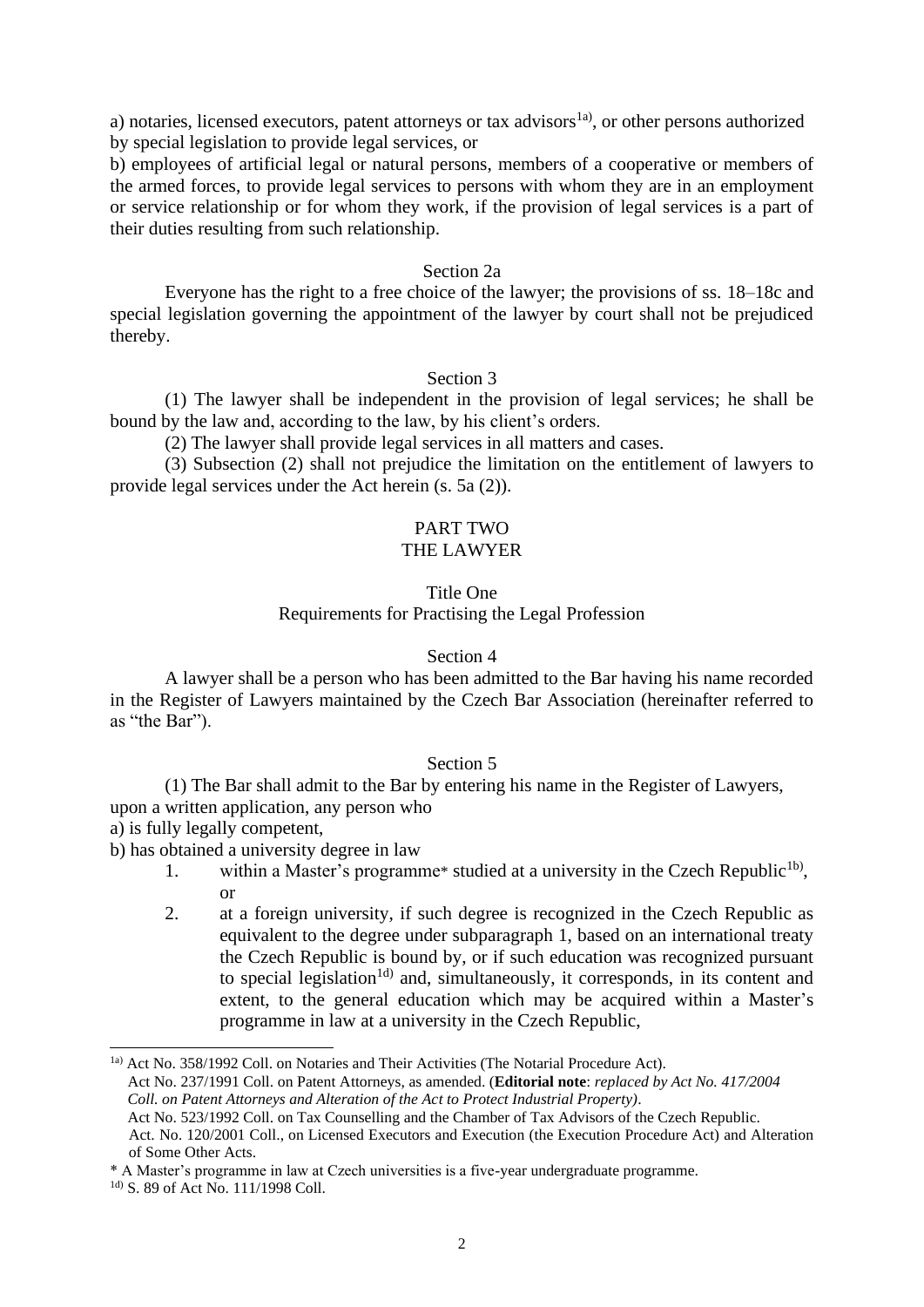a) notaries, licensed executors, patent attorneys or tax advisors[1a]), or other persons authorized by special legislation to provide legal services, or

b) employees of artificial legal or natural persons, members of a cooperative or members of the armed forces, to provide legal services to persons with whom they are in an employment or service relationship or for whom they work, if the provision of legal services is a part of their duties resulting from such relationship.

Section 2a

Everyone has the right to a free choice of the lawyer; the provisions of ss. 18–18c and special legislation governing the appointment of the lawyer by court shall not be prejudiced thereby.

Section 3

(1) The lawyer shall be independent in the provision of legal services; he shall be bound by the law and, according to the law, by his client's orders.

(2) The lawyer shall provide legal services in all matters and cases.

(3) Subsection (2) shall not prejudice the limitation on the entitlement of lawyers to provide legal services under the Act herein (s. 5a (2)).

## PART TWO
## THE LAWYER

### Title One
### Requirements for Practising the Legal Profession

Section 4

A lawyer shall be a person who has been admitted to the Bar having his name recorded in the Register of Lawyers maintained by the Czech Bar Association (hereinafter referred to as "the Bar").

Section 5

(1) The Bar shall admit to the Bar by entering his name in the Register of Lawyers, upon a written application, any person who

a) is fully legally competent,

b) has obtained a university degree in law

1. within a Master's programme* studied at a university in the Czech Republic[1b]), or
2. at a foreign university, if such degree is recognized in the Czech Republic as equivalent to the degree under subparagraph 1, based on an international treaty the Czech Republic is bound by, or if such education was recognized pursuant to special legislation[1d]) and, simultaneously, it corresponds, in its content and extent, to the general education which may be acquired within a Master's programme in law at a university in the Czech Republic,

---

[1a]) Act No. 358/1992 Coll. on Notaries and Their Activities (The Notarial Procedure Act).
Act No. 237/1991 Coll. on Patent Attorneys, as amended. (**Editorial note**: *replaced by Act No. 417/2004 Coll. on Patent Attorneys and Alteration of the Act to Protect Industrial Property)*.
Act No. 523/1992 Coll. on Tax Counselling and the Chamber of Tax Advisors of the Czech Republic.
Act. No. 120/2001 Coll., on Licensed Executors and Execution (the Execution Procedure Act) and Alteration of Some Other Acts.

\* A Master's programme in law at Czech universities is a five-year undergraduate programme.

[1d]) S. 89 of Act No. 111/1998 Coll.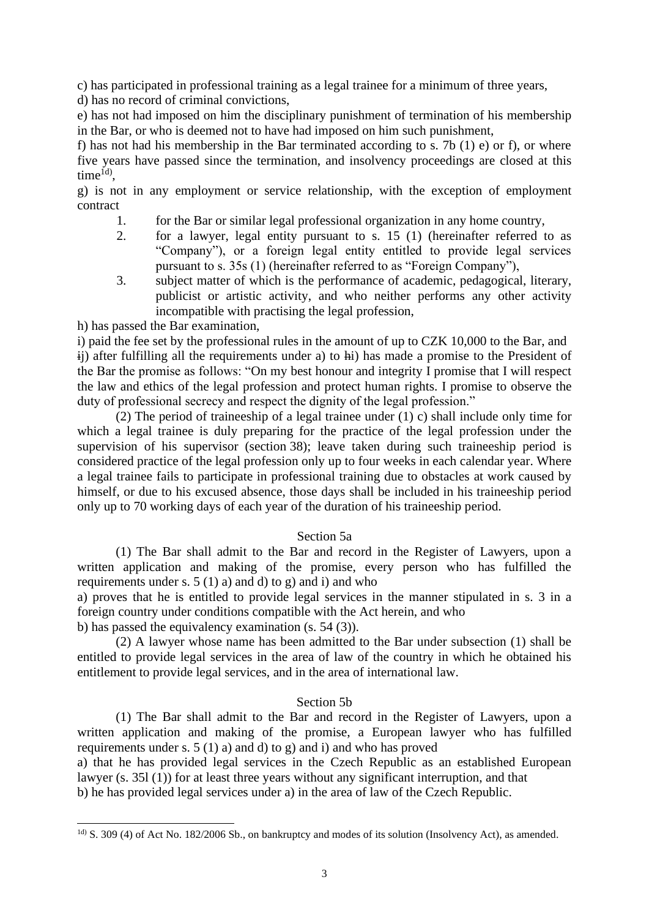c) has participated in professional training as a legal trainee for a minimum of three years,

d) has no record of criminal convictions,

e) has not had imposed on him the disciplinary punishment of termination of his membership in the Bar, or who is deemed not to have had imposed on him such punishment,

f) has not had his membership in the Bar terminated according to s. 7b (1) e) or f), or where five years have passed since the termination, and insolvency proceedings are closed at this time[1d),

g) is not in any employment or service relationship, with the exception of employment contract

1. for the Bar or similar legal professional organization in any home country,
2. for a lawyer, legal entity pursuant to s. 15 (1) (hereinafter referred to as "Company"), or a foreign legal entity entitled to provide legal services pursuant to s. 35s (1) (hereinafter referred to as "Foreign Company"),
3. subject matter of which is the performance of academic, pedagogical, literary, publicist or artistic activity, and who neither performs any other activity incompatible with practising the legal profession,

h) has passed the Bar examination,

i) paid the fee set by the professional rules in the amount of up to CZK 10,000 to the Bar, and

~~i~~j) after fulfilling all the requirements under a) to ~~h~~i) has made a promise to the President of the Bar the promise as follows: "On my best honour and integrity I promise that I will respect the law and ethics of the legal profession and protect human rights. I promise to observe the duty of professional secrecy and respect the dignity of the legal profession."

(2) The period of traineeship of a legal trainee under (1) c) shall include only time for which a legal trainee is duly preparing for the practice of the legal profession under the supervision of his supervisor (section 38); leave taken during such traineeship period is considered practice of the legal profession only up to four weeks in each calendar year. Where a legal trainee fails to participate in professional training due to obstacles at work caused by himself, or due to his excused absence, those days shall be included in his traineeship period only up to 70 working days of each year of the duration of his traineeship period.

Section 5a

(1) The Bar shall admit to the Bar and record in the Register of Lawyers, upon a written application and making of the promise, every person who has fulfilled the requirements under s. 5 (1) a) and d) to g) and i) and who

a) proves that he is entitled to provide legal services in the manner stipulated in s. 3 in a foreign country under conditions compatible with the Act herein, and who

b) has passed the equivalency examination (s. 54 (3)).

(2) A lawyer whose name has been admitted to the Bar under subsection (1) shall be entitled to provide legal services in the area of law of the country in which he obtained his entitlement to provide legal services, and in the area of international law.

Section 5b

(1) The Bar shall admit to the Bar and record in the Register of Lawyers, upon a written application and making of the promise, a European lawyer who has fulfilled requirements under s. 5 (1) a) and d) to g) and i) and who has proved

a) that he has provided legal services in the Czech Republic as an established European lawyer (s. 35l (1)) for at least three years without any significant interruption, and that

b) he has provided legal services under a) in the area of law of the Czech Republic.

---

[1d) S. 309 (4) of Act No. 182/2006 Sb., on bankruptcy and modes of its solution (Insolvency Act), as amended.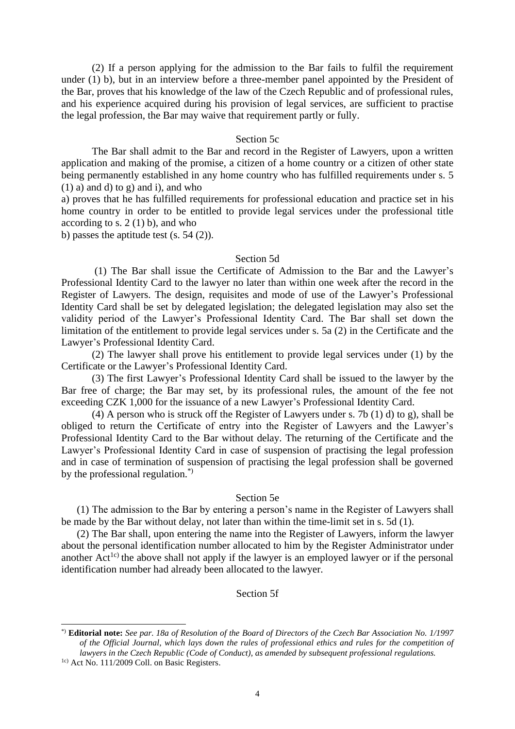(2) If a person applying for the admission to the Bar fails to fulfil the requirement under (1) b), but in an interview before a three-member panel appointed by the President of the Bar, proves that his knowledge of the law of the Czech Republic and of professional rules, and his experience acquired during his provision of legal services, are sufficient to practise the legal profession, the Bar may waive that requirement partly or fully.

### Section 5c

The Bar shall admit to the Bar and record in the Register of Lawyers, upon a written application and making of the promise, a citizen of a home country or a citizen of other state being permanently established in any home country who has fulfilled requirements under s. 5 (1) a) and d) to g) and i), and who

a) proves that he has fulfilled requirements for professional education and practice set in his home country in order to be entitled to provide legal services under the professional title according to s. 2 (1) b), and who

b) passes the aptitude test (s. 54 (2)).

### Section 5d

(1) The Bar shall issue the Certificate of Admission to the Bar and the Lawyer's Professional Identity Card to the lawyer no later than within one week after the record in the Register of Lawyers. The design, requisites and mode of use of the Lawyer's Professional Identity Card shall be set by delegated legislation; the delegated legislation may also set the validity period of the Lawyer's Professional Identity Card. The Bar shall set down the limitation of the entitlement to provide legal services under s. 5a (2) in the Certificate and the Lawyer's Professional Identity Card.

(2) The lawyer shall prove his entitlement to provide legal services under (1) by the Certificate or the Lawyer's Professional Identity Card.

(3) The first Lawyer's Professional Identity Card shall be issued to the lawyer by the Bar free of charge; the Bar may set, by its professional rules, the amount of the fee not exceeding CZK 1,000 for the issuance of a new Lawyer's Professional Identity Card.

(4) A person who is struck off the Register of Lawyers under s. 7b (1) d) to g), shall be obliged to return the Certificate of entry into the Register of Lawyers and the Lawyer's Professional Identity Card to the Bar without delay. The returning of the Certificate and the Lawyer's Professional Identity Card in case of suspension of practising the legal profession and in case of termination of suspension of practising the legal profession shall be governed by the professional regulation.[*)]

### Section 5e

(1) The admission to the Bar by entering a person's name in the Register of Lawyers shall be made by the Bar without delay, not later than within the time-limit set in s. 5d (1).

(2) The Bar shall, upon entering the name into the Register of Lawyers, inform the lawyer about the personal identification number allocated to him by the Register Administrator under another Act[1c)] the above shall not apply if the lawyer is an employed lawyer or if the personal identification number had already been allocated to the lawyer.

### Section 5f

---

[*)] **Editorial note:** *See par. 18a of Resolution of the Board of Directors of the Czech Bar Association No. 1/1997 of the Official Journal, which lays down the rules of professional ethics and rules for the competition of lawyers in the Czech Republic (Code of Conduct), as amended by subsequent professional regulations.*

[1c)] Act No. 111/2009 Coll. on Basic Registers.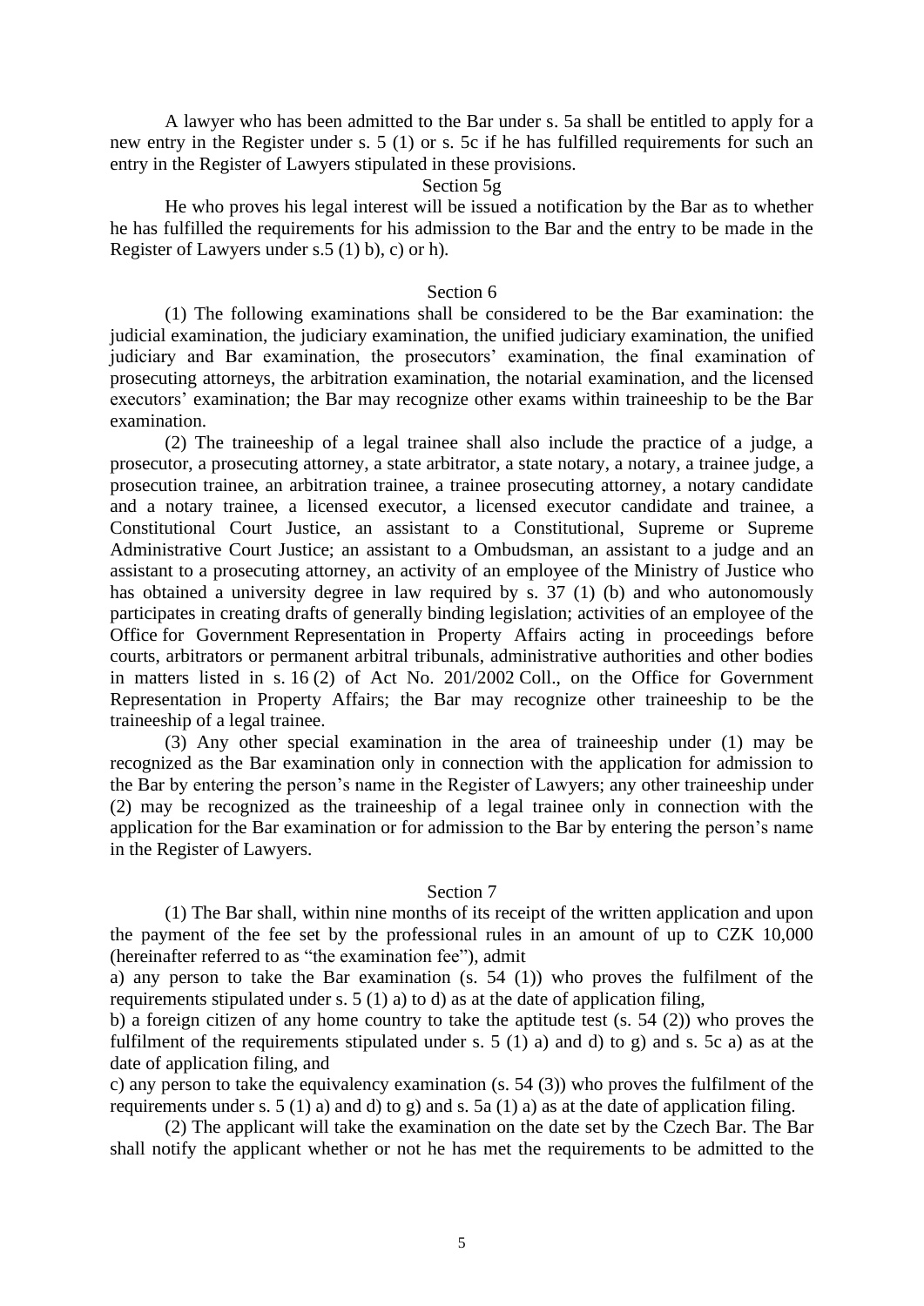A lawyer who has been admitted to the Bar under s. 5a shall be entitled to apply for a new entry in the Register under s. 5 (1) or s. 5c if he has fulfilled requirements for such an entry in the Register of Lawyers stipulated in these provisions.

Section 5g

He who proves his legal interest will be issued a notification by the Bar as to whether he has fulfilled the requirements for his admission to the Bar and the entry to be made in the Register of Lawyers under s.5 (1) b), c) or h).

Section 6

(1) The following examinations shall be considered to be the Bar examination: the judicial examination, the judiciary examination, the unified judiciary examination, the unified judiciary and Bar examination, the prosecutors' examination, the final examination of prosecuting attorneys, the arbitration examination, the notarial examination, and the licensed executors' examination; the Bar may recognize other exams within traineeship to be the Bar examination.

(2) The traineeship of a legal trainee shall also include the practice of a judge, a prosecutor, a prosecuting attorney, a state arbitrator, a state notary, a notary, a trainee judge, a prosecution trainee, an arbitration trainee, a trainee prosecuting attorney, a notary candidate and a notary trainee, a licensed executor, a licensed executor candidate and trainee, a Constitutional Court Justice, an assistant to a Constitutional, Supreme or Supreme Administrative Court Justice; an assistant to a Ombudsman, an assistant to a judge and an assistant to a prosecuting attorney, an activity of an employee of the Ministry of Justice who has obtained a university degree in law required by s. 37 (1) (b) and who autonomously participates in creating drafts of generally binding legislation; activities of an employee of the Office for Government Representation in Property Affairs acting in proceedings before courts, arbitrators or permanent arbitral tribunals, administrative authorities and other bodies in matters listed in s. 16 (2) of Act No. 201/2002 Coll., on the Office for Government Representation in Property Affairs; the Bar may recognize other traineeship to be the traineeship of a legal trainee.

(3) Any other special examination in the area of traineeship under (1) may be recognized as the Bar examination only in connection with the application for admission to the Bar by entering the person's name in the Register of Lawyers; any other traineeship under (2) may be recognized as the traineeship of a legal trainee only in connection with the application for the Bar examination or for admission to the Bar by entering the person's name in the Register of Lawyers.

Section 7

(1) The Bar shall, within nine months of its receipt of the written application and upon the payment of the fee set by the professional rules in an amount of up to CZK 10,000 (hereinafter referred to as "the examination fee"), admit

a) any person to take the Bar examination (s. 54 (1)) who proves the fulfilment of the requirements stipulated under s. 5 (1) a) to d) as at the date of application filing,

b) a foreign citizen of any home country to take the aptitude test (s. 54 (2)) who proves the fulfilment of the requirements stipulated under s. 5 (1) a) and d) to g) and s. 5c a) as at the date of application filing, and

c) any person to take the equivalency examination (s. 54 (3)) who proves the fulfilment of the requirements under s. 5 (1) a) and d) to g) and s. 5a (1) a) as at the date of application filing.

(2) The applicant will take the examination on the date set by the Czech Bar. The Bar shall notify the applicant whether or not he has met the requirements to be admitted to the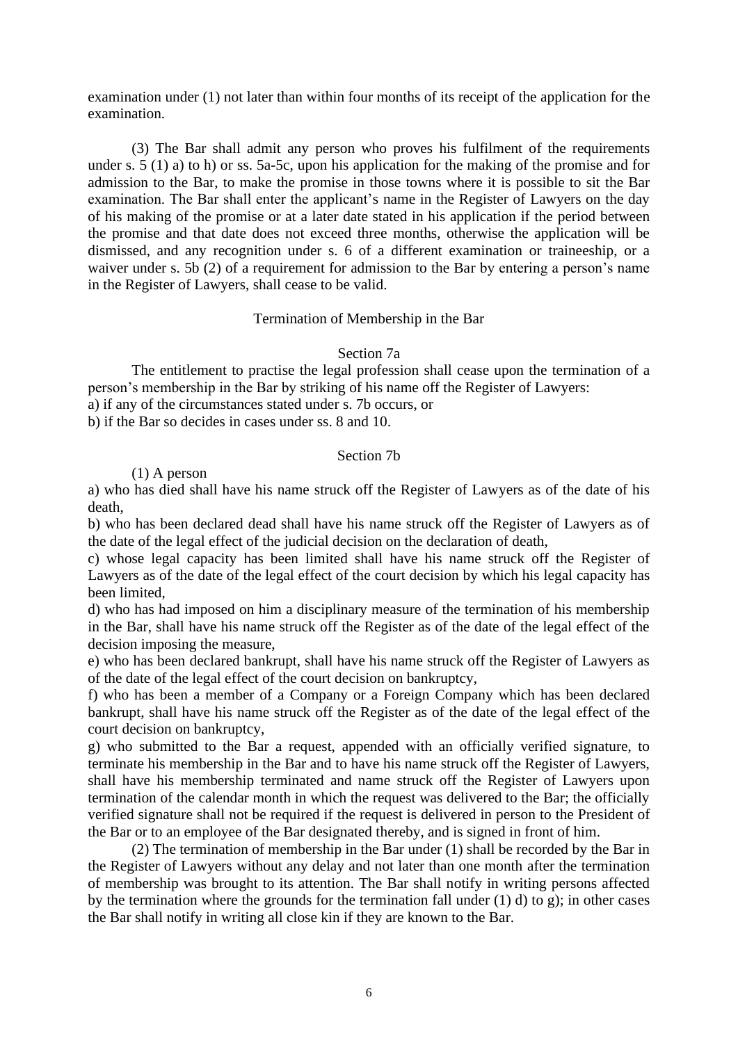examination under (1) not later than within four months of its receipt of the application for the examination.

(3) The Bar shall admit any person who proves his fulfilment of the requirements under s. 5 (1) a) to h) or ss. 5a-5c, upon his application for the making of the promise and for admission to the Bar, to make the promise in those towns where it is possible to sit the Bar examination. The Bar shall enter the applicant's name in the Register of Lawyers on the day of his making of the promise or at a later date stated in his application if the period between the promise and that date does not exceed three months, otherwise the application will be dismissed, and any recognition under s. 6 of a different examination or traineeship, or a waiver under s. 5b (2) of a requirement for admission to the Bar by entering a person's name in the Register of Lawyers, shall cease to be valid.

## Termination of Membership in the Bar

### Section 7a

The entitlement to practise the legal profession shall cease upon the termination of a person's membership in the Bar by striking of his name off the Register of Lawyers:

a) if any of the circumstances stated under s. 7b occurs, or

b) if the Bar so decides in cases under ss. 8 and 10.

### Section 7b

(1) A person

a) who has died shall have his name struck off the Register of Lawyers as of the date of his death,

b) who has been declared dead shall have his name struck off the Register of Lawyers as of the date of the legal effect of the judicial decision on the declaration of death,

c) whose legal capacity has been limited shall have his name struck off the Register of Lawyers as of the date of the legal effect of the court decision by which his legal capacity has been limited,

d) who has had imposed on him a disciplinary measure of the termination of his membership in the Bar, shall have his name struck off the Register as of the date of the legal effect of the decision imposing the measure,

e) who has been declared bankrupt, shall have his name struck off the Register of Lawyers as of the date of the legal effect of the court decision on bankruptcy,

f) who has been a member of a Company or a Foreign Company which has been declared bankrupt, shall have his name struck off the Register as of the date of the legal effect of the court decision on bankruptcy,

g) who submitted to the Bar a request, appended with an officially verified signature, to terminate his membership in the Bar and to have his name struck off the Register of Lawyers, shall have his membership terminated and name struck off the Register of Lawyers upon termination of the calendar month in which the request was delivered to the Bar; the officially verified signature shall not be required if the request is delivered in person to the President of the Bar or to an employee of the Bar designated thereby, and is signed in front of him.

(2) The termination of membership in the Bar under (1) shall be recorded by the Bar in the Register of Lawyers without any delay and not later than one month after the termination of membership was brought to its attention. The Bar shall notify in writing persons affected by the termination where the grounds for the termination fall under (1) d) to g); in other cases the Bar shall notify in writing all close kin if they are known to the Bar.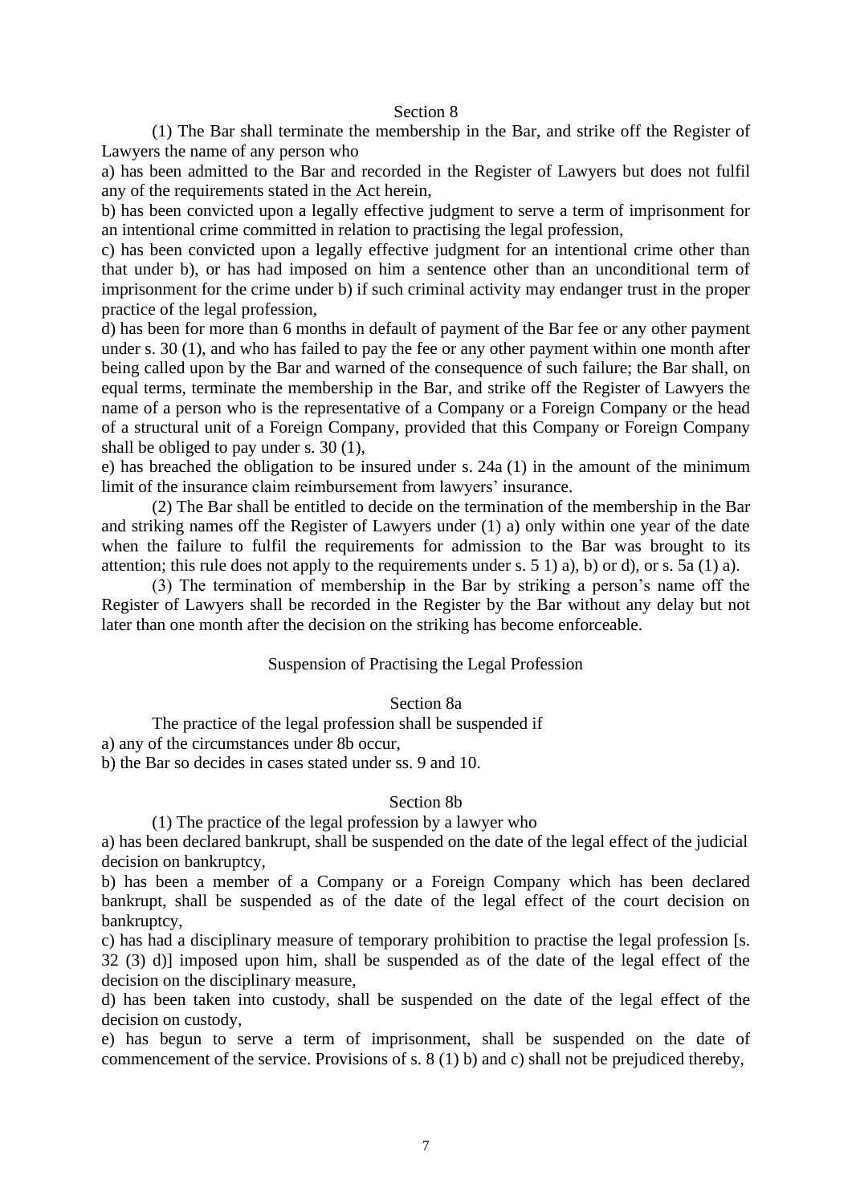### Section 8

(1) The Bar shall terminate the membership in the Bar, and strike off the Register of Lawyers the name of any person who

a) has been admitted to the Bar and recorded in the Register of Lawyers but does not fulfil any of the requirements stated in the Act herein,

b) has been convicted upon a legally effective judgment to serve a term of imprisonment for an intentional crime committed in relation to practising the legal profession,

c) has been convicted upon a legally effective judgment for an intentional crime other than that under b), or has had imposed on him a sentence other than an unconditional term of imprisonment for the crime under b) if such criminal activity may endanger trust in the proper practice of the legal profession,

d) has been for more than 6 months in default of payment of the Bar fee or any other payment under s. 30 (1), and who has failed to pay the fee or any other payment within one month after being called upon by the Bar and warned of the consequence of such failure; the Bar shall, on equal terms, terminate the membership in the Bar, and strike off the Register of Lawyers the name of a person who is the representative of a Company or a Foreign Company or the head of a structural unit of a Foreign Company, provided that this Company or Foreign Company shall be obliged to pay under s. 30 (1),

e) has breached the obligation to be insured under s. 24a (1) in the amount of the minimum limit of the insurance claim reimbursement from lawyers' insurance.

(2) The Bar shall be entitled to decide on the termination of the membership in the Bar and striking names off the Register of Lawyers under (1) a) only within one year of the date when the failure to fulfil the requirements for admission to the Bar was brought to its attention; this rule does not apply to the requirements under s. 5 1) a), b) or d), or s. 5a (1) a).

(3) The termination of membership in the Bar by striking a person's name off the Register of Lawyers shall be recorded in the Register by the Bar without any delay but not later than one month after the decision on the striking has become enforceable.

## Suspension of Practising the Legal Profession

### Section 8a

The practice of the legal profession shall be suspended if

a) any of the circumstances under 8b occur,

b) the Bar so decides in cases stated under ss. 9 and 10.

### Section 8b

(1) The practice of the legal profession by a lawyer who

a) has been declared bankrupt, shall be suspended on the date of the legal effect of the judicial decision on bankruptcy,

b) has been a member of a Company or a Foreign Company which has been declared bankrupt, shall be suspended as of the date of the legal effect of the court decision on bankruptcy,

c) has had a disciplinary measure of temporary prohibition to practise the legal profession [s. 32 (3) d)] imposed upon him, shall be suspended as of the date of the legal effect of the decision on the disciplinary measure,

d) has been taken into custody, shall be suspended on the date of the legal effect of the decision on custody,

e) has begun to serve a term of imprisonment, shall be suspended on the date of commencement of the service. Provisions of s. 8 (1) b) and c) shall not be prejudiced thereby,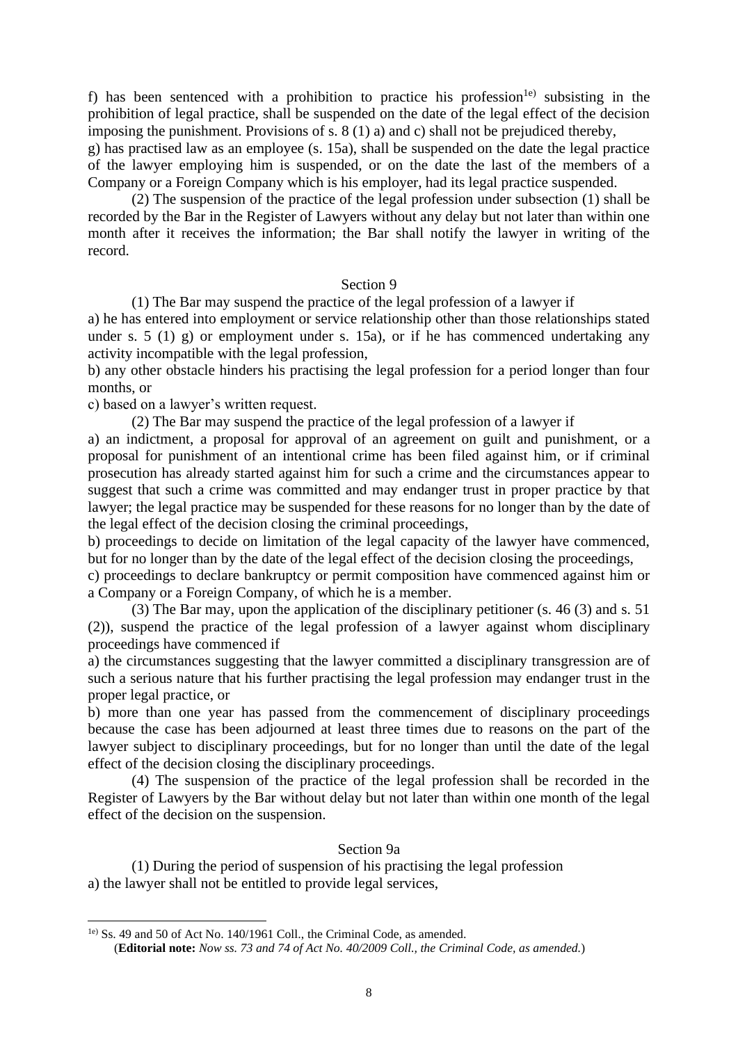f) has been sentenced with a prohibition to practice his profession[1e] subsisting in the prohibition of legal practice, shall be suspended on the date of the legal effect of the decision imposing the punishment. Provisions of s. 8 (1) a) and c) shall not be prejudiced thereby,

g) has practised law as an employee (s. 15a), shall be suspended on the date the legal practice of the lawyer employing him is suspended, or on the date the last of the members of a Company or a Foreign Company which is his employer, had its legal practice suspended.

(2) The suspension of the practice of the legal profession under subsection (1) shall be recorded by the Bar in the Register of Lawyers without any delay but not later than within one month after it receives the information; the Bar shall notify the lawyer in writing of the record.

## Section 9

(1) The Bar may suspend the practice of the legal profession of a lawyer if

a) he has entered into employment or service relationship other than those relationships stated under s. 5 (1) g) or employment under s. 15a), or if he has commenced undertaking any activity incompatible with the legal profession,

b) any other obstacle hinders his practising the legal profession for a period longer than four months, or

c) based on a lawyer's written request.

(2) The Bar may suspend the practice of the legal profession of a lawyer if

a) an indictment, a proposal for approval of an agreement on guilt and punishment, or a proposal for punishment of an intentional crime has been filed against him, or if criminal prosecution has already started against him for such a crime and the circumstances appear to suggest that such a crime was committed and may endanger trust in proper practice by that lawyer; the legal practice may be suspended for these reasons for no longer than by the date of the legal effect of the decision closing the criminal proceedings,

b) proceedings to decide on limitation of the legal capacity of the lawyer have commenced, but for no longer than by the date of the legal effect of the decision closing the proceedings,

c) proceedings to declare bankruptcy or permit composition have commenced against him or a Company or a Foreign Company, of which he is a member.

(3) The Bar may, upon the application of the disciplinary petitioner (s. 46 (3) and s. 51 (2)), suspend the practice of the legal profession of a lawyer against whom disciplinary proceedings have commenced if

a) the circumstances suggesting that the lawyer committed a disciplinary transgression are of such a serious nature that his further practising the legal profession may endanger trust in the proper legal practice, or

b) more than one year has passed from the commencement of disciplinary proceedings because the case has been adjourned at least three times due to reasons on the part of the lawyer subject to disciplinary proceedings, but for no longer than until the date of the legal effect of the decision closing the disciplinary proceedings.

(4) The suspension of the practice of the legal profession shall be recorded in the Register of Lawyers by the Bar without delay but not later than within one month of the legal effect of the decision on the suspension.

## Section 9a

(1) During the period of suspension of his practising the legal profession

a) the lawyer shall not be entitled to provide legal services,

---

[1e] Ss. 49 and 50 of Act No. 140/1961 Coll., the Criminal Code, as amended.
(**Editorial note:** *Now ss. 73 and 74 of Act No. 40/2009 Coll., the Criminal Code, as amended.*)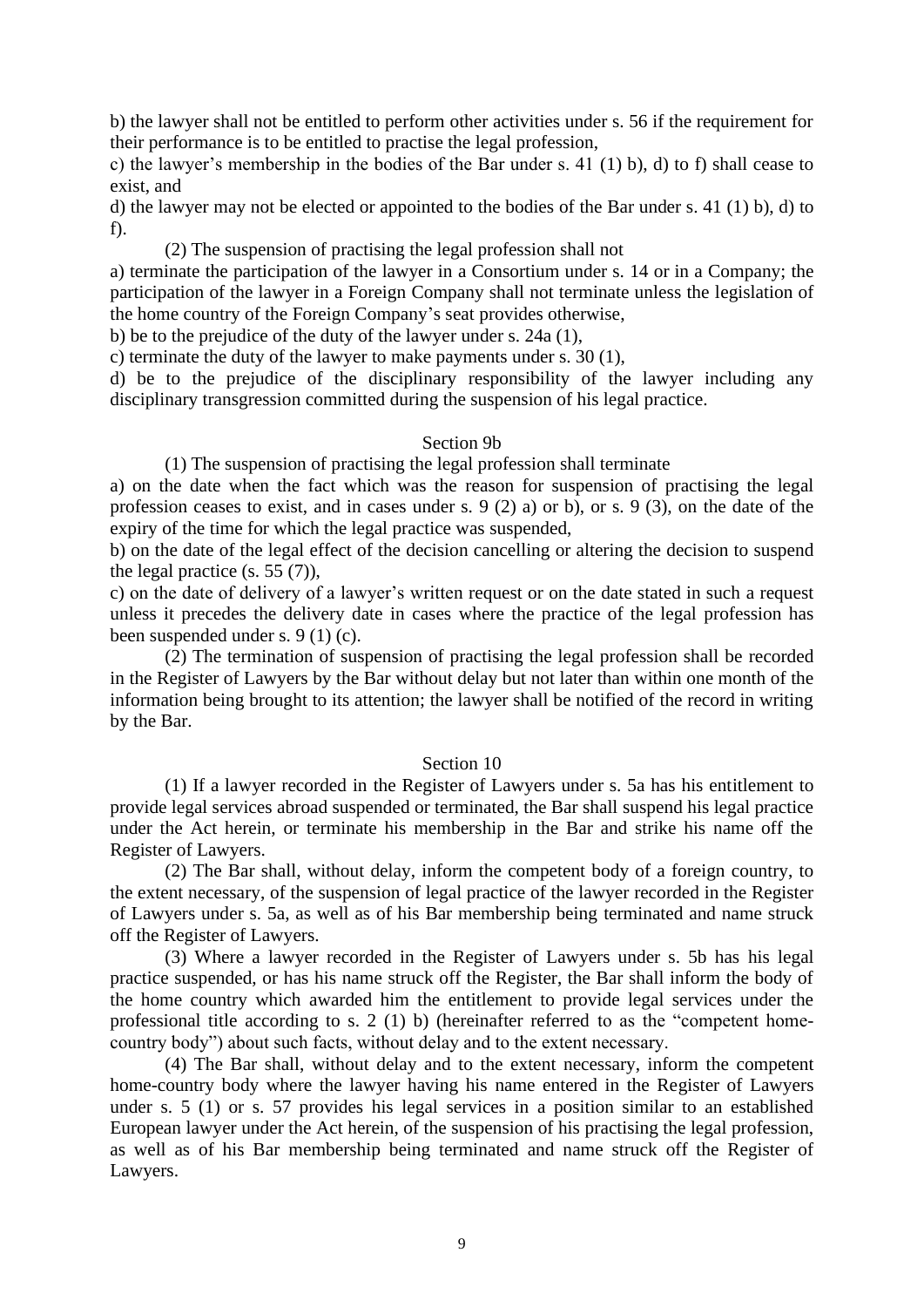b) the lawyer shall not be entitled to perform other activities under s. 56 if the requirement for their performance is to be entitled to practise the legal profession,

c) the lawyer's membership in the bodies of the Bar under s. 41 (1) b), d) to f) shall cease to exist, and

d) the lawyer may not be elected or appointed to the bodies of the Bar under s. 41 (1) b), d) to f).

(2) The suspension of practising the legal profession shall not

a) terminate the participation of the lawyer in a Consortium under s. 14 or in a Company; the participation of the lawyer in a Foreign Company shall not terminate unless the legislation of the home country of the Foreign Company's seat provides otherwise,

b) be to the prejudice of the duty of the lawyer under s. 24a (1),

c) terminate the duty of the lawyer to make payments under s. 30 (1),

d) be to the prejudice of the disciplinary responsibility of the lawyer including any disciplinary transgression committed during the suspension of his legal practice.

## Section 9b

(1) The suspension of practising the legal profession shall terminate

a) on the date when the fact which was the reason for suspension of practising the legal profession ceases to exist, and in cases under s. 9 (2) a) or b), or s. 9 (3), on the date of the expiry of the time for which the legal practice was suspended,

b) on the date of the legal effect of the decision cancelling or altering the decision to suspend the legal practice (s. 55 (7)),

c) on the date of delivery of a lawyer's written request or on the date stated in such a request unless it precedes the delivery date in cases where the practice of the legal profession has been suspended under s. 9 (1) (c).

(2) The termination of suspension of practising the legal profession shall be recorded in the Register of Lawyers by the Bar without delay but not later than within one month of the information being brought to its attention; the lawyer shall be notified of the record in writing by the Bar.

## Section 10

(1) If a lawyer recorded in the Register of Lawyers under s. 5a has his entitlement to provide legal services abroad suspended or terminated, the Bar shall suspend his legal practice under the Act herein, or terminate his membership in the Bar and strike his name off the Register of Lawyers.

(2) The Bar shall, without delay, inform the competent body of a foreign country, to the extent necessary, of the suspension of legal practice of the lawyer recorded in the Register of Lawyers under s. 5a, as well as of his Bar membership being terminated and name struck off the Register of Lawyers.

(3) Where a lawyer recorded in the Register of Lawyers under s. 5b has his legal practice suspended, or has his name struck off the Register, the Bar shall inform the body of the home country which awarded him the entitlement to provide legal services under the professional title according to s. 2 (1) b) (hereinafter referred to as the "competent home-country body") about such facts, without delay and to the extent necessary.

(4) The Bar shall, without delay and to the extent necessary, inform the competent home-country body where the lawyer having his name entered in the Register of Lawyers under s. 5 (1) or s. 57 provides his legal services in a position similar to an established European lawyer under the Act herein, of the suspension of his practising the legal profession, as well as of his Bar membership being terminated and name struck off the Register of Lawyers.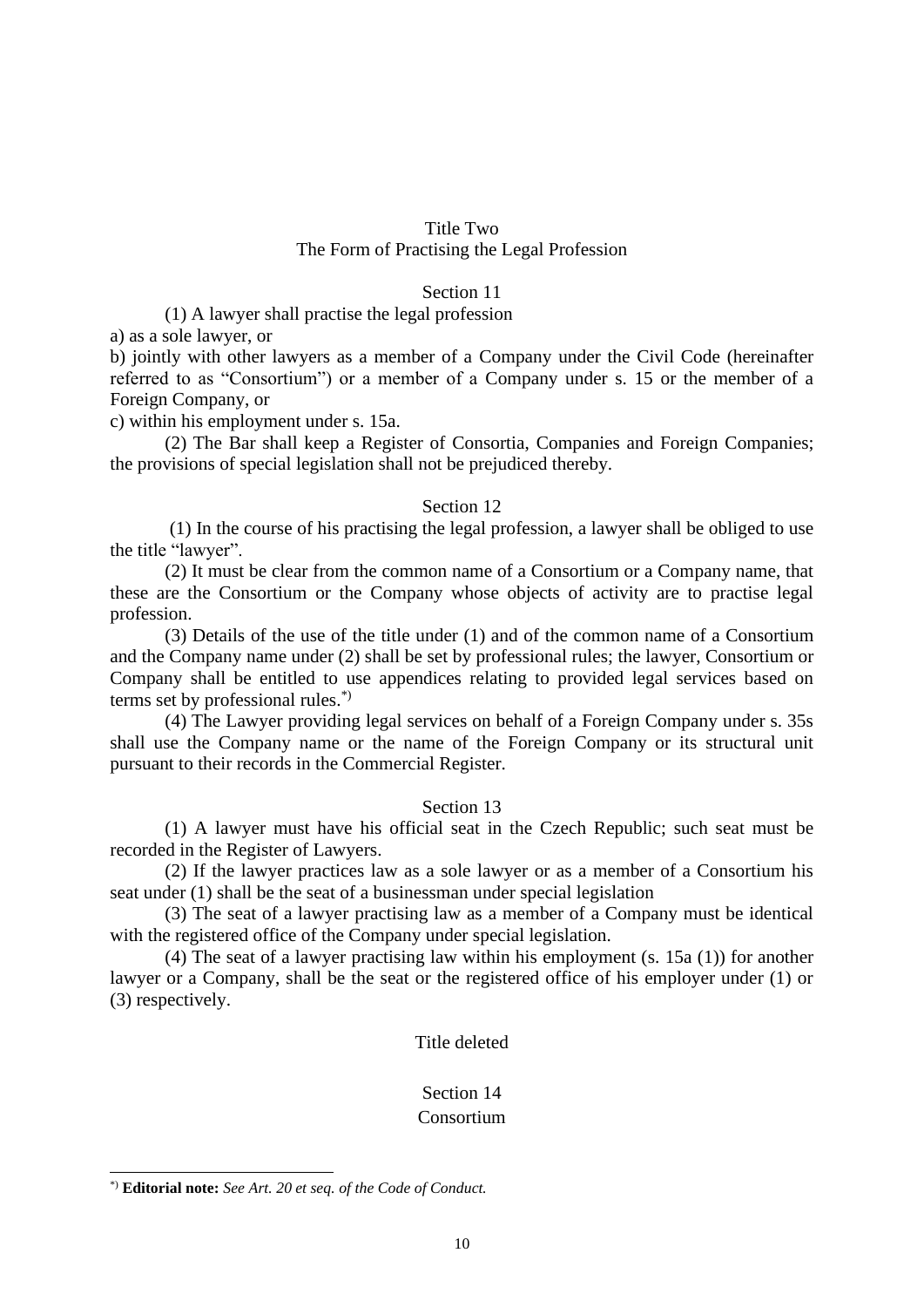## Title Two
## The Form of Practising the Legal Profession

### Section 11

(1) A lawyer shall practise the legal profession

a) as a sole lawyer, or

b) jointly with other lawyers as a member of a Company under the Civil Code (hereinafter referred to as "Consortium") or a member of a Company under s. 15 or the member of a Foreign Company, or

c) within his employment under s. 15a.

(2) The Bar shall keep a Register of Consortia, Companies and Foreign Companies; the provisions of special legislation shall not be prejudiced thereby.

### Section 12

(1) In the course of his practising the legal profession, a lawyer shall be obliged to use the title "lawyer".

(2) It must be clear from the common name of a Consortium or a Company name, that these are the Consortium or the Company whose objects of activity are to practise legal profession.

(3) Details of the use of the title under (1) and of the common name of a Consortium and the Company name under (2) shall be set by professional rules; the lawyer, Consortium or Company shall be entitled to use appendices relating to provided legal services based on terms set by professional rules.[*)]

(4) The Lawyer providing legal services on behalf of a Foreign Company under s. 35s shall use the Company name or the name of the Foreign Company or its structural unit pursuant to their records in the Commercial Register.

### Section 13

(1) A lawyer must have his official seat in the Czech Republic; such seat must be recorded in the Register of Lawyers.

(2) If the lawyer practices law as a sole lawyer or as a member of a Consortium his seat under (1) shall be the seat of a businessman under special legislation

(3) The seat of a lawyer practising law as a member of a Company must be identical with the registered office of the Company under special legislation.

(4) The seat of a lawyer practising law within his employment (s. 15a (1)) for another lawyer or a Company, shall be the seat or the registered office of his employer under (1) or (3) respectively.

Title deleted

### Section 14
### Consortium

---

[*)] **Editorial note:** *See Art. 20 et seq. of the Code of Conduct.*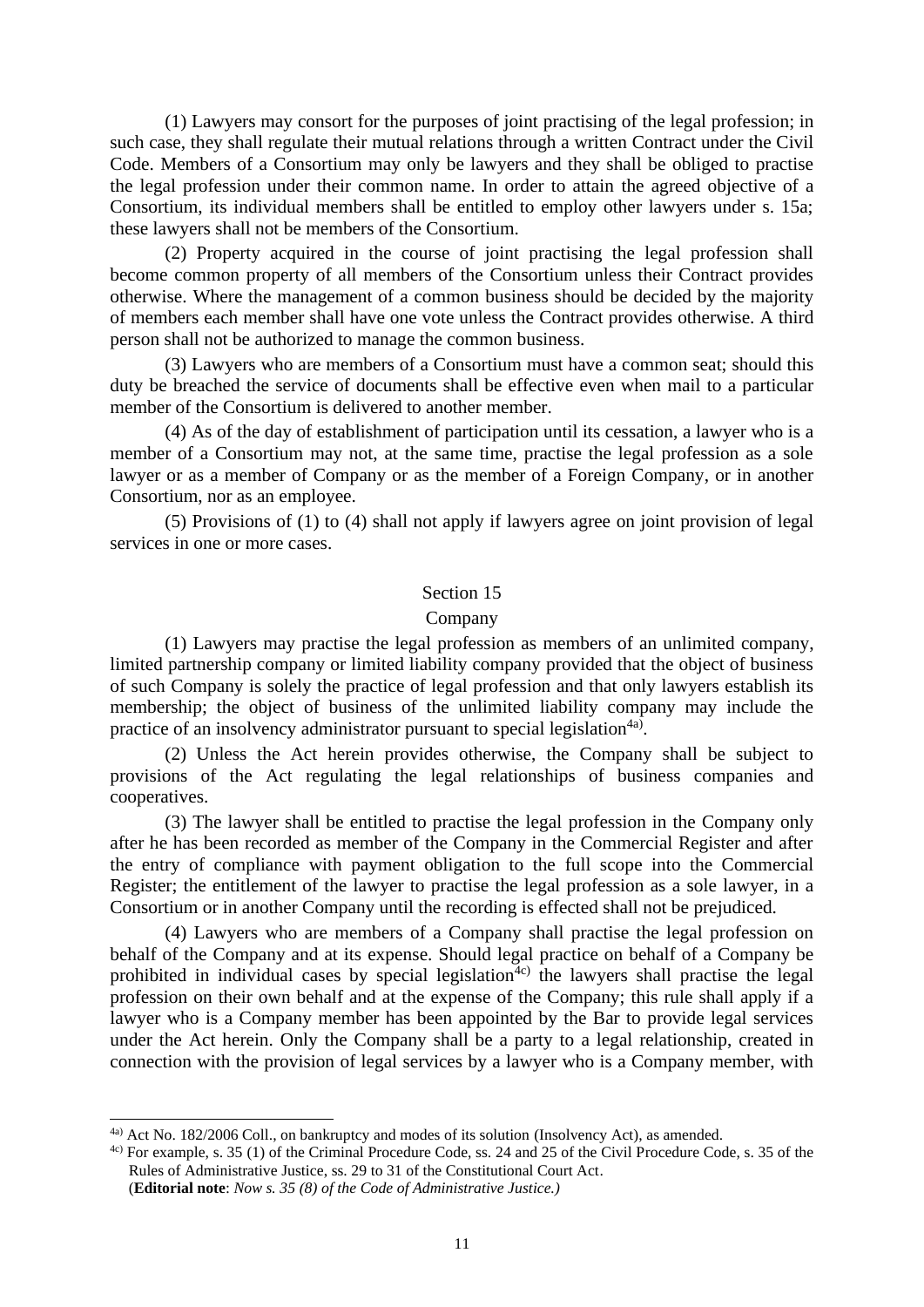(1) Lawyers may consort for the purposes of joint practising of the legal profession; in such case, they shall regulate their mutual relations through a written Contract under the Civil Code. Members of a Consortium may only be lawyers and they shall be obliged to practise the legal profession under their common name. In order to attain the agreed objective of a Consortium, its individual members shall be entitled to employ other lawyers under s. 15a; these lawyers shall not be members of the Consortium.

(2) Property acquired in the course of joint practising the legal profession shall become common property of all members of the Consortium unless their Contract provides otherwise. Where the management of a common business should be decided by the majority of members each member shall have one vote unless the Contract provides otherwise. A third person shall not be authorized to manage the common business.

(3) Lawyers who are members of a Consortium must have a common seat; should this duty be breached the service of documents shall be effective even when mail to a particular member of the Consortium is delivered to another member.

(4) As of the day of establishment of participation until its cessation, a lawyer who is a member of a Consortium may not, at the same time, practise the legal profession as a sole lawyer or as a member of Company or as the member of a Foreign Company, or in another Consortium, nor as an employee.

(5) Provisions of (1) to (4) shall not apply if lawyers agree on joint provision of legal services in one or more cases.

## Section 15

### Company

(1) Lawyers may practise the legal profession as members of an unlimited company, limited partnership company or limited liability company provided that the object of business of such Company is solely the practice of legal profession and that only lawyers establish its membership; the object of business of the unlimited liability company may include the practice of an insolvency administrator pursuant to special legislation[4a)].

(2) Unless the Act herein provides otherwise, the Company shall be subject to provisions of the Act regulating the legal relationships of business companies and cooperatives.

(3) The lawyer shall be entitled to practise the legal profession in the Company only after he has been recorded as member of the Company in the Commercial Register and after the entry of compliance with payment obligation to the full scope into the Commercial Register; the entitlement of the lawyer to practise the legal profession as a sole lawyer, in a Consortium or in another Company until the recording is effected shall not be prejudiced.

(4) Lawyers who are members of a Company shall practise the legal profession on behalf of the Company and at its expense. Should legal practice on behalf of a Company be prohibited in individual cases by special legislation[4c)] the lawyers shall practise the legal profession on their own behalf and at the expense of the Company; this rule shall apply if a lawyer who is a Company member has been appointed by the Bar to provide legal services under the Act herein. Only the Company shall be a party to a legal relationship, created in connection with the provision of legal services by a lawyer who is a Company member, with

---

[4a)] Act No. 182/2006 Coll., on bankruptcy and modes of its solution (Insolvency Act), as amended.

[4c)] For example, s. 35 (1) of the Criminal Procedure Code, ss. 24 and 25 of the Civil Procedure Code, s. 35 of the Rules of Administrative Justice, ss. 29 to 31 of the Constitutional Court Act.
(**Editorial note**: *Now s. 35 (8) of the Code of Administrative Justice.)*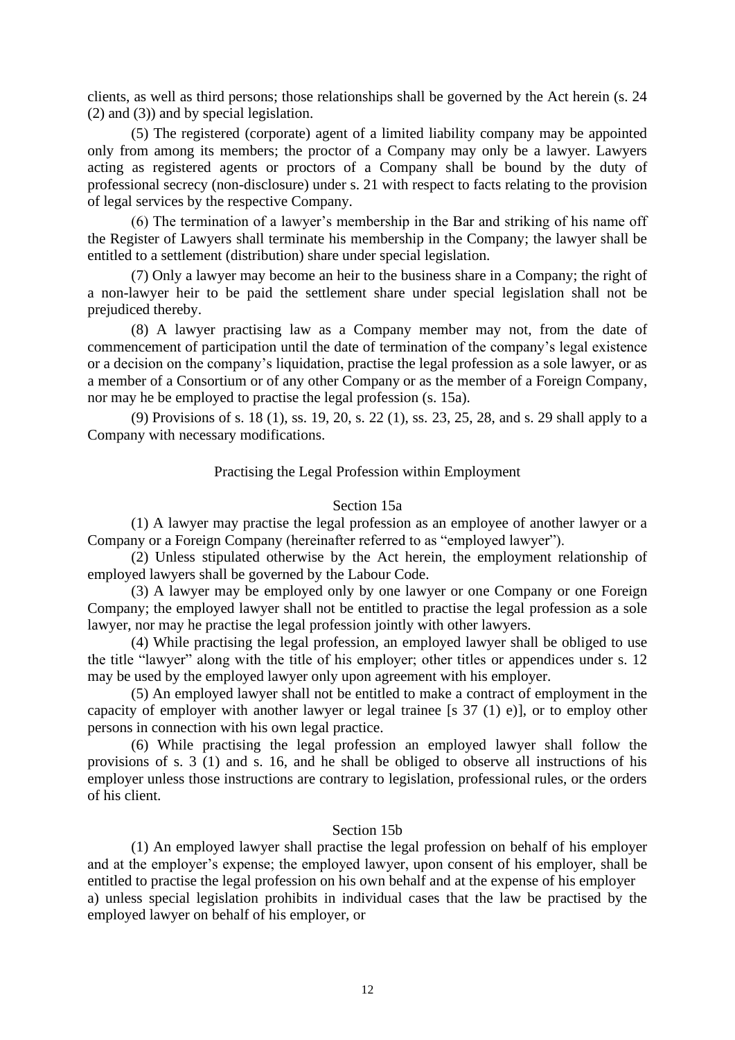clients, as well as third persons; those relationships shall be governed by the Act herein (s. 24 (2) and (3)) and by special legislation.

(5) The registered (corporate) agent of a limited liability company may be appointed only from among its members; the proctor of a Company may only be a lawyer. Lawyers acting as registered agents or proctors of a Company shall be bound by the duty of professional secrecy (non-disclosure) under s. 21 with respect to facts relating to the provision of legal services by the respective Company.

(6) The termination of a lawyer's membership in the Bar and striking of his name off the Register of Lawyers shall terminate his membership in the Company; the lawyer shall be entitled to a settlement (distribution) share under special legislation.

(7) Only a lawyer may become an heir to the business share in a Company; the right of a non-lawyer heir to be paid the settlement share under special legislation shall not be prejudiced thereby.

(8) A lawyer practising law as a Company member may not, from the date of commencement of participation until the date of termination of the company's legal existence or a decision on the company's liquidation, practise the legal profession as a sole lawyer, or as a member of a Consortium or of any other Company or as the member of a Foreign Company, nor may he be employed to practise the legal profession (s. 15a).

(9) Provisions of s. 18 (1), ss. 19, 20, s. 22 (1), ss. 23, 25, 28, and s. 29 shall apply to a Company with necessary modifications.

## Practising the Legal Profession within Employment

### Section 15a

(1) A lawyer may practise the legal profession as an employee of another lawyer or a Company or a Foreign Company (hereinafter referred to as "employed lawyer").

(2) Unless stipulated otherwise by the Act herein, the employment relationship of employed lawyers shall be governed by the Labour Code.

(3) A lawyer may be employed only by one lawyer or one Company or one Foreign Company; the employed lawyer shall not be entitled to practise the legal profession as a sole lawyer, nor may he practise the legal profession jointly with other lawyers.

(4) While practising the legal profession, an employed lawyer shall be obliged to use the title "lawyer" along with the title of his employer; other titles or appendices under s. 12 may be used by the employed lawyer only upon agreement with his employer.

(5) An employed lawyer shall not be entitled to make a contract of employment in the capacity of employer with another lawyer or legal trainee [s 37 (1) e)], or to employ other persons in connection with his own legal practice.

(6) While practising the legal profession an employed lawyer shall follow the provisions of s. 3 (1) and s. 16, and he shall be obliged to observe all instructions of his employer unless those instructions are contrary to legislation, professional rules, or the orders of his client.

### Section 15b

(1) An employed lawyer shall practise the legal profession on behalf of his employer and at the employer's expense; the employed lawyer, upon consent of his employer, shall be entitled to practise the legal profession on his own behalf and at the expense of his employer

a) unless special legislation prohibits in individual cases that the law be practised by the employed lawyer on behalf of his employer, or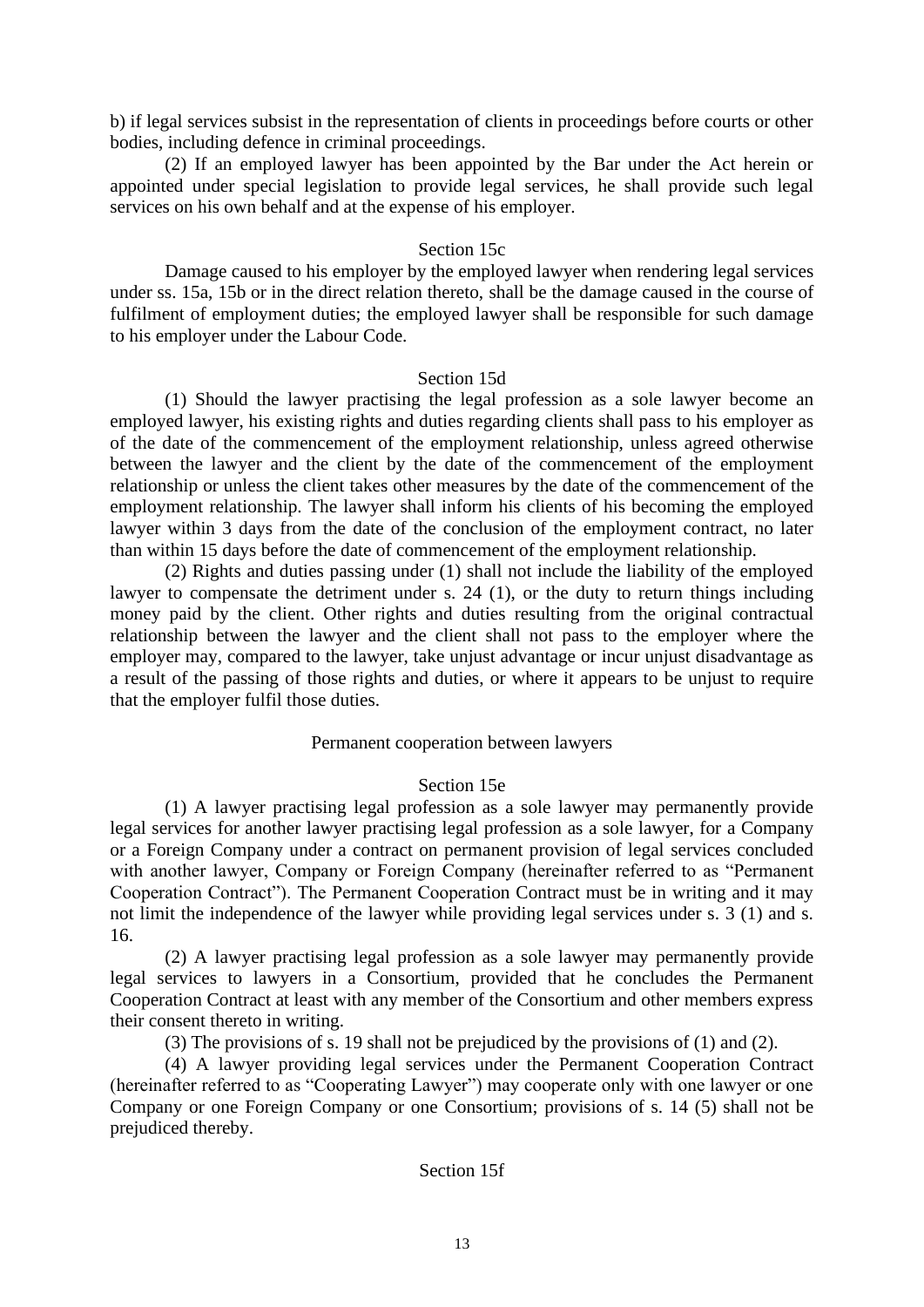b) if legal services subsist in the representation of clients in proceedings before courts or other bodies, including defence in criminal proceedings.

(2) If an employed lawyer has been appointed by the Bar under the Act herein or appointed under special legislation to provide legal services, he shall provide such legal services on his own behalf and at the expense of his employer.

Section 15c

Damage caused to his employer by the employed lawyer when rendering legal services under ss. 15a, 15b or in the direct relation thereto, shall be the damage caused in the course of fulfilment of employment duties; the employed lawyer shall be responsible for such damage to his employer under the Labour Code.

Section 15d

(1) Should the lawyer practising the legal profession as a sole lawyer become an employed lawyer, his existing rights and duties regarding clients shall pass to his employer as of the date of the commencement of the employment relationship, unless agreed otherwise between the lawyer and the client by the date of the commencement of the employment relationship or unless the client takes other measures by the date of the commencement of the employment relationship. The lawyer shall inform his clients of his becoming the employed lawyer within 3 days from the date of the conclusion of the employment contract, no later than within 15 days before the date of commencement of the employment relationship.

(2) Rights and duties passing under (1) shall not include the liability of the employed lawyer to compensate the detriment under s. 24 (1), or the duty to return things including money paid by the client. Other rights and duties resulting from the original contractual relationship between the lawyer and the client shall not pass to the employer where the employer may, compared to the lawyer, take unjust advantage or incur unjust disadvantage as a result of the passing of those rights and duties, or where it appears to be unjust to require that the employer fulfil those duties.

Permanent cooperation between lawyers

Section 15e

(1) A lawyer practising legal profession as a sole lawyer may permanently provide legal services for another lawyer practising legal profession as a sole lawyer, for a Company or a Foreign Company under a contract on permanent provision of legal services concluded with another lawyer, Company or Foreign Company (hereinafter referred to as "Permanent Cooperation Contract"). The Permanent Cooperation Contract must be in writing and it may not limit the independence of the lawyer while providing legal services under s. 3 (1) and s. 16.

(2) A lawyer practising legal profession as a sole lawyer may permanently provide legal services to lawyers in a Consortium, provided that he concludes the Permanent Cooperation Contract at least with any member of the Consortium and other members express their consent thereto in writing.

(3) The provisions of s. 19 shall not be prejudiced by the provisions of (1) and (2).

(4) A lawyer providing legal services under the Permanent Cooperation Contract (hereinafter referred to as "Cooperating Lawyer") may cooperate only with one lawyer or one Company or one Foreign Company or one Consortium; provisions of s. 14 (5) shall not be prejudiced thereby.

Section 15f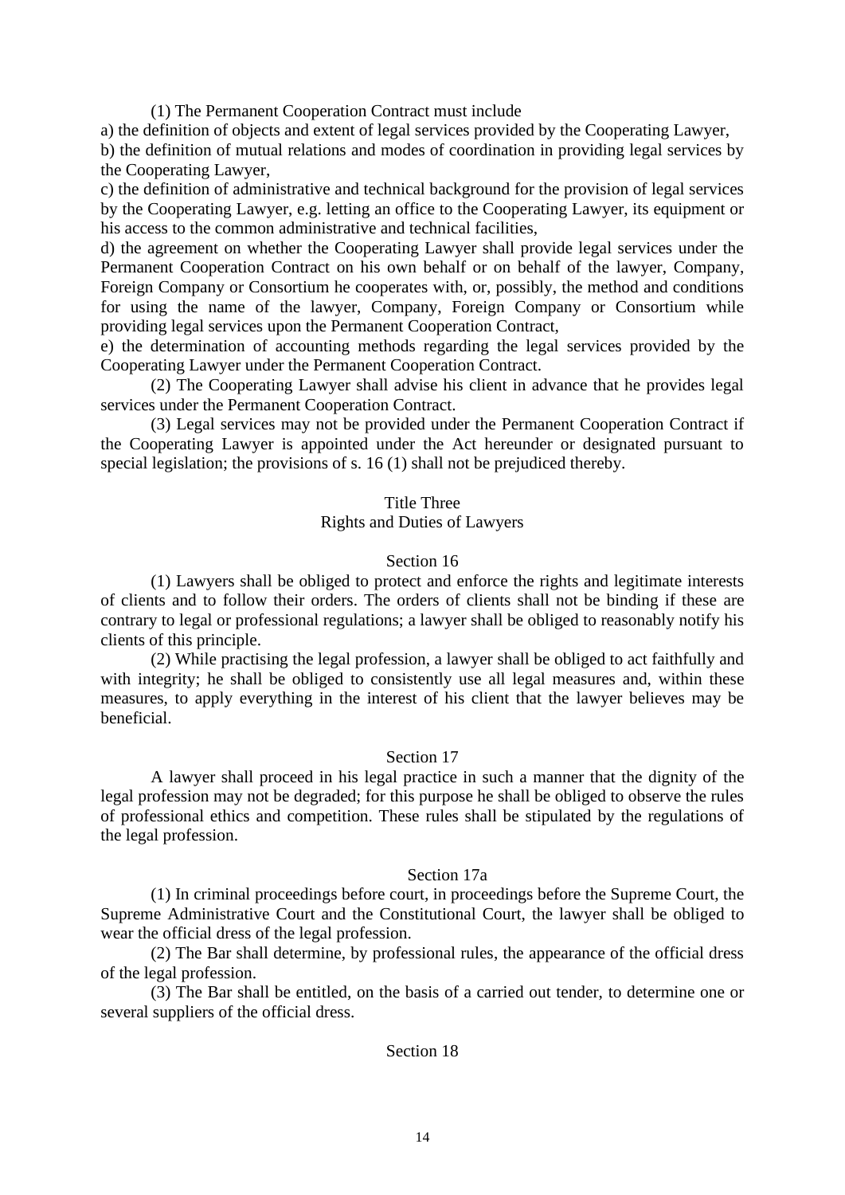(1) The Permanent Cooperation Contract must include

a) the definition of objects and extent of legal services provided by the Cooperating Lawyer,

b) the definition of mutual relations and modes of coordination in providing legal services by the Cooperating Lawyer,

c) the definition of administrative and technical background for the provision of legal services by the Cooperating Lawyer, e.g. letting an office to the Cooperating Lawyer, its equipment or his access to the common administrative and technical facilities,

d) the agreement on whether the Cooperating Lawyer shall provide legal services under the Permanent Cooperation Contract on his own behalf or on behalf of the lawyer, Company, Foreign Company or Consortium he cooperates with, or, possibly, the method and conditions for using the name of the lawyer, Company, Foreign Company or Consortium while providing legal services upon the Permanent Cooperation Contract,

e) the determination of accounting methods regarding the legal services provided by the Cooperating Lawyer under the Permanent Cooperation Contract.

(2) The Cooperating Lawyer shall advise his client in advance that he provides legal services under the Permanent Cooperation Contract.

(3) Legal services may not be provided under the Permanent Cooperation Contract if the Cooperating Lawyer is appointed under the Act hereunder or designated pursuant to special legislation; the provisions of s. 16 (1) shall not be prejudiced thereby.

## Title Three
## Rights and Duties of Lawyers

### Section 16

(1) Lawyers shall be obliged to protect and enforce the rights and legitimate interests of clients and to follow their orders. The orders of clients shall not be binding if these are contrary to legal or professional regulations; a lawyer shall be obliged to reasonably notify his clients of this principle.

(2) While practising the legal profession, a lawyer shall be obliged to act faithfully and with integrity; he shall be obliged to consistently use all legal measures and, within these measures, to apply everything in the interest of his client that the lawyer believes may be beneficial.

### Section 17

A lawyer shall proceed in his legal practice in such a manner that the dignity of the legal profession may not be degraded; for this purpose he shall be obliged to observe the rules of professional ethics and competition. These rules shall be stipulated by the regulations of the legal profession.

### Section 17a

(1) In criminal proceedings before court, in proceedings before the Supreme Court, the Supreme Administrative Court and the Constitutional Court, the lawyer shall be obliged to wear the official dress of the legal profession.

(2) The Bar shall determine, by professional rules, the appearance of the official dress of the legal profession.

(3) The Bar shall be entitled, on the basis of a carried out tender, to determine one or several suppliers of the official dress.

### Section 18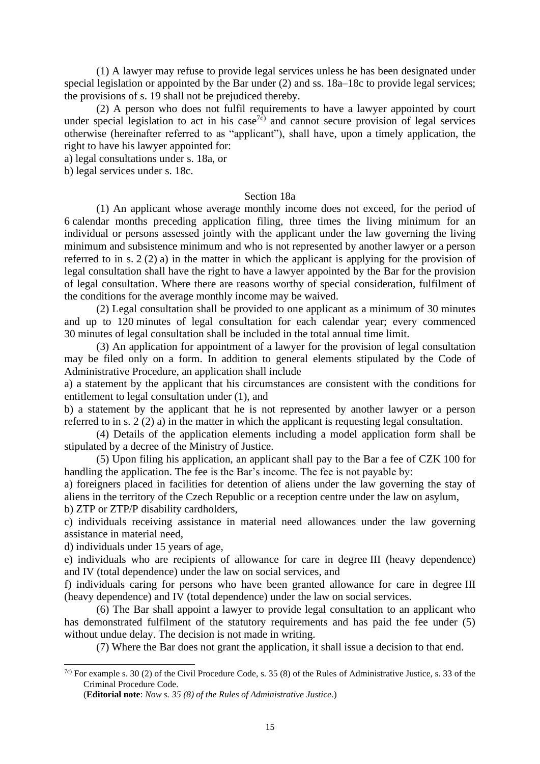(1) A lawyer may refuse to provide legal services unless he has been designated under special legislation or appointed by the Bar under (2) and ss. 18a–18c to provide legal services; the provisions of s. 19 shall not be prejudiced thereby.

(2) A person who does not fulfil requirements to have a lawyer appointed by court under special legislation to act in his case[7c)] and cannot secure provision of legal services otherwise (hereinafter referred to as "applicant"), shall have, upon a timely application, the right to have his lawyer appointed for:

a) legal consultations under s. 18a, or

b) legal services under s. 18c.

## Section 18a

(1) An applicant whose average monthly income does not exceed, for the period of 6 calendar months preceding application filing, three times the living minimum for an individual or persons assessed jointly with the applicant under the law governing the living minimum and subsistence minimum and who is not represented by another lawyer or a person referred to in s. 2 (2) a) in the matter in which the applicant is applying for the provision of legal consultation shall have the right to have a lawyer appointed by the Bar for the provision of legal consultation. Where there are reasons worthy of special consideration, fulfilment of the conditions for the average monthly income may be waived.

(2) Legal consultation shall be provided to one applicant as a minimum of 30 minutes and up to 120 minutes of legal consultation for each calendar year; every commenced 30 minutes of legal consultation shall be included in the total annual time limit.

(3) An application for appointment of a lawyer for the provision of legal consultation may be filed only on a form. In addition to general elements stipulated by the Code of Administrative Procedure, an application shall include

a) a statement by the applicant that his circumstances are consistent with the conditions for entitlement to legal consultation under (1), and

b) a statement by the applicant that he is not represented by another lawyer or a person referred to in s. 2 (2) a) in the matter in which the applicant is requesting legal consultation.

(4) Details of the application elements including a model application form shall be stipulated by a decree of the Ministry of Justice.

(5) Upon filing his application, an applicant shall pay to the Bar a fee of CZK 100 for handling the application. The fee is the Bar's income. The fee is not payable by:

a) foreigners placed in facilities for detention of aliens under the law governing the stay of aliens in the territory of the Czech Republic or a reception centre under the law on asylum,

b) ZTP or ZTP/P disability cardholders,

c) individuals receiving assistance in material need allowances under the law governing assistance in material need,

d) individuals under 15 years of age,

e) individuals who are recipients of allowance for care in degree III (heavy dependence) and IV (total dependence) under the law on social services, and

f) individuals caring for persons who have been granted allowance for care in degree III (heavy dependence) and IV (total dependence) under the law on social services.

(6) The Bar shall appoint a lawyer to provide legal consultation to an applicant who has demonstrated fulfilment of the statutory requirements and has paid the fee under (5) without undue delay. The decision is not made in writing.

(7) Where the Bar does not grant the application, it shall issue a decision to that end.

---

[7c)] For example s. 30 (2) of the Civil Procedure Code, s. 35 (8) of the Rules of Administrative Justice, s. 33 of the Criminal Procedure Code.
(**Editorial note**: *Now s. 35 (8) of the Rules of Administrative Justice*.)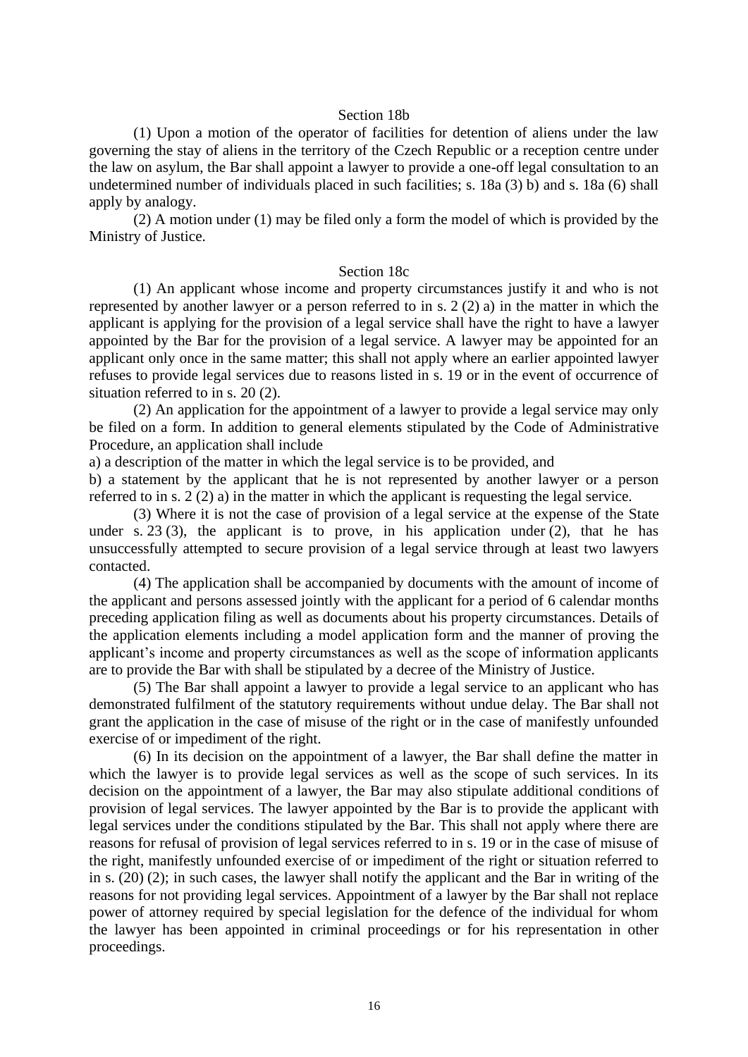### Section 18b

(1) Upon a motion of the operator of facilities for detention of aliens under the law governing the stay of aliens in the territory of the Czech Republic or a reception centre under the law on asylum, the Bar shall appoint a lawyer to provide a one-off legal consultation to an undetermined number of individuals placed in such facilities; s. 18a (3) b) and s. 18a (6) shall apply by analogy.

(2) A motion under (1) may be filed only a form the model of which is provided by the Ministry of Justice.

### Section 18c

(1) An applicant whose income and property circumstances justify it and who is not represented by another lawyer or a person referred to in s. 2 (2) a) in the matter in which the applicant is applying for the provision of a legal service shall have the right to have a lawyer appointed by the Bar for the provision of a legal service. A lawyer may be appointed for an applicant only once in the same matter; this shall not apply where an earlier appointed lawyer refuses to provide legal services due to reasons listed in s. 19 or in the event of occurrence of situation referred to in s. 20 (2).

(2) An application for the appointment of a lawyer to provide a legal service may only be filed on a form. In addition to general elements stipulated by the Code of Administrative Procedure, an application shall include

a) a description of the matter in which the legal service is to be provided, and

b) a statement by the applicant that he is not represented by another lawyer or a person referred to in s. 2 (2) a) in the matter in which the applicant is requesting the legal service.

(3) Where it is not the case of provision of a legal service at the expense of the State under s. 23 (3), the applicant is to prove, in his application under (2), that he has unsuccessfully attempted to secure provision of a legal service through at least two lawyers contacted.

(4) The application shall be accompanied by documents with the amount of income of the applicant and persons assessed jointly with the applicant for a period of 6 calendar months preceding application filing as well as documents about his property circumstances. Details of the application elements including a model application form and the manner of proving the applicant's income and property circumstances as well as the scope of information applicants are to provide the Bar with shall be stipulated by a decree of the Ministry of Justice.

(5) The Bar shall appoint a lawyer to provide a legal service to an applicant who has demonstrated fulfilment of the statutory requirements without undue delay. The Bar shall not grant the application in the case of misuse of the right or in the case of manifestly unfounded exercise of or impediment of the right.

(6) In its decision on the appointment of a lawyer, the Bar shall define the matter in which the lawyer is to provide legal services as well as the scope of such services. In its decision on the appointment of a lawyer, the Bar may also stipulate additional conditions of provision of legal services. The lawyer appointed by the Bar is to provide the applicant with legal services under the conditions stipulated by the Bar. This shall not apply where there are reasons for refusal of provision of legal services referred to in s. 19 or in the case of misuse of the right, manifestly unfounded exercise of or impediment of the right or situation referred to in s. (20) (2); in such cases, the lawyer shall notify the applicant and the Bar in writing of the reasons for not providing legal services. Appointment of a lawyer by the Bar shall not replace power of attorney required by special legislation for the defence of the individual for whom the lawyer has been appointed in criminal proceedings or for his representation in other proceedings.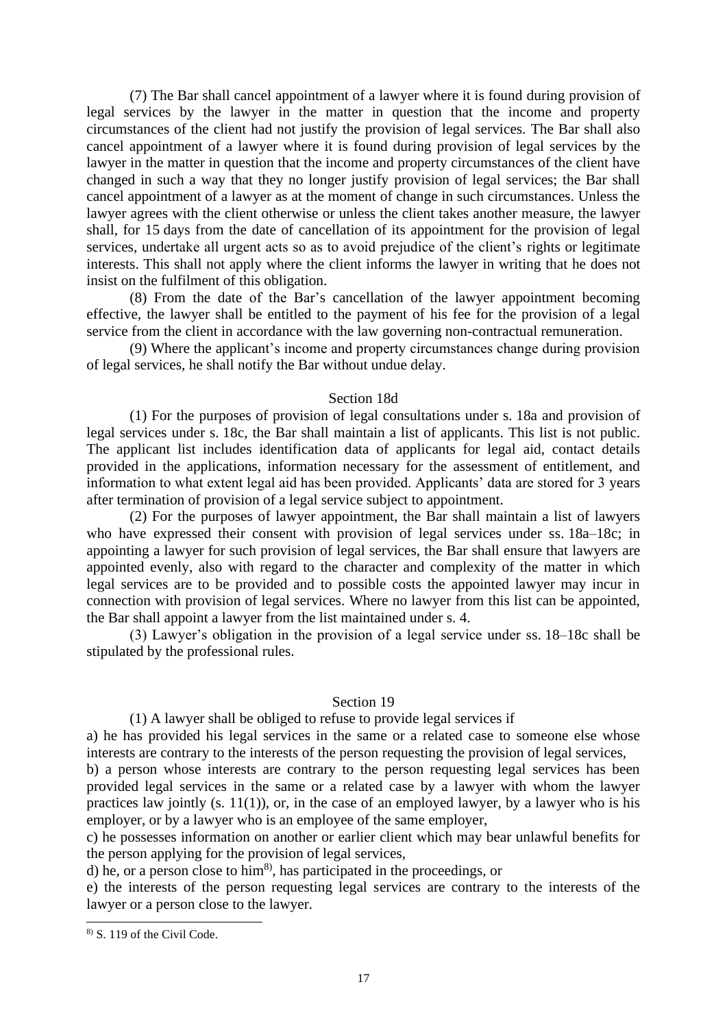(7) The Bar shall cancel appointment of a lawyer where it is found during provision of legal services by the lawyer in the matter in question that the income and property circumstances of the client had not justify the provision of legal services. The Bar shall also cancel appointment of a lawyer where it is found during provision of legal services by the lawyer in the matter in question that the income and property circumstances of the client have changed in such a way that they no longer justify provision of legal services; the Bar shall cancel appointment of a lawyer as at the moment of change in such circumstances. Unless the lawyer agrees with the client otherwise or unless the client takes another measure, the lawyer shall, for 15 days from the date of cancellation of its appointment for the provision of legal services, undertake all urgent acts so as to avoid prejudice of the client's rights or legitimate interests. This shall not apply where the client informs the lawyer in writing that he does not insist on the fulfilment of this obligation.

(8) From the date of the Bar's cancellation of the lawyer appointment becoming effective, the lawyer shall be entitled to the payment of his fee for the provision of a legal service from the client in accordance with the law governing non-contractual remuneration.

(9) Where the applicant's income and property circumstances change during provision of legal services, he shall notify the Bar without undue delay.

### Section 18d

(1) For the purposes of provision of legal consultations under s. 18a and provision of legal services under s. 18c, the Bar shall maintain a list of applicants. This list is not public. The applicant list includes identification data of applicants for legal aid, contact details provided in the applications, information necessary for the assessment of entitlement, and information to what extent legal aid has been provided. Applicants' data are stored for 3 years after termination of provision of a legal service subject to appointment.

(2) For the purposes of lawyer appointment, the Bar shall maintain a list of lawyers who have expressed their consent with provision of legal services under ss. 18a–18c; in appointing a lawyer for such provision of legal services, the Bar shall ensure that lawyers are appointed evenly, also with regard to the character and complexity of the matter in which legal services are to be provided and to possible costs the appointed lawyer may incur in connection with provision of legal services. Where no lawyer from this list can be appointed, the Bar shall appoint a lawyer from the list maintained under s. 4.

(3) Lawyer's obligation in the provision of a legal service under ss. 18–18c shall be stipulated by the professional rules.

### Section 19

(1) A lawyer shall be obliged to refuse to provide legal services if

a) he has provided his legal services in the same or a related case to someone else whose interests are contrary to the interests of the person requesting the provision of legal services,

b) a person whose interests are contrary to the person requesting legal services has been provided legal services in the same or a related case by a lawyer with whom the lawyer practices law jointly (s. 11(1)), or, in the case of an employed lawyer, by a lawyer who is his employer, or by a lawyer who is an employee of the same employer,

c) he possesses information on another or earlier client which may bear unlawful benefits for the person applying for the provision of legal services,

d) he, or a person close to him[8], has participated in the proceedings, or

e) the interests of the person requesting legal services are contrary to the interests of the lawyer or a person close to the lawyer.

---

[8] S. 119 of the Civil Code.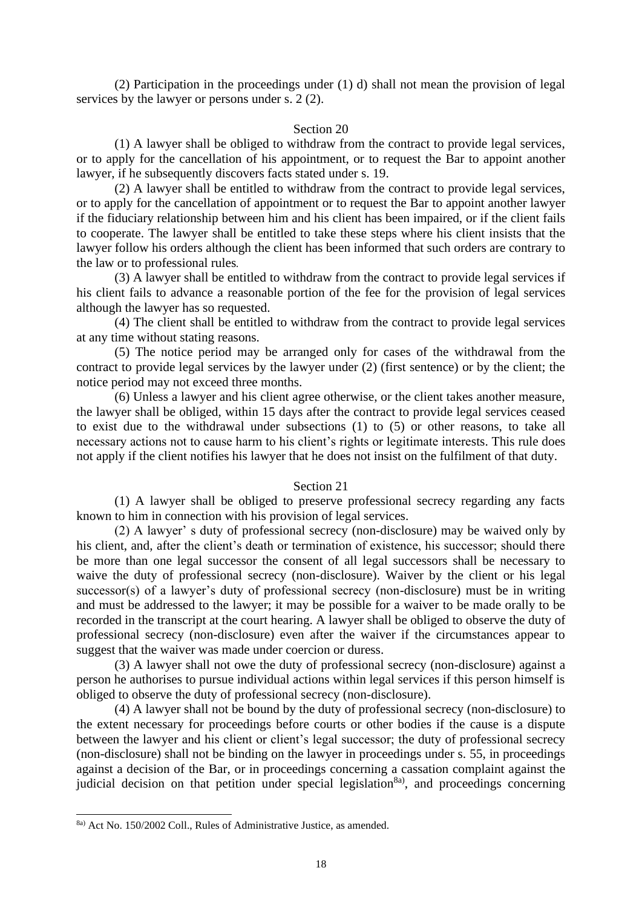(2) Participation in the proceedings under (1) d) shall not mean the provision of legal services by the lawyer or persons under s. 2 (2).

### Section 20

(1) A lawyer shall be obliged to withdraw from the contract to provide legal services, or to apply for the cancellation of his appointment, or to request the Bar to appoint another lawyer, if he subsequently discovers facts stated under s. 19.

(2) A lawyer shall be entitled to withdraw from the contract to provide legal services, or to apply for the cancellation of appointment or to request the Bar to appoint another lawyer if the fiduciary relationship between him and his client has been impaired, or if the client fails to cooperate. The lawyer shall be entitled to take these steps where his client insists that the lawyer follow his orders although the client has been informed that such orders are contrary to the law or to professional rules.

(3) A lawyer shall be entitled to withdraw from the contract to provide legal services if his client fails to advance a reasonable portion of the fee for the provision of legal services although the lawyer has so requested.

(4) The client shall be entitled to withdraw from the contract to provide legal services at any time without stating reasons.

(5) The notice period may be arranged only for cases of the withdrawal from the contract to provide legal services by the lawyer under (2) (first sentence) or by the client; the notice period may not exceed three months.

(6) Unless a lawyer and his client agree otherwise, or the client takes another measure, the lawyer shall be obliged, within 15 days after the contract to provide legal services ceased to exist due to the withdrawal under subsections (1) to (5) or other reasons, to take all necessary actions not to cause harm to his client's rights or legitimate interests. This rule does not apply if the client notifies his lawyer that he does not insist on the fulfilment of that duty.

### Section 21

(1) A lawyer shall be obliged to preserve professional secrecy regarding any facts known to him in connection with his provision of legal services.

(2) A lawyer' s duty of professional secrecy (non-disclosure) may be waived only by his client, and, after the client's death or termination of existence, his successor; should there be more than one legal successor the consent of all legal successors shall be necessary to waive the duty of professional secrecy (non-disclosure). Waiver by the client or his legal successor(s) of a lawyer's duty of professional secrecy (non-disclosure) must be in writing and must be addressed to the lawyer; it may be possible for a waiver to be made orally to be recorded in the transcript at the court hearing. A lawyer shall be obliged to observe the duty of professional secrecy (non-disclosure) even after the waiver if the circumstances appear to suggest that the waiver was made under coercion or duress.

(3) A lawyer shall not owe the duty of professional secrecy (non-disclosure) against a person he authorises to pursue individual actions within legal services if this person himself is obliged to observe the duty of professional secrecy (non-disclosure).

(4) A lawyer shall not be bound by the duty of professional secrecy (non-disclosure) to the extent necessary for proceedings before courts or other bodies if the cause is a dispute between the lawyer and his client or client's legal successor; the duty of professional secrecy (non-disclosure) shall not be binding on the lawyer in proceedings under s. 55, in proceedings against a decision of the Bar, or in proceedings concerning a cassation complaint against the judicial decision on that petition under special legislation[8a], and proceedings concerning

---

[8a] Act No. 150/2002 Coll., Rules of Administrative Justice, as amended.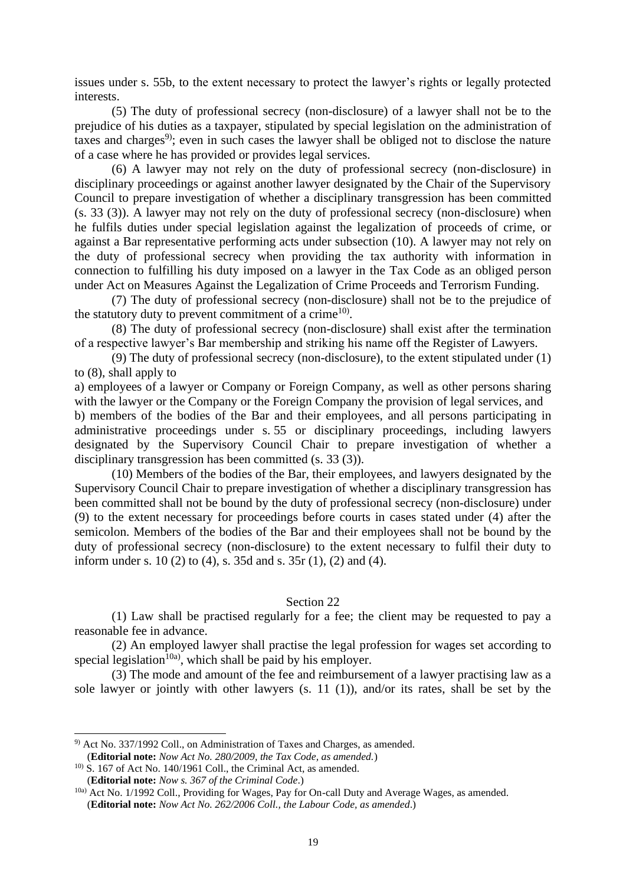issues under s. 55b, to the extent necessary to protect the lawyer's rights or legally protected interests.

(5) The duty of professional secrecy (non-disclosure) of a lawyer shall not be to the prejudice of his duties as a taxpayer, stipulated by special legislation on the administration of taxes and charges[9]; even in such cases the lawyer shall be obliged not to disclose the nature of a case where he has provided or provides legal services.

(6) A lawyer may not rely on the duty of professional secrecy (non-disclosure) in disciplinary proceedings or against another lawyer designated by the Chair of the Supervisory Council to prepare investigation of whether a disciplinary transgression has been committed (s. 33 (3)). A lawyer may not rely on the duty of professional secrecy (non-disclosure) when he fulfils duties under special legislation against the legalization of proceeds of crime, or against a Bar representative performing acts under subsection (10). A lawyer may not rely on the duty of professional secrecy when providing the tax authority with information in connection to fulfilling his duty imposed on a lawyer in the Tax Code as an obliged person under Act on Measures Against the Legalization of Crime Proceeds and Terrorism Funding.

(7) The duty of professional secrecy (non-disclosure) shall not be to the prejudice of the statutory duty to prevent commitment of a crime[10].

(8) The duty of professional secrecy (non-disclosure) shall exist after the termination of a respective lawyer's Bar membership and striking his name off the Register of Lawyers.

(9) The duty of professional secrecy (non-disclosure), to the extent stipulated under (1) to (8), shall apply to

a) employees of a lawyer or Company or Foreign Company, as well as other persons sharing with the lawyer or the Company or the Foreign Company the provision of legal services, and

b) members of the bodies of the Bar and their employees, and all persons participating in administrative proceedings under s. 55 or disciplinary proceedings, including lawyers designated by the Supervisory Council Chair to prepare investigation of whether a disciplinary transgression has been committed (s. 33 (3)).

(10) Members of the bodies of the Bar, their employees, and lawyers designated by the Supervisory Council Chair to prepare investigation of whether a disciplinary transgression has been committed shall not be bound by the duty of professional secrecy (non-disclosure) under (9) to the extent necessary for proceedings before courts in cases stated under (4) after the semicolon. Members of the bodies of the Bar and their employees shall not be bound by the duty of professional secrecy (non-disclosure) to the extent necessary to fulfil their duty to inform under s. 10 (2) to (4), s. 35d and s. 35r (1), (2) and (4).

## Section 22

(1) Law shall be practised regularly for a fee; the client may be requested to pay a reasonable fee in advance.

(2) An employed lawyer shall practise the legal profession for wages set according to special legislation[10a], which shall be paid by his employer.

(3) The mode and amount of the fee and reimbursement of a lawyer practising law as a sole lawyer or jointly with other lawyers (s. 11 (1)), and/or its rates, shall be set by the

---

[9] Act No. 337/1992 Coll., on Administration of Taxes and Charges, as amended.
(**Editorial note:** *Now Act No. 280/2009, the Tax Code, as amended.*)

[10] S. 167 of Act No. 140/1961 Coll., the Criminal Act, as amended.
(**Editorial note:** *Now s. 367 of the Criminal Code*.)

[10a] Act No. 1/1992 Coll., Providing for Wages, Pay for On-call Duty and Average Wages, as amended.
(**Editorial note:** *Now Act No. 262/2006 Coll., the Labour Code, as amended*.)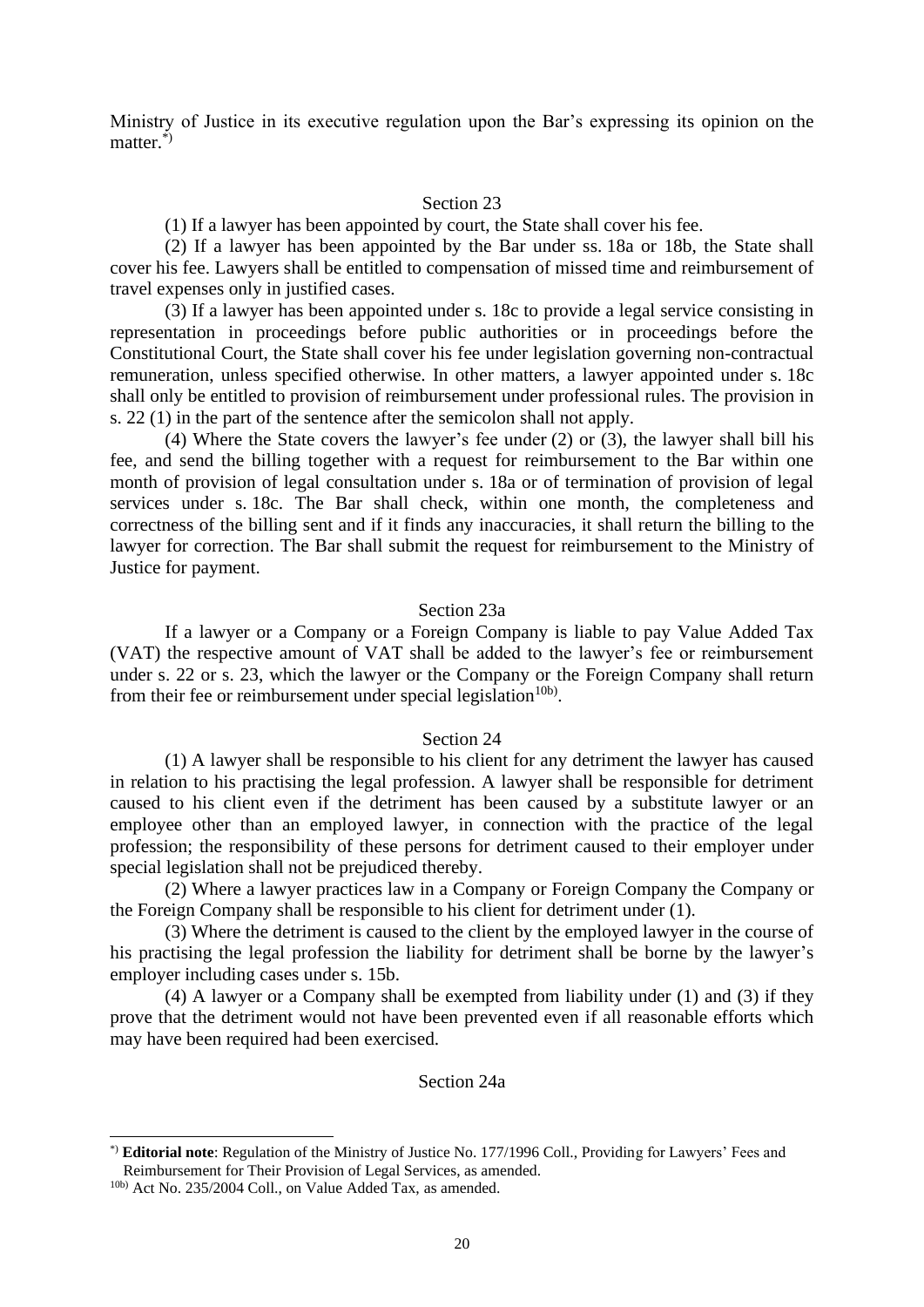Ministry of Justice in its executive regulation upon the Bar's expressing its opinion on the matter.[*)]

### Section 23

(1) If a lawyer has been appointed by court, the State shall cover his fee.

(2) If a lawyer has been appointed by the Bar under ss. 18a or 18b, the State shall cover his fee. Lawyers shall be entitled to compensation of missed time and reimbursement of travel expenses only in justified cases.

(3) If a lawyer has been appointed under s. 18c to provide a legal service consisting in representation in proceedings before public authorities or in proceedings before the Constitutional Court, the State shall cover his fee under legislation governing non-contractual remuneration, unless specified otherwise. In other matters, a lawyer appointed under s. 18c shall only be entitled to provision of reimbursement under professional rules. The provision in s. 22 (1) in the part of the sentence after the semicolon shall not apply.

(4) Where the State covers the lawyer's fee under (2) or (3), the lawyer shall bill his fee, and send the billing together with a request for reimbursement to the Bar within one month of provision of legal consultation under s. 18a or of termination of provision of legal services under s. 18c. The Bar shall check, within one month, the completeness and correctness of the billing sent and if it finds any inaccuracies, it shall return the billing to the lawyer for correction. The Bar shall submit the request for reimbursement to the Ministry of Justice for payment.

### Section 23a

If a lawyer or a Company or a Foreign Company is liable to pay Value Added Tax (VAT) the respective amount of VAT shall be added to the lawyer's fee or reimbursement under s. 22 or s. 23, which the lawyer or the Company or the Foreign Company shall return from their fee or reimbursement under special legislation[10b)].

### Section 24

(1) A lawyer shall be responsible to his client for any detriment the lawyer has caused in relation to his practising the legal profession. A lawyer shall be responsible for detriment caused to his client even if the detriment has been caused by a substitute lawyer or an employee other than an employed lawyer, in connection with the practice of the legal profession; the responsibility of these persons for detriment caused to their employer under special legislation shall not be prejudiced thereby.

(2) Where a lawyer practices law in a Company or Foreign Company the Company or the Foreign Company shall be responsible to his client for detriment under (1).

(3) Where the detriment is caused to the client by the employed lawyer in the course of his practising the legal profession the liability for detriment shall be borne by the lawyer's employer including cases under s. 15b.

(4) A lawyer or a Company shall be exempted from liability under (1) and (3) if they prove that the detriment would not have been prevented even if all reasonable efforts which may have been required had been exercised.

### Section 24a

---

[*)] **Editorial note**: Regulation of the Ministry of Justice No. 177/1996 Coll., Providing for Lawyers' Fees and Reimbursement for Their Provision of Legal Services, as amended.

[10b)] Act No. 235/2004 Coll., on Value Added Tax, as amended.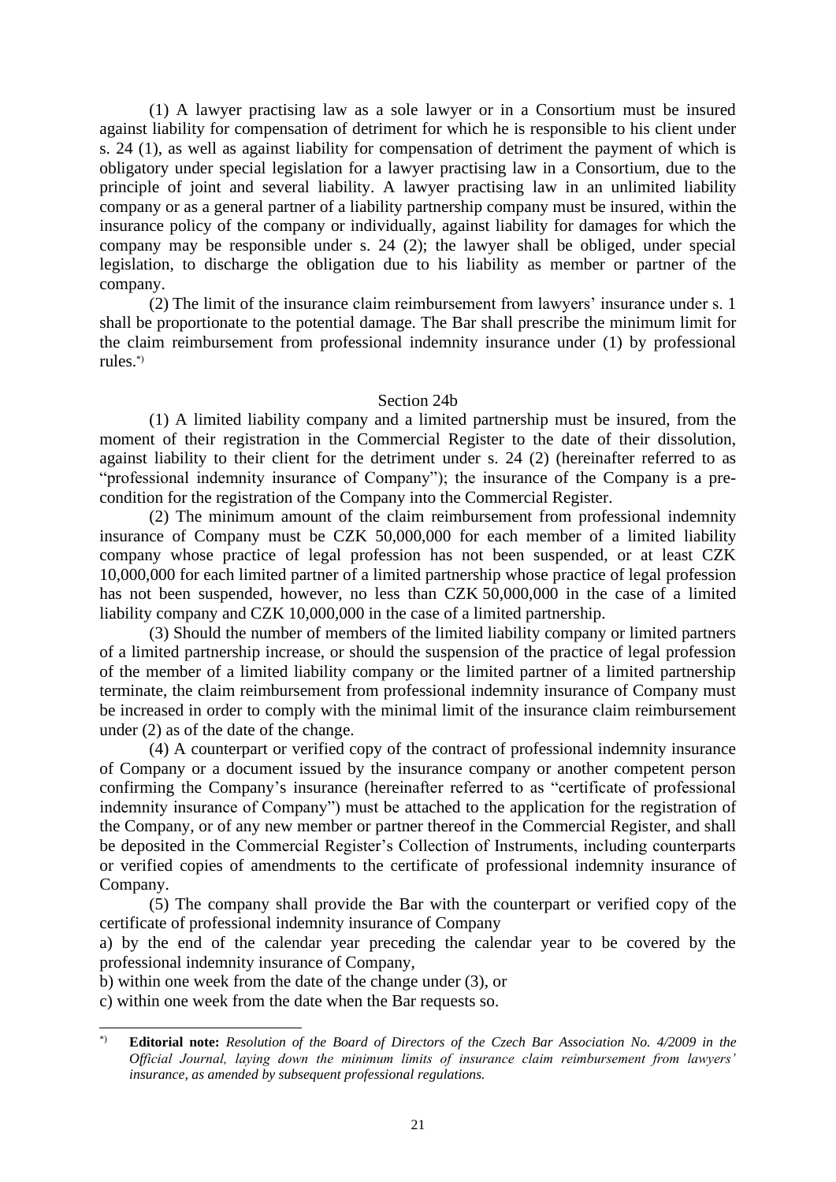(1) A lawyer practising law as a sole lawyer or in a Consortium must be insured against liability for compensation of detriment for which he is responsible to his client under s. 24 (1), as well as against liability for compensation of detriment the payment of which is obligatory under special legislation for a lawyer practising law in a Consortium, due to the principle of joint and several liability. A lawyer practising law in an unlimited liability company or as a general partner of a liability partnership company must be insured, within the insurance policy of the company or individually, against liability for damages for which the company may be responsible under s. 24 (2); the lawyer shall be obliged, under special legislation, to discharge the obligation due to his liability as member or partner of the company.

(2) The limit of the insurance claim reimbursement from lawyers' insurance under s. 1 shall be proportionate to the potential damage. The Bar shall prescribe the minimum limit for the claim reimbursement from professional indemnity insurance under (1) by professional rules.[*)]

### Section 24b

(1) A limited liability company and a limited partnership must be insured, from the moment of their registration in the Commercial Register to the date of their dissolution, against liability to their client for the detriment under s. 24 (2) (hereinafter referred to as "professional indemnity insurance of Company"); the insurance of the Company is a pre-condition for the registration of the Company into the Commercial Register.

(2) The minimum amount of the claim reimbursement from professional indemnity insurance of Company must be CZK 50,000,000 for each member of a limited liability company whose practice of legal profession has not been suspended, or at least CZK 10,000,000 for each limited partner of a limited partnership whose practice of legal profession has not been suspended, however, no less than CZK 50,000,000 in the case of a limited liability company and CZK 10,000,000 in the case of a limited partnership.

(3) Should the number of members of the limited liability company or limited partners of a limited partnership increase, or should the suspension of the practice of legal profession of the member of a limited liability company or the limited partner of a limited partnership terminate, the claim reimbursement from professional indemnity insurance of Company must be increased in order to comply with the minimal limit of the insurance claim reimbursement under (2) as of the date of the change.

(4) A counterpart or verified copy of the contract of professional indemnity insurance of Company or a document issued by the insurance company or another competent person confirming the Company's insurance (hereinafter referred to as "certificate of professional indemnity insurance of Company") must be attached to the application for the registration of the Company, or of any new member or partner thereof in the Commercial Register, and shall be deposited in the Commercial Register's Collection of Instruments, including counterparts or verified copies of amendments to the certificate of professional indemnity insurance of Company.

(5) The company shall provide the Bar with the counterpart or verified copy of the certificate of professional indemnity insurance of Company

a) by the end of the calendar year preceding the calendar year to be covered by the professional indemnity insurance of Company,

b) within one week from the date of the change under (3), or

c) within one week from the date when the Bar requests so.

---

[*)] **Editorial note:** *Resolution of the Board of Directors of the Czech Bar Association No. 4/2009 in the Official Journal, laying down the minimum limits of insurance claim reimbursement from lawyers' insurance, as amended by subsequent professional regulations.*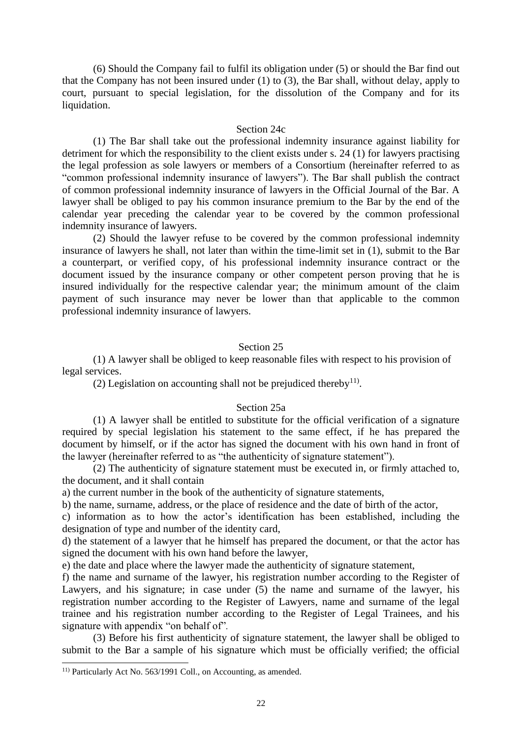(6) Should the Company fail to fulfil its obligation under (5) or should the Bar find out that the Company has not been insured under (1) to (3), the Bar shall, without delay, apply to court, pursuant to special legislation, for the dissolution of the Company and for its liquidation.

### Section 24c

(1) The Bar shall take out the professional indemnity insurance against liability for detriment for which the responsibility to the client exists under s. 24 (1) for lawyers practising the legal profession as sole lawyers or members of a Consortium (hereinafter referred to as "common professional indemnity insurance of lawyers"). The Bar shall publish the contract of common professional indemnity insurance of lawyers in the Official Journal of the Bar. A lawyer shall be obliged to pay his common insurance premium to the Bar by the end of the calendar year preceding the calendar year to be covered by the common professional indemnity insurance of lawyers.

(2) Should the lawyer refuse to be covered by the common professional indemnity insurance of lawyers he shall, not later than within the time-limit set in (1), submit to the Bar a counterpart, or verified copy, of his professional indemnity insurance contract or the document issued by the insurance company or other competent person proving that he is insured individually for the respective calendar year; the minimum amount of the claim payment of such insurance may never be lower than that applicable to the common professional indemnity insurance of lawyers.

### Section 25

(1) A lawyer shall be obliged to keep reasonable files with respect to his provision of legal services.

(2) Legislation on accounting shall not be prejudiced thereby[11)].

### Section 25a

(1) A lawyer shall be entitled to substitute for the official verification of a signature required by special legislation his statement to the same effect, if he has prepared the document by himself, or if the actor has signed the document with his own hand in front of the lawyer (hereinafter referred to as "the authenticity of signature statement").

(2) The authenticity of signature statement must be executed in, or firmly attached to, the document, and it shall contain

a) the current number in the book of the authenticity of signature statements,

b) the name, surname, address, or the place of residence and the date of birth of the actor,

c) information as to how the actor's identification has been established, including the designation of type and number of the identity card,

d) the statement of a lawyer that he himself has prepared the document, or that the actor has signed the document with his own hand before the lawyer,

e) the date and place where the lawyer made the authenticity of signature statement,

f) the name and surname of the lawyer, his registration number according to the Register of Lawyers, and his signature; in case under (5) the name and surname of the lawyer, his registration number according to the Register of Lawyers, name and surname of the legal trainee and his registration number according to the Register of Legal Trainees, and his signature with appendix "on behalf of".

(3) Before his first authenticity of signature statement, the lawyer shall be obliged to submit to the Bar a sample of his signature which must be officially verified; the official

---

[11)] Particularly Act No. 563/1991 Coll., on Accounting, as amended.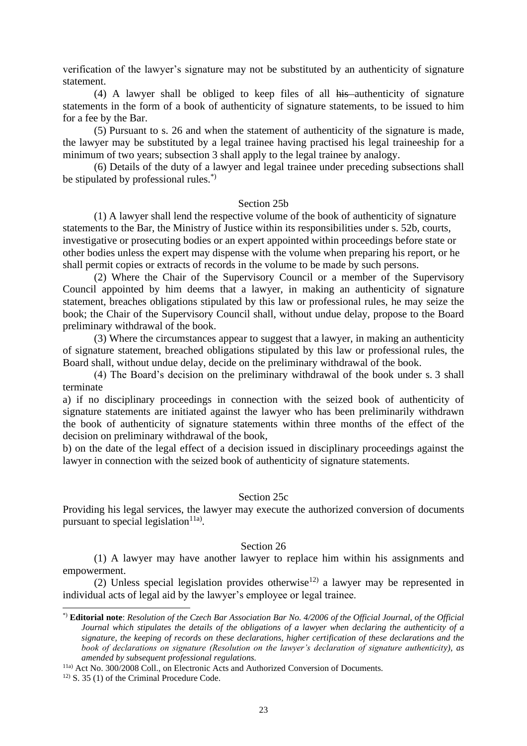verification of the lawyer's signature may not be substituted by an authenticity of signature statement.

(4) A lawyer shall be obliged to keep files of all ~~his~~ authenticity of signature statements in the form of a book of authenticity of signature statements, to be issued to him for a fee by the Bar.

(5) Pursuant to s. 26 and when the statement of authenticity of the signature is made, the lawyer may be substituted by a legal trainee having practised his legal traineeship for a minimum of two years; subsection 3 shall apply to the legal trainee by analogy.

(6) Details of the duty of a lawyer and legal trainee under preceding subsections shall be stipulated by professional rules.[*)]

### Section 25b

(1) A lawyer shall lend the respective volume of the book of authenticity of signature statements to the Bar, the Ministry of Justice within its responsibilities under s. 52b, courts, investigative or prosecuting bodies or an expert appointed within proceedings before state or other bodies unless the expert may dispense with the volume when preparing his report, or he shall permit copies or extracts of records in the volume to be made by such persons.

(2) Where the Chair of the Supervisory Council or a member of the Supervisory Council appointed by him deems that a lawyer, in making an authenticity of signature statement, breaches obligations stipulated by this law or professional rules, he may seize the book; the Chair of the Supervisory Council shall, without undue delay, propose to the Board preliminary withdrawal of the book.

(3) Where the circumstances appear to suggest that a lawyer, in making an authenticity of signature statement, breached obligations stipulated by this law or professional rules, the Board shall, without undue delay, decide on the preliminary withdrawal of the book.

(4) The Board's decision on the preliminary withdrawal of the book under s. 3 shall terminate

a) if no disciplinary proceedings in connection with the seized book of authenticity of signature statements are initiated against the lawyer who has been preliminarily withdrawn the book of authenticity of signature statements within three months of the effect of the decision on preliminary withdrawal of the book,

b) on the date of the legal effect of a decision issued in disciplinary proceedings against the lawyer in connection with the seized book of authenticity of signature statements.

### Section 25c

Providing his legal services, the lawyer may execute the authorized conversion of documents pursuant to special legislation[11a)].

### Section 26

(1) A lawyer may have another lawyer to replace him within his assignments and empowerment.

(2) Unless special legislation provides otherwise[12)] a lawyer may be represented in individual acts of legal aid by the lawyer's employee or legal trainee.

---

[*)] **Editorial note**: *Resolution of the Czech Bar Association Bar No. 4/2006 of the Official Journal, of the Official Journal which stipulates the details of the obligations of a lawyer when declaring the authenticity of a signature, the keeping of records on these declarations, higher certification of these declarations and the book of declarations on signature (Resolution on the lawyer's declaration of signature authenticity), as amended by subsequent professional regulations.*

[11a)] Act No. 300/2008 Coll., on Electronic Acts and Authorized Conversion of Documents.

[12)] S. 35 (1) of the Criminal Procedure Code.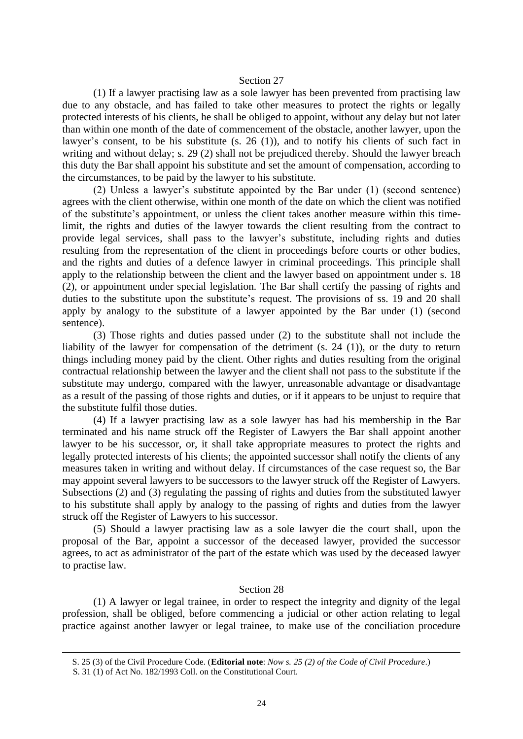### Section 27

(1) If a lawyer practising law as a sole lawyer has been prevented from practising law due to any obstacle, and has failed to take other measures to protect the rights or legally protected interests of his clients, he shall be obliged to appoint, without any delay but not later than within one month of the date of commencement of the obstacle, another lawyer, upon the lawyer's consent, to be his substitute (s. 26 (1)), and to notify his clients of such fact in writing and without delay; s. 29 (2) shall not be prejudiced thereby. Should the lawyer breach this duty the Bar shall appoint his substitute and set the amount of compensation, according to the circumstances, to be paid by the lawyer to his substitute.

(2) Unless a lawyer's substitute appointed by the Bar under (1) (second sentence) agrees with the client otherwise, within one month of the date on which the client was notified of the substitute's appointment, or unless the client takes another measure within this time-limit, the rights and duties of the lawyer towards the client resulting from the contract to provide legal services, shall pass to the lawyer's substitute, including rights and duties resulting from the representation of the client in proceedings before courts or other bodies, and the rights and duties of a defence lawyer in criminal proceedings. This principle shall apply to the relationship between the client and the lawyer based on appointment under s. 18 (2), or appointment under special legislation. The Bar shall certify the passing of rights and duties to the substitute upon the substitute's request. The provisions of ss. 19 and 20 shall apply by analogy to the substitute of a lawyer appointed by the Bar under (1) (second sentence).

(3) Those rights and duties passed under (2) to the substitute shall not include the liability of the lawyer for compensation of the detriment (s. 24 (1)), or the duty to return things including money paid by the client. Other rights and duties resulting from the original contractual relationship between the lawyer and the client shall not pass to the substitute if the substitute may undergo, compared with the lawyer, unreasonable advantage or disadvantage as a result of the passing of those rights and duties, or if it appears to be unjust to require that the substitute fulfil those duties.

(4) If a lawyer practising law as a sole lawyer has had his membership in the Bar terminated and his name struck off the Register of Lawyers the Bar shall appoint another lawyer to be his successor, or, it shall take appropriate measures to protect the rights and legally protected interests of his clients; the appointed successor shall notify the clients of any measures taken in writing and without delay. If circumstances of the case request so, the Bar may appoint several lawyers to be successors to the lawyer struck off the Register of Lawyers. Subsections (2) and (3) regulating the passing of rights and duties from the substituted lawyer to his substitute shall apply by analogy to the passing of rights and duties from the lawyer struck off the Register of Lawyers to his successor.

(5) Should a lawyer practising law as a sole lawyer die the court shall, upon the proposal of the Bar, appoint a successor of the deceased lawyer, provided the successor agrees, to act as administrator of the part of the estate which was used by the deceased lawyer to practise law.

### Section 28

(1) A lawyer or legal trainee, in order to respect the integrity and dignity of the legal profession, shall be obliged, before commencing a judicial or other action relating to legal practice against another lawyer or legal trainee, to make use of the conciliation procedure

---

S. 25 (3) of the Civil Procedure Code. (**Editorial note**: *Now s. 25 (2) of the Code of Civil Procedure*.)

S. 31 (1) of Act No. 182/1993 Coll. on the Constitutional Court.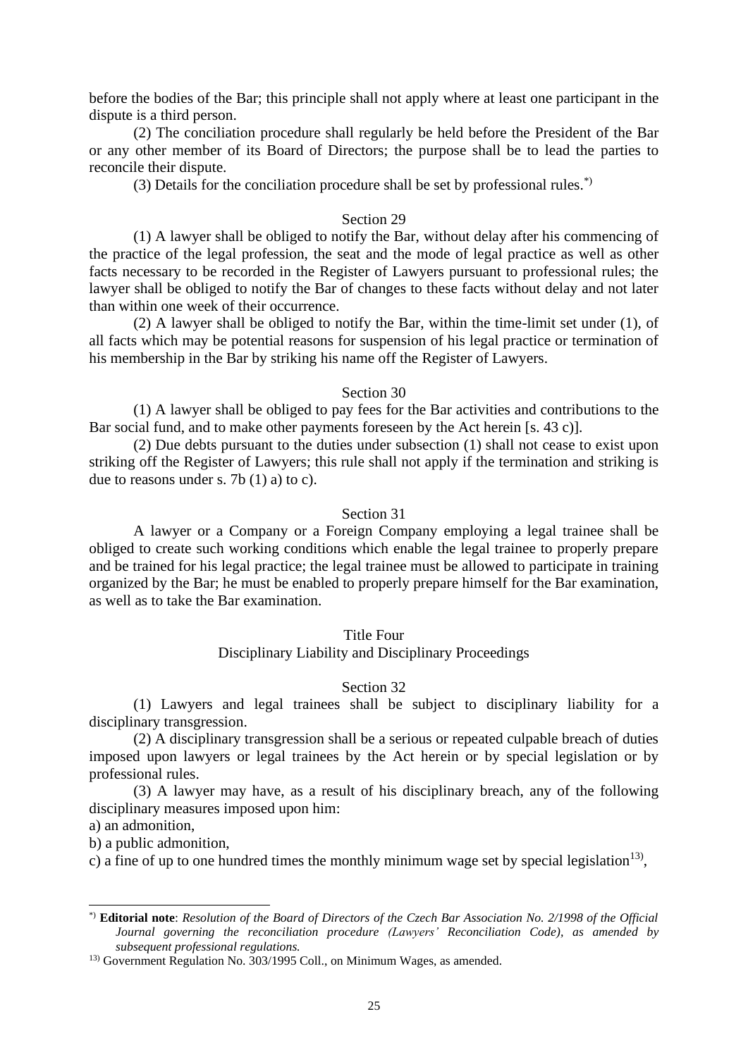before the bodies of the Bar; this principle shall not apply where at least one participant in the dispute is a third person.

(2) The conciliation procedure shall regularly be held before the President of the Bar or any other member of its Board of Directors; the purpose shall be to lead the parties to reconcile their dispute.

(3) Details for the conciliation procedure shall be set by professional rules.[*)]

### Section 29

(1) A lawyer shall be obliged to notify the Bar, without delay after his commencing of the practice of the legal profession, the seat and the mode of legal practice as well as other facts necessary to be recorded in the Register of Lawyers pursuant to professional rules; the lawyer shall be obliged to notify the Bar of changes to these facts without delay and not later than within one week of their occurrence.

(2) A lawyer shall be obliged to notify the Bar, within the time-limit set under (1), of all facts which may be potential reasons for suspension of his legal practice or termination of his membership in the Bar by striking his name off the Register of Lawyers.

### Section 30

(1) A lawyer shall be obliged to pay fees for the Bar activities and contributions to the Bar social fund, and to make other payments foreseen by the Act herein [s. 43 c)].

(2) Due debts pursuant to the duties under subsection (1) shall not cease to exist upon striking off the Register of Lawyers; this rule shall not apply if the termination and striking is due to reasons under s. 7b (1) a) to c).

### Section 31

A lawyer or a Company or a Foreign Company employing a legal trainee shall be obliged to create such working conditions which enable the legal trainee to properly prepare and be trained for his legal practice; the legal trainee must be allowed to participate in training organized by the Bar; he must be enabled to properly prepare himself for the Bar examination, as well as to take the Bar examination.

## Title Four
## Disciplinary Liability and Disciplinary Proceedings

### Section 32

(1) Lawyers and legal trainees shall be subject to disciplinary liability for a disciplinary transgression.

(2) A disciplinary transgression shall be a serious or repeated culpable breach of duties imposed upon lawyers or legal trainees by the Act herein or by special legislation or by professional rules.

(3) A lawyer may have, as a result of his disciplinary breach, any of the following disciplinary measures imposed upon him:

a) an admonition,

b) a public admonition,

c) a fine of up to one hundred times the monthly minimum wage set by special legislation[13)],

---

[*)] **Editorial note**: *Resolution of the Board of Directors of the Czech Bar Association No. 2/1998 of the Official Journal governing the reconciliation procedure (Lawyers' Reconciliation Code), as amended by subsequent professional regulations.*

[13)] Government Regulation No. 303/1995 Coll., on Minimum Wages, as amended.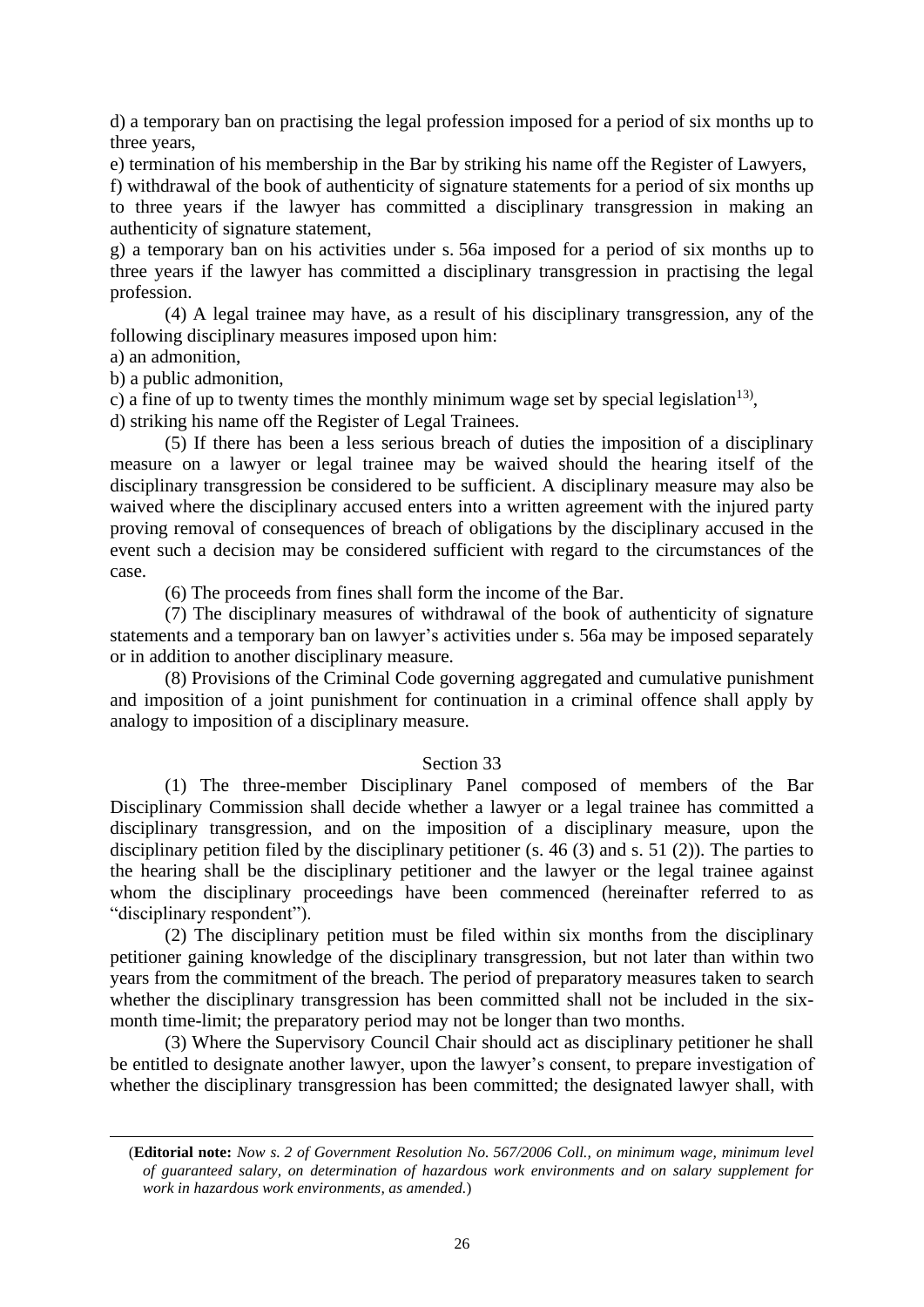d) a temporary ban on practising the legal profession imposed for a period of six months up to three years,

e) termination of his membership in the Bar by striking his name off the Register of Lawyers,

f) withdrawal of the book of authenticity of signature statements for a period of six months up to three years if the lawyer has committed a disciplinary transgression in making an authenticity of signature statement,

g) a temporary ban on his activities under s. 56a imposed for a period of six months up to three years if the lawyer has committed a disciplinary transgression in practising the legal profession.

(4) A legal trainee may have, as a result of his disciplinary transgression, any of the following disciplinary measures imposed upon him:

a) an admonition,

b) a public admonition,

c) a fine of up to twenty times the monthly minimum wage set by special legislation[13)],

d) striking his name off the Register of Legal Trainees.

(5) If there has been a less serious breach of duties the imposition of a disciplinary measure on a lawyer or legal trainee may be waived should the hearing itself of the disciplinary transgression be considered to be sufficient. A disciplinary measure may also be waived where the disciplinary accused enters into a written agreement with the injured party proving removal of consequences of breach of obligations by the disciplinary accused in the event such a decision may be considered sufficient with regard to the circumstances of the case.

(6) The proceeds from fines shall form the income of the Bar.

(7) The disciplinary measures of withdrawal of the book of authenticity of signature statements and a temporary ban on lawyer's activities under s. 56a may be imposed separately or in addition to another disciplinary measure.

(8) Provisions of the Criminal Code governing aggregated and cumulative punishment and imposition of a joint punishment for continuation in a criminal offence shall apply by analogy to imposition of a disciplinary measure.

## Section 33

(1) The three-member Disciplinary Panel composed of members of the Bar Disciplinary Commission shall decide whether a lawyer or a legal trainee has committed a disciplinary transgression, and on the imposition of a disciplinary measure, upon the disciplinary petition filed by the disciplinary petitioner (s. 46 (3) and s. 51 (2)). The parties to the hearing shall be the disciplinary petitioner and the lawyer or the legal trainee against whom the disciplinary proceedings have been commenced (hereinafter referred to as "disciplinary respondent").

(2) The disciplinary petition must be filed within six months from the disciplinary petitioner gaining knowledge of the disciplinary transgression, but not later than within two years from the commitment of the breach. The period of preparatory measures taken to search whether the disciplinary transgression has been committed shall not be included in the six-month time-limit; the preparatory period may not be longer than two months.

(3) Where the Supervisory Council Chair should act as disciplinary petitioner he shall be entitled to designate another lawyer, upon the lawyer's consent, to prepare investigation of whether the disciplinary transgression has been committed; the designated lawyer shall, with

---

(**Editorial note:** *Now s. 2 of Government Resolution No. 567/2006 Coll., on minimum wage, minimum level of guaranteed salary, on determination of hazardous work environments and on salary supplement for work in hazardous work environments, as amended.*)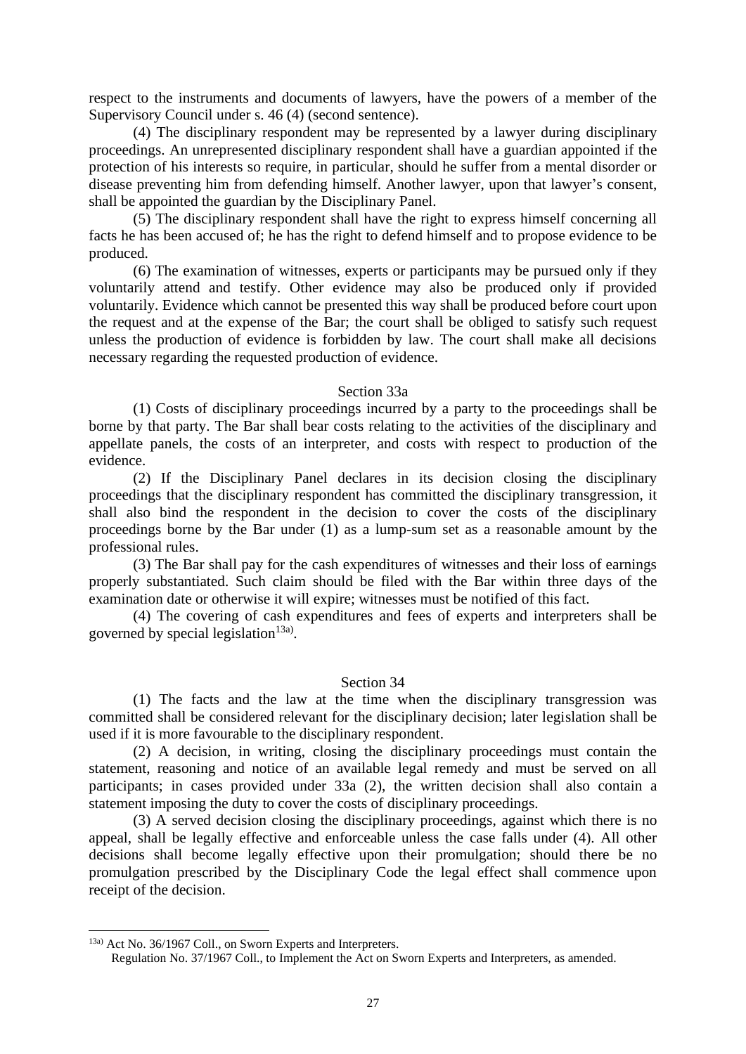respect to the instruments and documents of lawyers, have the powers of a member of the Supervisory Council under s. 46 (4) (second sentence).

(4) The disciplinary respondent may be represented by a lawyer during disciplinary proceedings. An unrepresented disciplinary respondent shall have a guardian appointed if the protection of his interests so require, in particular, should he suffer from a mental disorder or disease preventing him from defending himself. Another lawyer, upon that lawyer's consent, shall be appointed the guardian by the Disciplinary Panel.

(5) The disciplinary respondent shall have the right to express himself concerning all facts he has been accused of; he has the right to defend himself and to propose evidence to be produced.

(6) The examination of witnesses, experts or participants may be pursued only if they voluntarily attend and testify. Other evidence may also be produced only if provided voluntarily. Evidence which cannot be presented this way shall be produced before court upon the request and at the expense of the Bar; the court shall be obliged to satisfy such request unless the production of evidence is forbidden by law. The court shall make all decisions necessary regarding the requested production of evidence.

### Section 33a

(1) Costs of disciplinary proceedings incurred by a party to the proceedings shall be borne by that party. The Bar shall bear costs relating to the activities of the disciplinary and appellate panels, the costs of an interpreter, and costs with respect to production of the evidence.

(2) If the Disciplinary Panel declares in its decision closing the disciplinary proceedings that the disciplinary respondent has committed the disciplinary transgression, it shall also bind the respondent in the decision to cover the costs of the disciplinary proceedings borne by the Bar under (1) as a lump-sum set as a reasonable amount by the professional rules.

(3) The Bar shall pay for the cash expenditures of witnesses and their loss of earnings properly substantiated. Such claim should be filed with the Bar within three days of the examination date or otherwise it will expire; witnesses must be notified of this fact.

(4) The covering of cash expenditures and fees of experts and interpreters shall be governed by special legislation[13a)].

### Section 34

(1) The facts and the law at the time when the disciplinary transgression was committed shall be considered relevant for the disciplinary decision; later legislation shall be used if it is more favourable to the disciplinary respondent.

(2) A decision, in writing, closing the disciplinary proceedings must contain the statement, reasoning and notice of an available legal remedy and must be served on all participants; in cases provided under 33a (2), the written decision shall also contain a statement imposing the duty to cover the costs of disciplinary proceedings.

(3) A served decision closing the disciplinary proceedings, against which there is no appeal, shall be legally effective and enforceable unless the case falls under (4). All other decisions shall become legally effective upon their promulgation; should there be no promulgation prescribed by the Disciplinary Code the legal effect shall commence upon receipt of the decision.

---

[13a)] Act No. 36/1967 Coll., on Sworn Experts and Interpreters.
Regulation No. 37/1967 Coll., to Implement the Act on Sworn Experts and Interpreters, as amended.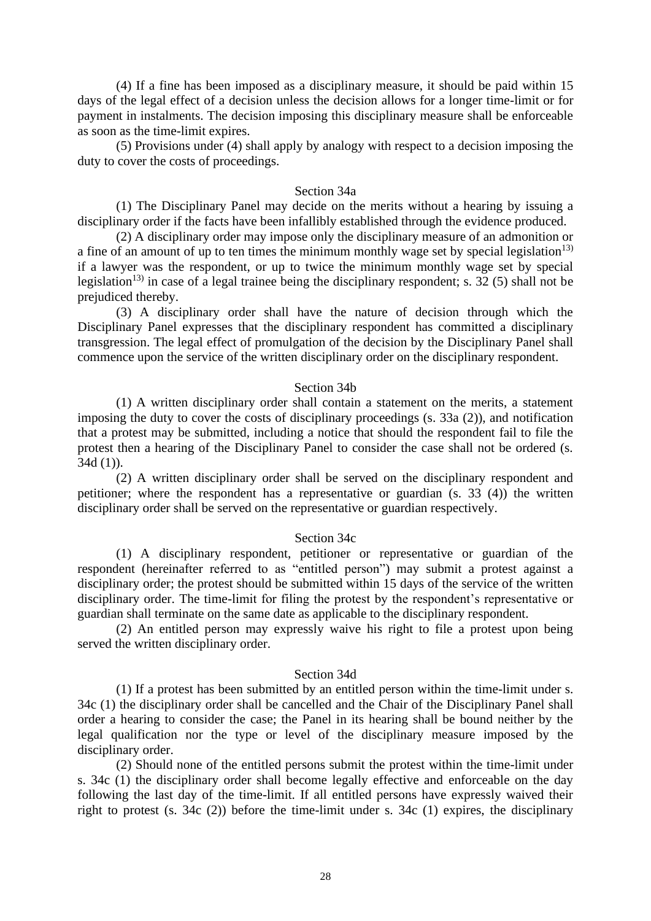(4) If a fine has been imposed as a disciplinary measure, it should be paid within 15 days of the legal effect of a decision unless the decision allows for a longer time-limit or for payment in instalments. The decision imposing this disciplinary measure shall be enforceable as soon as the time-limit expires.

(5) Provisions under (4) shall apply by analogy with respect to a decision imposing the duty to cover the costs of proceedings.

### Section 34a

(1) The Disciplinary Panel may decide on the merits without a hearing by issuing a disciplinary order if the facts have been infallibly established through the evidence produced.

(2) A disciplinary order may impose only the disciplinary measure of an admonition or a fine of an amount of up to ten times the minimum monthly wage set by special legislation[13] if a lawyer was the respondent, or up to twice the minimum monthly wage set by special legislation[13] in case of a legal trainee being the disciplinary respondent; s. 32 (5) shall not be prejudiced thereby.

(3) A disciplinary order shall have the nature of decision through which the Disciplinary Panel expresses that the disciplinary respondent has committed a disciplinary transgression. The legal effect of promulgation of the decision by the Disciplinary Panel shall commence upon the service of the written disciplinary order on the disciplinary respondent.

### Section 34b

(1) A written disciplinary order shall contain a statement on the merits, a statement imposing the duty to cover the costs of disciplinary proceedings (s. 33a (2)), and notification that a protest may be submitted, including a notice that should the respondent fail to file the protest then a hearing of the Disciplinary Panel to consider the case shall not be ordered (s. 34d (1)).

(2) A written disciplinary order shall be served on the disciplinary respondent and petitioner; where the respondent has a representative or guardian (s. 33 (4)) the written disciplinary order shall be served on the representative or guardian respectively.

### Section 34c

(1) A disciplinary respondent, petitioner or representative or guardian of the respondent (hereinafter referred to as "entitled person") may submit a protest against a disciplinary order; the protest should be submitted within 15 days of the service of the written disciplinary order. The time-limit for filing the protest by the respondent's representative or guardian shall terminate on the same date as applicable to the disciplinary respondent.

(2) An entitled person may expressly waive his right to file a protest upon being served the written disciplinary order.

### Section 34d

(1) If a protest has been submitted by an entitled person within the time-limit under s. 34c (1) the disciplinary order shall be cancelled and the Chair of the Disciplinary Panel shall order a hearing to consider the case; the Panel in its hearing shall be bound neither by the legal qualification nor the type or level of the disciplinary measure imposed by the disciplinary order.

(2) Should none of the entitled persons submit the protest within the time-limit under s. 34c (1) the disciplinary order shall become legally effective and enforceable on the day following the last day of the time-limit. If all entitled persons have expressly waived their right to protest (s. 34c (2)) before the time-limit under s. 34c (1) expires, the disciplinary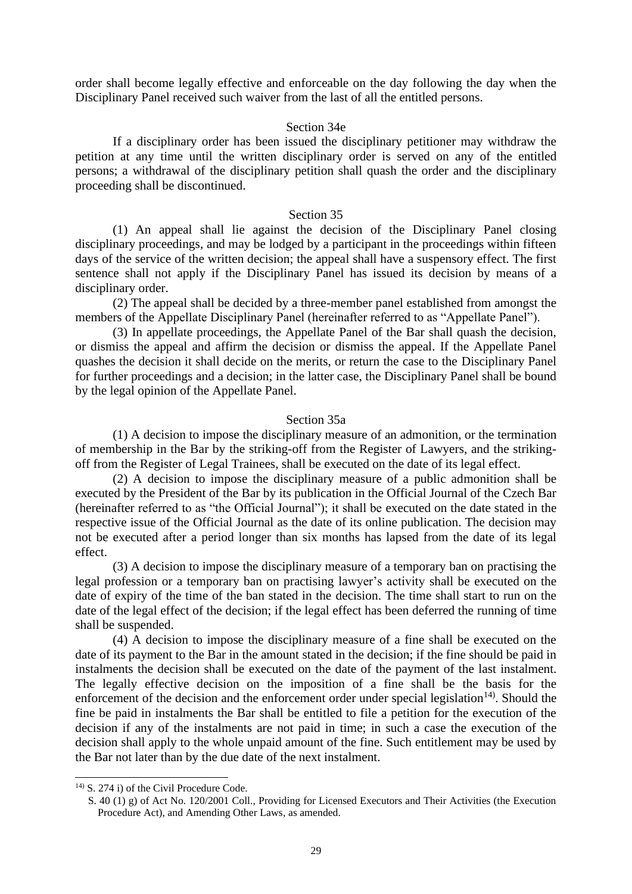order shall become legally effective and enforceable on the day following the day when the Disciplinary Panel received such waiver from the last of all the entitled persons.

### Section 34e

If a disciplinary order has been issued the disciplinary petitioner may withdraw the petition at any time until the written disciplinary order is served on any of the entitled persons; a withdrawal of the disciplinary petition shall quash the order and the disciplinary proceeding shall be discontinued.

### Section 35

(1) An appeal shall lie against the decision of the Disciplinary Panel closing disciplinary proceedings, and may be lodged by a participant in the proceedings within fifteen days of the service of the written decision; the appeal shall have a suspensory effect. The first sentence shall not apply if the Disciplinary Panel has issued its decision by means of a disciplinary order.

(2) The appeal shall be decided by a three-member panel established from amongst the members of the Appellate Disciplinary Panel (hereinafter referred to as "Appellate Panel").

(3) In appellate proceedings, the Appellate Panel of the Bar shall quash the decision, or dismiss the appeal and affirm the decision or dismiss the appeal. If the Appellate Panel quashes the decision it shall decide on the merits, or return the case to the Disciplinary Panel for further proceedings and a decision; in the latter case, the Disciplinary Panel shall be bound by the legal opinion of the Appellate Panel.

### Section 35a

(1) A decision to impose the disciplinary measure of an admonition, or the termination of membership in the Bar by the striking-off from the Register of Lawyers, and the striking-off from the Register of Legal Trainees, shall be executed on the date of its legal effect.

(2) A decision to impose the disciplinary measure of a public admonition shall be executed by the President of the Bar by its publication in the Official Journal of the Czech Bar (hereinafter referred to as "the Official Journal"); it shall be executed on the date stated in the respective issue of the Official Journal as the date of its online publication. The decision may not be executed after a period longer than six months has lapsed from the date of its legal effect.

(3) A decision to impose the disciplinary measure of a temporary ban on practising the legal profession or a temporary ban on practising lawyer's activity shall be executed on the date of expiry of the time of the ban stated in the decision. The time shall start to run on the date of the legal effect of the decision; if the legal effect has been deferred the running of time shall be suspended.

(4) A decision to impose the disciplinary measure of a fine shall be executed on the date of its payment to the Bar in the amount stated in the decision; if the fine should be paid in instalments the decision shall be executed on the date of the payment of the last instalment. The legally effective decision on the imposition of a fine shall be the basis for the enforcement of the decision and the enforcement order under special legislation[14]. Should the fine be paid in instalments the Bar shall be entitled to file a petition for the execution of the decision if any of the instalments are not paid in time; in such a case the execution of the decision shall apply to the whole unpaid amount of the fine. Such entitlement may be used by the Bar not later than by the due date of the next instalment.

---

[14] S. 274 i) of the Civil Procedure Code.
S. 40 (1) g) of Act No. 120/2001 Coll., Providing for Licensed Executors and Their Activities (the Execution Procedure Act), and Amending Other Laws, as amended.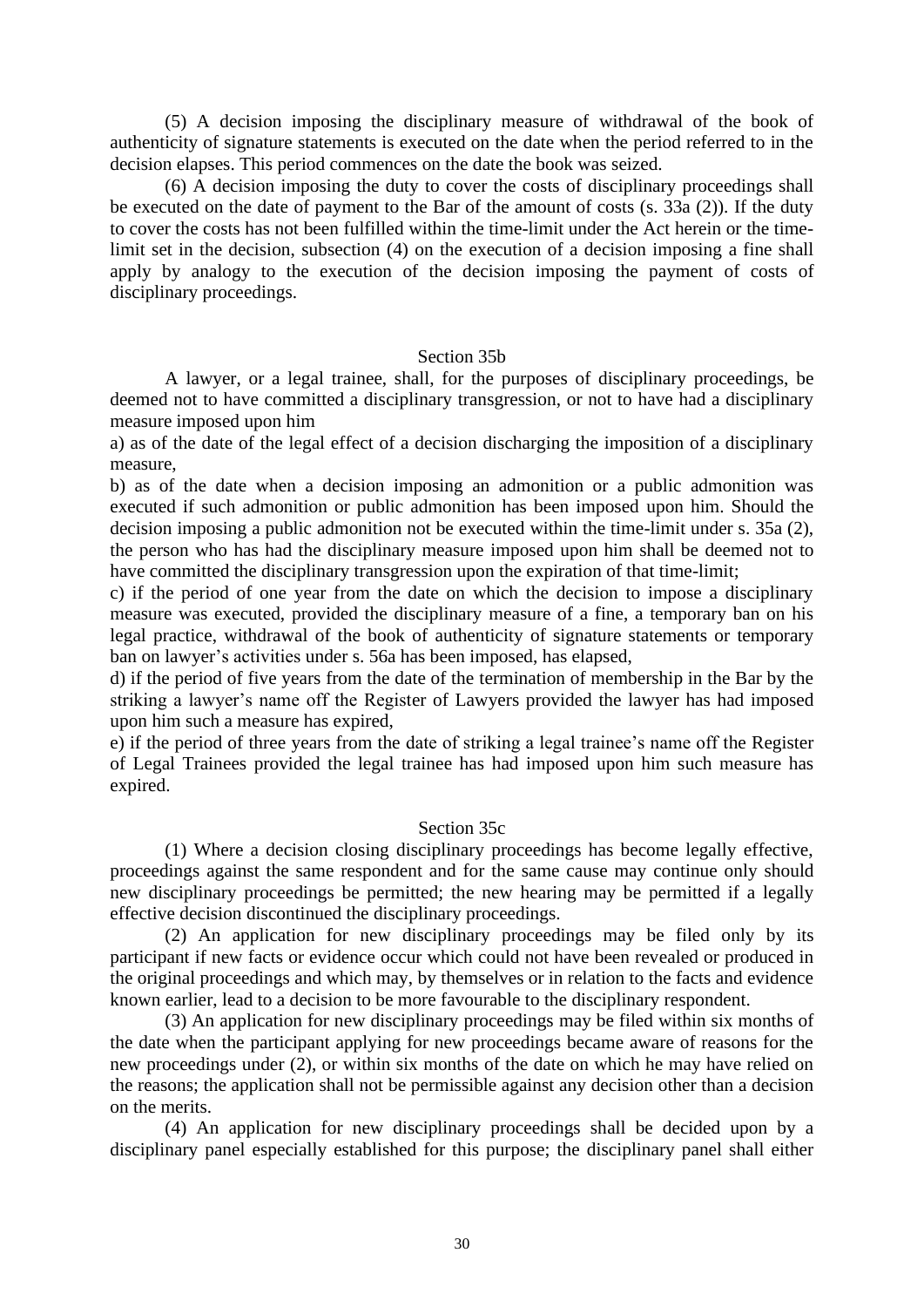(5) A decision imposing the disciplinary measure of withdrawal of the book of authenticity of signature statements is executed on the date when the period referred to in the decision elapses. This period commences on the date the book was seized.

(6) A decision imposing the duty to cover the costs of disciplinary proceedings shall be executed on the date of payment to the Bar of the amount of costs (s. 33a (2)). If the duty to cover the costs has not been fulfilled within the time-limit under the Act herein or the time-limit set in the decision, subsection (4) on the execution of a decision imposing a fine shall apply by analogy to the execution of the decision imposing the payment of costs of disciplinary proceedings.

### Section 35b

A lawyer, or a legal trainee, shall, for the purposes of disciplinary proceedings, be deemed not to have committed a disciplinary transgression, or not to have had a disciplinary measure imposed upon him

a) as of the date of the legal effect of a decision discharging the imposition of a disciplinary measure,

b) as of the date when a decision imposing an admonition or a public admonition was executed if such admonition or public admonition has been imposed upon him. Should the decision imposing a public admonition not be executed within the time-limit under s. 35a (2), the person who has had the disciplinary measure imposed upon him shall be deemed not to have committed the disciplinary transgression upon the expiration of that time-limit;

c) if the period of one year from the date on which the decision to impose a disciplinary measure was executed, provided the disciplinary measure of a fine, a temporary ban on his legal practice, withdrawal of the book of authenticity of signature statements or temporary ban on lawyer's activities under s. 56a has been imposed, has elapsed,

d) if the period of five years from the date of the termination of membership in the Bar by the striking a lawyer's name off the Register of Lawyers provided the lawyer has had imposed upon him such a measure has expired,

e) if the period of three years from the date of striking a legal trainee's name off the Register of Legal Trainees provided the legal trainee has had imposed upon him such measure has expired.

### Section 35c

(1) Where a decision closing disciplinary proceedings has become legally effective, proceedings against the same respondent and for the same cause may continue only should new disciplinary proceedings be permitted; the new hearing may be permitted if a legally effective decision discontinued the disciplinary proceedings.

(2) An application for new disciplinary proceedings may be filed only by its participant if new facts or evidence occur which could not have been revealed or produced in the original proceedings and which may, by themselves or in relation to the facts and evidence known earlier, lead to a decision to be more favourable to the disciplinary respondent.

(3) An application for new disciplinary proceedings may be filed within six months of the date when the participant applying for new proceedings became aware of reasons for the new proceedings under (2), or within six months of the date on which he may have relied on the reasons; the application shall not be permissible against any decision other than a decision on the merits.

(4) An application for new disciplinary proceedings shall be decided upon by a disciplinary panel especially established for this purpose; the disciplinary panel shall either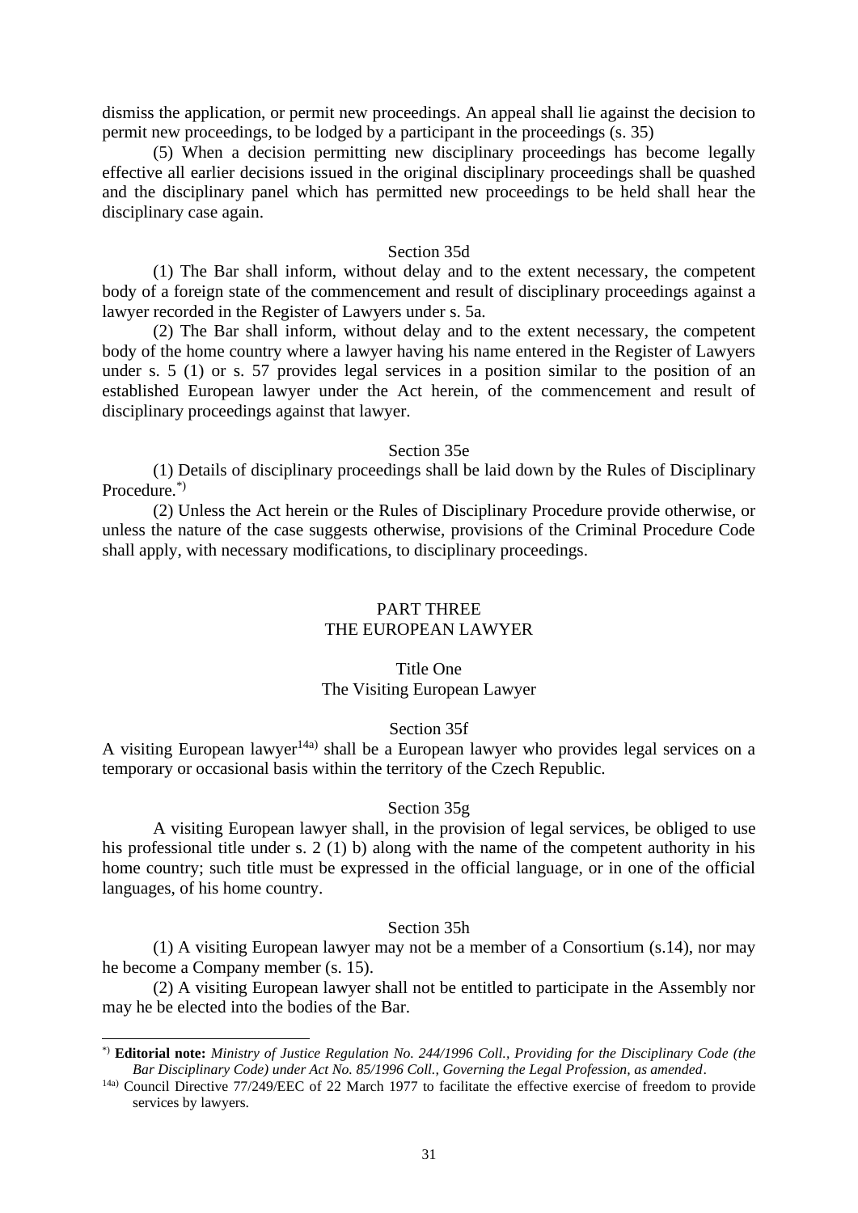dismiss the application, or permit new proceedings. An appeal shall lie against the decision to permit new proceedings, to be lodged by a participant in the proceedings (s. 35)

(5) When a decision permitting new disciplinary proceedings has become legally effective all earlier decisions issued in the original disciplinary proceedings shall be quashed and the disciplinary panel which has permitted new proceedings to be held shall hear the disciplinary case again.

Section 35d

(1) The Bar shall inform, without delay and to the extent necessary, the competent body of a foreign state of the commencement and result of disciplinary proceedings against a lawyer recorded in the Register of Lawyers under s. 5a.

(2) The Bar shall inform, without delay and to the extent necessary, the competent body of the home country where a lawyer having his name entered in the Register of Lawyers under s. 5 (1) or s. 57 provides legal services in a position similar to the position of an established European lawyer under the Act herein, of the commencement and result of disciplinary proceedings against that lawyer.

Section 35e

(1) Details of disciplinary proceedings shall be laid down by the Rules of Disciplinary Procedure.[*)]

(2) Unless the Act herein or the Rules of Disciplinary Procedure provide otherwise, or unless the nature of the case suggests otherwise, provisions of the Criminal Procedure Code shall apply, with necessary modifications, to disciplinary proceedings.

## PART THREE
## THE EUROPEAN LAWYER

### Title One
### The Visiting European Lawyer

Section 35f

A visiting European lawyer[14a)] shall be a European lawyer who provides legal services on a temporary or occasional basis within the territory of the Czech Republic.

Section 35g

A visiting European lawyer shall, in the provision of legal services, be obliged to use his professional title under s. 2 (1) b) along with the name of the competent authority in his home country; such title must be expressed in the official language, or in one of the official languages, of his home country.

Section 35h

(1) A visiting European lawyer may not be a member of a Consortium (s.14), nor may he become a Company member (s. 15).

(2) A visiting European lawyer shall not be entitled to participate in the Assembly nor may he be elected into the bodies of the Bar.

---

[*)] **Editorial note:** *Ministry of Justice Regulation No. 244/1996 Coll., Providing for the Disciplinary Code (the Bar Disciplinary Code) under Act No. 85/1996 Coll., Governing the Legal Profession, as amended*.

[14a)] Council Directive 77/249/EEC of 22 March 1977 to facilitate the effective exercise of freedom to provide services by lawyers.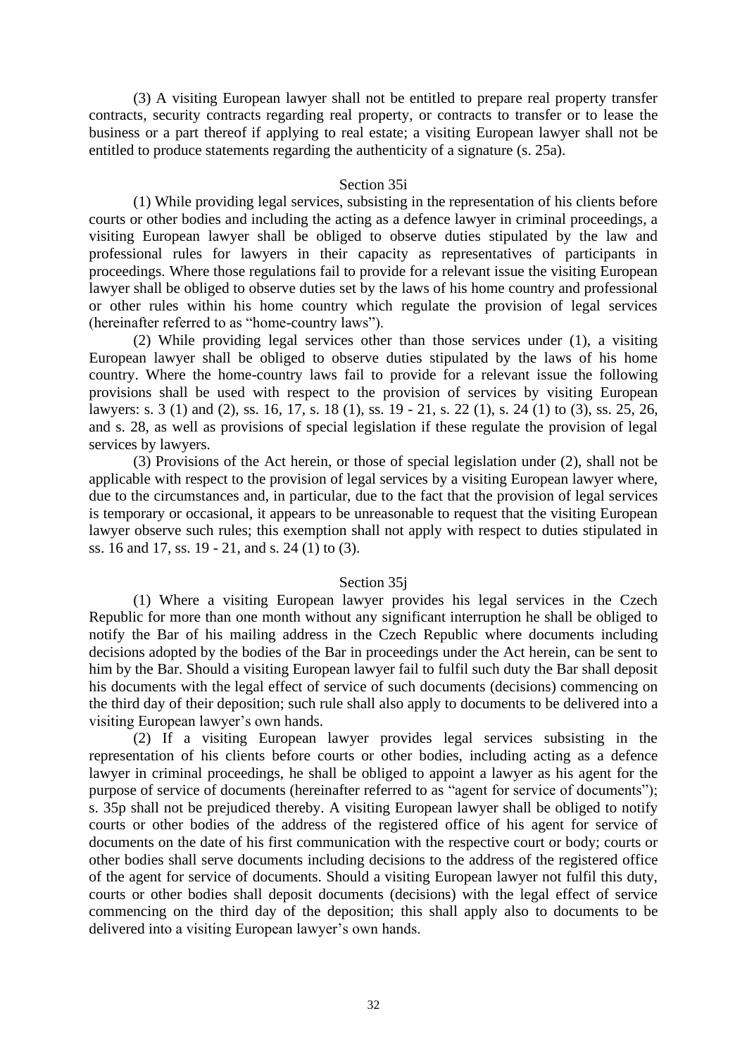(3) A visiting European lawyer shall not be entitled to prepare real property transfer contracts, security contracts regarding real property, or contracts to transfer or to lease the business or a part thereof if applying to real estate; a visiting European lawyer shall not be entitled to produce statements regarding the authenticity of a signature (s. 25a).

### Section 35i

(1) While providing legal services, subsisting in the representation of his clients before courts or other bodies and including the acting as a defence lawyer in criminal proceedings, a visiting European lawyer shall be obliged to observe duties stipulated by the law and professional rules for lawyers in their capacity as representatives of participants in proceedings. Where those regulations fail to provide for a relevant issue the visiting European lawyer shall be obliged to observe duties set by the laws of his home country and professional or other rules within his home country which regulate the provision of legal services (hereinafter referred to as "home-country laws").

(2) While providing legal services other than those services under (1), a visiting European lawyer shall be obliged to observe duties stipulated by the laws of his home country. Where the home-country laws fail to provide for a relevant issue the following provisions shall be used with respect to the provision of services by visiting European lawyers: s. 3 (1) and (2), ss. 16, 17, s. 18 (1), ss. 19 - 21, s. 22 (1), s. 24 (1) to (3), ss. 25, 26, and s. 28, as well as provisions of special legislation if these regulate the provision of legal services by lawyers.

(3) Provisions of the Act herein, or those of special legislation under (2), shall not be applicable with respect to the provision of legal services by a visiting European lawyer where, due to the circumstances and, in particular, due to the fact that the provision of legal services is temporary or occasional, it appears to be unreasonable to request that the visiting European lawyer observe such rules; this exemption shall not apply with respect to duties stipulated in ss. 16 and 17, ss. 19 - 21, and s. 24 (1) to (3).

### Section 35j

(1) Where a visiting European lawyer provides his legal services in the Czech Republic for more than one month without any significant interruption he shall be obliged to notify the Bar of his mailing address in the Czech Republic where documents including decisions adopted by the bodies of the Bar in proceedings under the Act herein, can be sent to him by the Bar. Should a visiting European lawyer fail to fulfil such duty the Bar shall deposit his documents with the legal effect of service of such documents (decisions) commencing on the third day of their deposition; such rule shall also apply to documents to be delivered into a visiting European lawyer's own hands.

(2) If a visiting European lawyer provides legal services subsisting in the representation of his clients before courts or other bodies, including acting as a defence lawyer in criminal proceedings, he shall be obliged to appoint a lawyer as his agent for the purpose of service of documents (hereinafter referred to as "agent for service of documents"); s. 35p shall not be prejudiced thereby. A visiting European lawyer shall be obliged to notify courts or other bodies of the address of the registered office of his agent for service of documents on the date of his first communication with the respective court or body; courts or other bodies shall serve documents including decisions to the address of the registered office of the agent for service of documents. Should a visiting European lawyer not fulfil this duty, courts or other bodies shall deposit documents (decisions) with the legal effect of service commencing on the third day of the deposition; this shall apply also to documents to be delivered into a visiting European lawyer's own hands.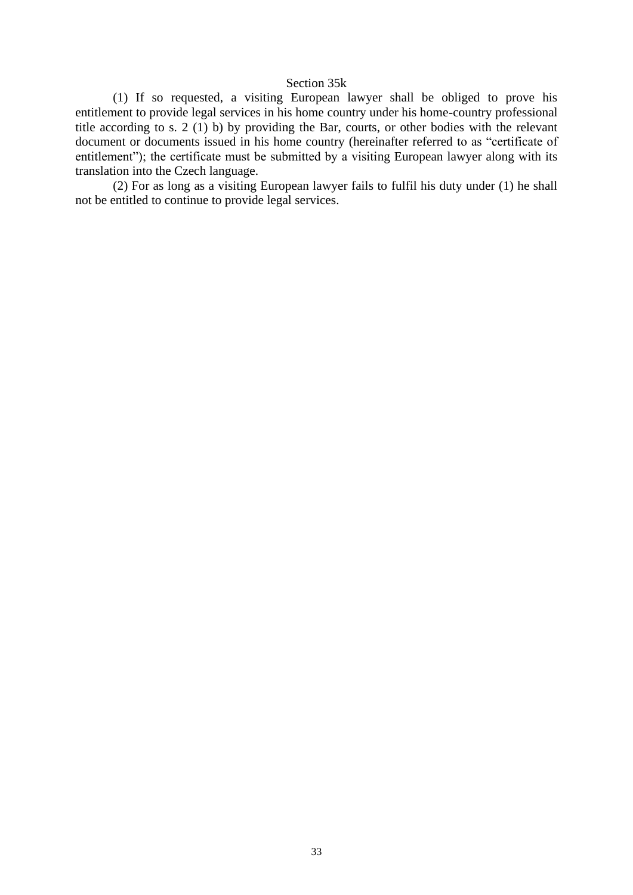### Section 35k

(1) If so requested, a visiting European lawyer shall be obliged to prove his entitlement to provide legal services in his home country under his home-country professional title according to s. 2 (1) b) by providing the Bar, courts, or other bodies with the relevant document or documents issued in his home country (hereinafter referred to as "certificate of entitlement"); the certificate must be submitted by a visiting European lawyer along with its translation into the Czech language.

(2) For as long as a visiting European lawyer fails to fulfil his duty under (1) he shall not be entitled to continue to provide legal services.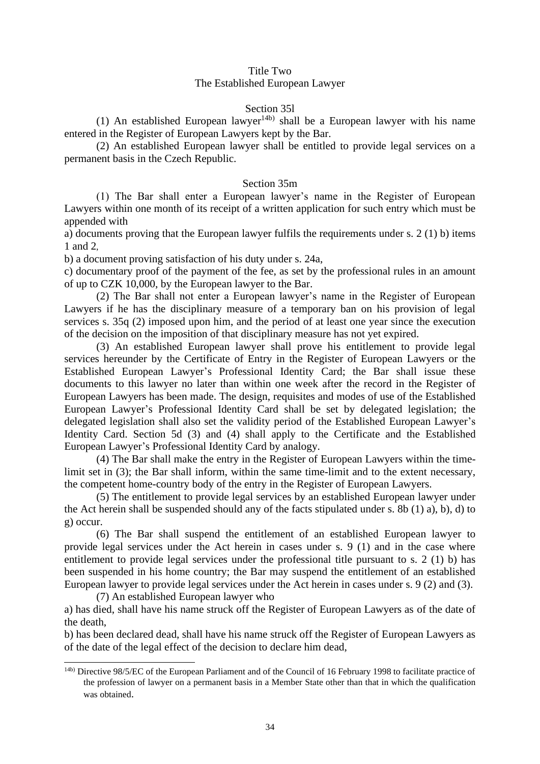## Title Two
## The Established European Lawyer

### Section 35l

(1) An established European lawyer[14b)] shall be a European lawyer with his name entered in the Register of European Lawyers kept by the Bar.

(2) An established European lawyer shall be entitled to provide legal services on a permanent basis in the Czech Republic.

### Section 35m

(1) The Bar shall enter a European lawyer's name in the Register of European Lawyers within one month of its receipt of a written application for such entry which must be appended with

a) documents proving that the European lawyer fulfils the requirements under s. 2 (1) b) items 1 and 2,

b) a document proving satisfaction of his duty under s. 24a,

c) documentary proof of the payment of the fee, as set by the professional rules in an amount of up to CZK 10,000, by the European lawyer to the Bar.

(2) The Bar shall not enter a European lawyer's name in the Register of European Lawyers if he has the disciplinary measure of a temporary ban on his provision of legal services s. 35q (2) imposed upon him, and the period of at least one year since the execution of the decision on the imposition of that disciplinary measure has not yet expired.

(3) An established European lawyer shall prove his entitlement to provide legal services hereunder by the Certificate of Entry in the Register of European Lawyers or the Established European Lawyer's Professional Identity Card; the Bar shall issue these documents to this lawyer no later than within one week after the record in the Register of European Lawyers has been made. The design, requisites and modes of use of the Established European Lawyer's Professional Identity Card shall be set by delegated legislation; the delegated legislation shall also set the validity period of the Established European Lawyer's Identity Card. Section 5d (3) and (4) shall apply to the Certificate and the Established European Lawyer's Professional Identity Card by analogy.

(4) The Bar shall make the entry in the Register of European Lawyers within the time-limit set in (3); the Bar shall inform, within the same time-limit and to the extent necessary, the competent home-country body of the entry in the Register of European Lawyers.

(5) The entitlement to provide legal services by an established European lawyer under the Act herein shall be suspended should any of the facts stipulated under s. 8b (1) a), b), d) to g) occur.

(6) The Bar shall suspend the entitlement of an established European lawyer to provide legal services under the Act herein in cases under s. 9 (1) and in the case where entitlement to provide legal services under the professional title pursuant to s. 2 (1) b) has been suspended in his home country; the Bar may suspend the entitlement of an established European lawyer to provide legal services under the Act herein in cases under s. 9 (2) and (3).

(7) An established European lawyer who

a) has died, shall have his name struck off the Register of European Lawyers as of the date of the death,

b) has been declared dead, shall have his name struck off the Register of European Lawyers as of the date of the legal effect of the decision to declare him dead,

---

[14b)] Directive 98/5/EC of the European Parliament and of the Council of 16 February 1998 to facilitate practice of the profession of lawyer on a permanent basis in a Member State other than that in which the qualification was obtained.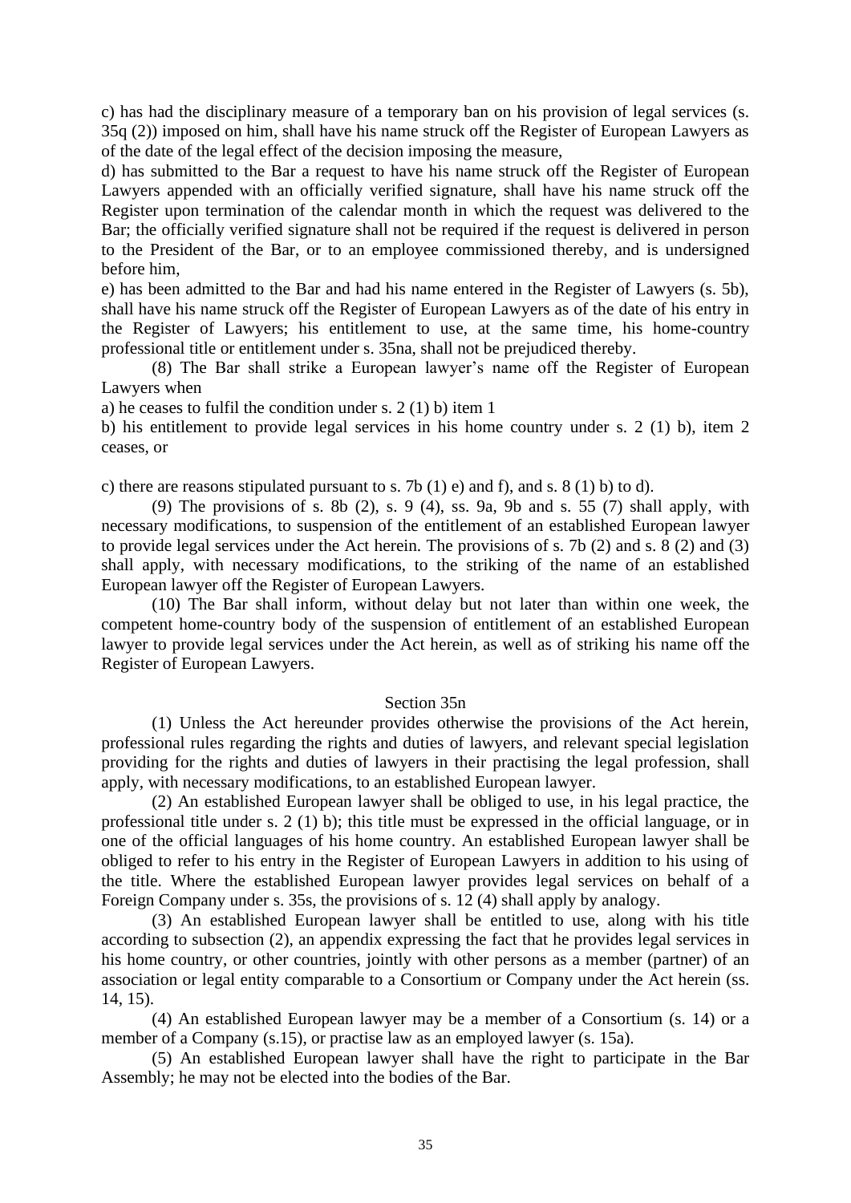c) has had the disciplinary measure of a temporary ban on his provision of legal services (s. 35q (2)) imposed on him, shall have his name struck off the Register of European Lawyers as of the date of the legal effect of the decision imposing the measure,

d) has submitted to the Bar a request to have his name struck off the Register of European Lawyers appended with an officially verified signature, shall have his name struck off the Register upon termination of the calendar month in which the request was delivered to the Bar; the officially verified signature shall not be required if the request is delivered in person to the President of the Bar, or to an employee commissioned thereby, and is undersigned before him,

e) has been admitted to the Bar and had his name entered in the Register of Lawyers (s. 5b), shall have his name struck off the Register of European Lawyers as of the date of his entry in the Register of Lawyers; his entitlement to use, at the same time, his home-country professional title or entitlement under s. 35na, shall not be prejudiced thereby.

(8) The Bar shall strike a European lawyer's name off the Register of European Lawyers when

a) he ceases to fulfil the condition under s. 2 (1) b) item 1

b) his entitlement to provide legal services in his home country under s. 2 (1) b), item 2 ceases, or

c) there are reasons stipulated pursuant to s. 7b (1) e) and f), and s. 8 (1) b) to d).

(9) The provisions of s. 8b (2), s. 9 (4), ss. 9a, 9b and s. 55 (7) shall apply, with necessary modifications, to suspension of the entitlement of an established European lawyer to provide legal services under the Act herein. The provisions of s. 7b (2) and s. 8 (2) and (3) shall apply, with necessary modifications, to the striking of the name of an established European lawyer off the Register of European Lawyers.

(10) The Bar shall inform, without delay but not later than within one week, the competent home-country body of the suspension of entitlement of an established European lawyer to provide legal services under the Act herein, as well as of striking his name off the Register of European Lawyers.

### Section 35n

(1) Unless the Act hereunder provides otherwise the provisions of the Act herein, professional rules regarding the rights and duties of lawyers, and relevant special legislation providing for the rights and duties of lawyers in their practising the legal profession, shall apply, with necessary modifications, to an established European lawyer.

(2) An established European lawyer shall be obliged to use, in his legal practice, the professional title under s. 2 (1) b); this title must be expressed in the official language, or in one of the official languages of his home country. An established European lawyer shall be obliged to refer to his entry in the Register of European Lawyers in addition to his using of the title. Where the established European lawyer provides legal services on behalf of a Foreign Company under s. 35s, the provisions of s. 12 (4) shall apply by analogy.

(3) An established European lawyer shall be entitled to use, along with his title according to subsection (2), an appendix expressing the fact that he provides legal services in his home country, or other countries, jointly with other persons as a member (partner) of an association or legal entity comparable to a Consortium or Company under the Act herein (ss. 14, 15).

(4) An established European lawyer may be a member of a Consortium (s. 14) or a member of a Company (s.15), or practise law as an employed lawyer (s. 15a).

(5) An established European lawyer shall have the right to participate in the Bar Assembly; he may not be elected into the bodies of the Bar.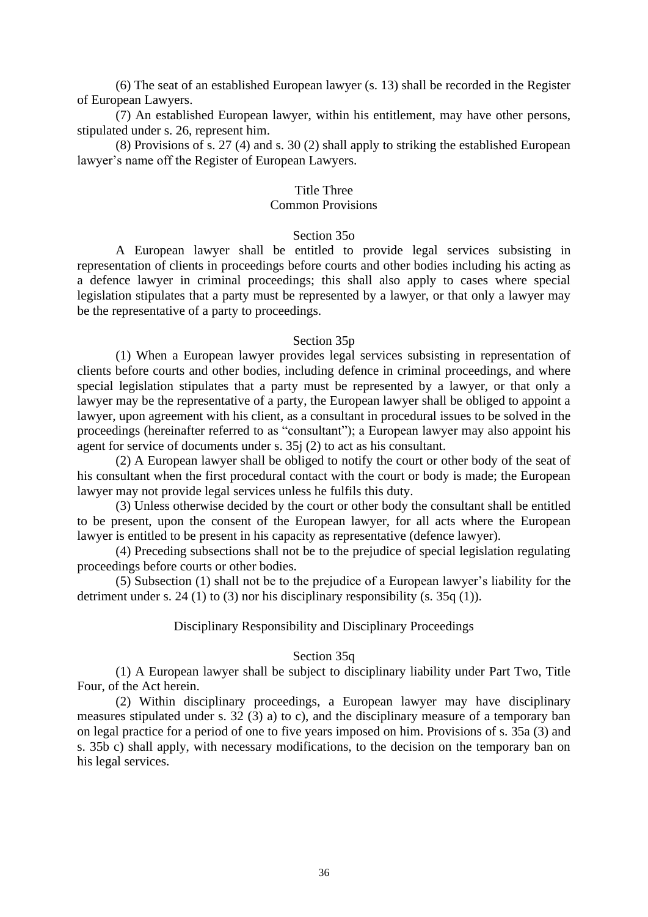(6) The seat of an established European lawyer (s. 13) shall be recorded in the Register of European Lawyers.

(7) An established European lawyer, within his entitlement, may have other persons, stipulated under s. 26, represent him.

(8) Provisions of s. 27 (4) and s. 30 (2) shall apply to striking the established European lawyer's name off the Register of European Lawyers.

## Title Three
## Common Provisions

### Section 35o

A European lawyer shall be entitled to provide legal services subsisting in representation of clients in proceedings before courts and other bodies including his acting as a defence lawyer in criminal proceedings; this shall also apply to cases where special legislation stipulates that a party must be represented by a lawyer, or that only a lawyer may be the representative of a party to proceedings.

### Section 35p

(1) When a European lawyer provides legal services subsisting in representation of clients before courts and other bodies, including defence in criminal proceedings, and where special legislation stipulates that a party must be represented by a lawyer, or that only a lawyer may be the representative of a party, the European lawyer shall be obliged to appoint a lawyer, upon agreement with his client, as a consultant in procedural issues to be solved in the proceedings (hereinafter referred to as "consultant"); a European lawyer may also appoint his agent for service of documents under s. 35j (2) to act as his consultant.

(2) A European lawyer shall be obliged to notify the court or other body of the seat of his consultant when the first procedural contact with the court or body is made; the European lawyer may not provide legal services unless he fulfils this duty.

(3) Unless otherwise decided by the court or other body the consultant shall be entitled to be present, upon the consent of the European lawyer, for all acts where the European lawyer is entitled to be present in his capacity as representative (defence lawyer).

(4) Preceding subsections shall not be to the prejudice of special legislation regulating proceedings before courts or other bodies.

(5) Subsection (1) shall not be to the prejudice of a European lawyer's liability for the detriment under s. 24 (1) to (3) nor his disciplinary responsibility (s. 35q (1)).

### Disciplinary Responsibility and Disciplinary Proceedings

### Section 35q

(1) A European lawyer shall be subject to disciplinary liability under Part Two, Title Four, of the Act herein.

(2) Within disciplinary proceedings, a European lawyer may have disciplinary measures stipulated under s. 32 (3) a) to c), and the disciplinary measure of a temporary ban on legal practice for a period of one to five years imposed on him. Provisions of s. 35a (3) and s. 35b c) shall apply, with necessary modifications, to the decision on the temporary ban on his legal services.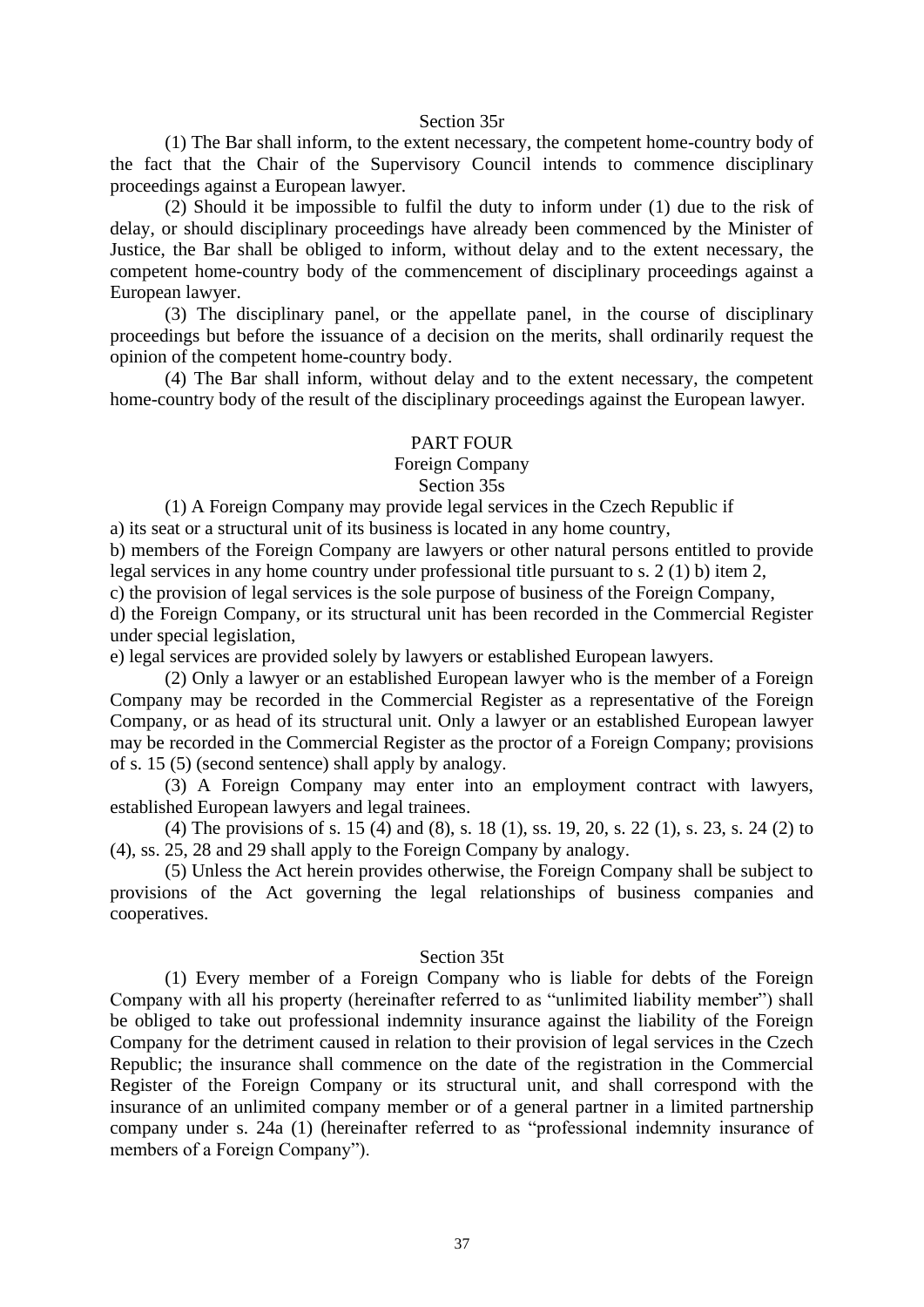### Section 35r

(1) The Bar shall inform, to the extent necessary, the competent home-country body of the fact that the Chair of the Supervisory Council intends to commence disciplinary proceedings against a European lawyer.

(2) Should it be impossible to fulfil the duty to inform under (1) due to the risk of delay, or should disciplinary proceedings have already been commenced by the Minister of Justice, the Bar shall be obliged to inform, without delay and to the extent necessary, the competent home-country body of the commencement of disciplinary proceedings against a European lawyer.

(3) The disciplinary panel, or the appellate panel, in the course of disciplinary proceedings but before the issuance of a decision on the merits, shall ordinarily request the opinion of the competent home-country body.

(4) The Bar shall inform, without delay and to the extent necessary, the competent home-country body of the result of the disciplinary proceedings against the European lawyer.

## PART FOUR

## Foreign Company

### Section 35s

(1) A Foreign Company may provide legal services in the Czech Republic if

a) its seat or a structural unit of its business is located in any home country,

b) members of the Foreign Company are lawyers or other natural persons entitled to provide legal services in any home country under professional title pursuant to s. 2 (1) b) item 2,

c) the provision of legal services is the sole purpose of business of the Foreign Company,

d) the Foreign Company, or its structural unit has been recorded in the Commercial Register under special legislation,

e) legal services are provided solely by lawyers or established European lawyers.

(2) Only a lawyer or an established European lawyer who is the member of a Foreign Company may be recorded in the Commercial Register as a representative of the Foreign Company, or as head of its structural unit. Only a lawyer or an established European lawyer may be recorded in the Commercial Register as the proctor of a Foreign Company; provisions of s. 15 (5) (second sentence) shall apply by analogy.

(3) A Foreign Company may enter into an employment contract with lawyers, established European lawyers and legal trainees.

(4) The provisions of s. 15 (4) and (8), s. 18 (1), ss. 19, 20, s. 22 (1), s. 23, s. 24 (2) to (4), ss. 25, 28 and 29 shall apply to the Foreign Company by analogy.

(5) Unless the Act herein provides otherwise, the Foreign Company shall be subject to provisions of the Act governing the legal relationships of business companies and cooperatives.

### Section 35t

(1) Every member of a Foreign Company who is liable for debts of the Foreign Company with all his property (hereinafter referred to as "unlimited liability member") shall be obliged to take out professional indemnity insurance against the liability of the Foreign Company for the detriment caused in relation to their provision of legal services in the Czech Republic; the insurance shall commence on the date of the registration in the Commercial Register of the Foreign Company or its structural unit, and shall correspond with the insurance of an unlimited company member or of a general partner in a limited partnership company under s. 24a (1) (hereinafter referred to as "professional indemnity insurance of members of a Foreign Company").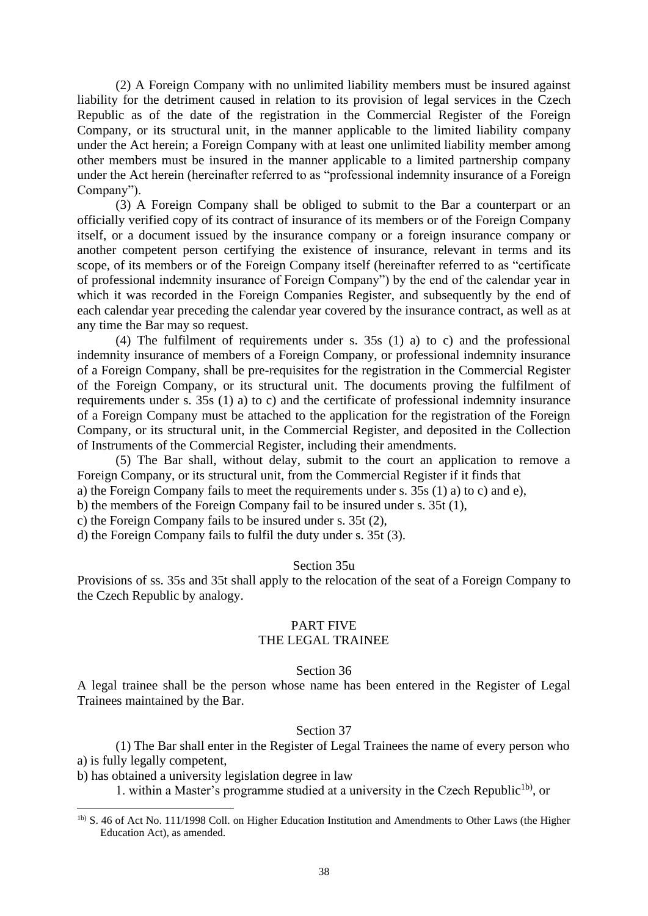(2) A Foreign Company with no unlimited liability members must be insured against liability for the detriment caused in relation to its provision of legal services in the Czech Republic as of the date of the registration in the Commercial Register of the Foreign Company, or its structural unit, in the manner applicable to the limited liability company under the Act herein; a Foreign Company with at least one unlimited liability member among other members must be insured in the manner applicable to a limited partnership company under the Act herein (hereinafter referred to as "professional indemnity insurance of a Foreign Company").

(3) A Foreign Company shall be obliged to submit to the Bar a counterpart or an officially verified copy of its contract of insurance of its members or of the Foreign Company itself, or a document issued by the insurance company or a foreign insurance company or another competent person certifying the existence of insurance, relevant in terms and its scope, of its members or of the Foreign Company itself (hereinafter referred to as "certificate of professional indemnity insurance of Foreign Company") by the end of the calendar year in which it was recorded in the Foreign Companies Register, and subsequently by the end of each calendar year preceding the calendar year covered by the insurance contract, as well as at any time the Bar may so request.

(4) The fulfilment of requirements under s. 35s (1) a) to c) and the professional indemnity insurance of members of a Foreign Company, or professional indemnity insurance of a Foreign Company, shall be pre-requisites for the registration in the Commercial Register of the Foreign Company, or its structural unit. The documents proving the fulfilment of requirements under s. 35s (1) a) to c) and the certificate of professional indemnity insurance of a Foreign Company must be attached to the application for the registration of the Foreign Company, or its structural unit, in the Commercial Register, and deposited in the Collection of Instruments of the Commercial Register, including their amendments.

(5) The Bar shall, without delay, submit to the court an application to remove a Foreign Company, or its structural unit, from the Commercial Register if it finds that

a) the Foreign Company fails to meet the requirements under s. 35s (1) a) to c) and e),

b) the members of the Foreign Company fail to be insured under s. 35t (1),

c) the Foreign Company fails to be insured under s. 35t (2),

d) the Foreign Company fails to fulfil the duty under s. 35t (3).

### Section 35u

Provisions of ss. 35s and 35t shall apply to the relocation of the seat of a Foreign Company to the Czech Republic by analogy.

## PART FIVE
## THE LEGAL TRAINEE

### Section 36

A legal trainee shall be the person whose name has been entered in the Register of Legal Trainees maintained by the Bar.

### Section 37

(1) The Bar shall enter in the Register of Legal Trainees the name of every person who

a) is fully legally competent,

b) has obtained a university legislation degree in law

1. within a Master's programme studied at a university in the Czech Republic[1b], or

---

[1b] S. 46 of Act No. 111/1998 Coll. on Higher Education Institution and Amendments to Other Laws (the Higher Education Act), as amended.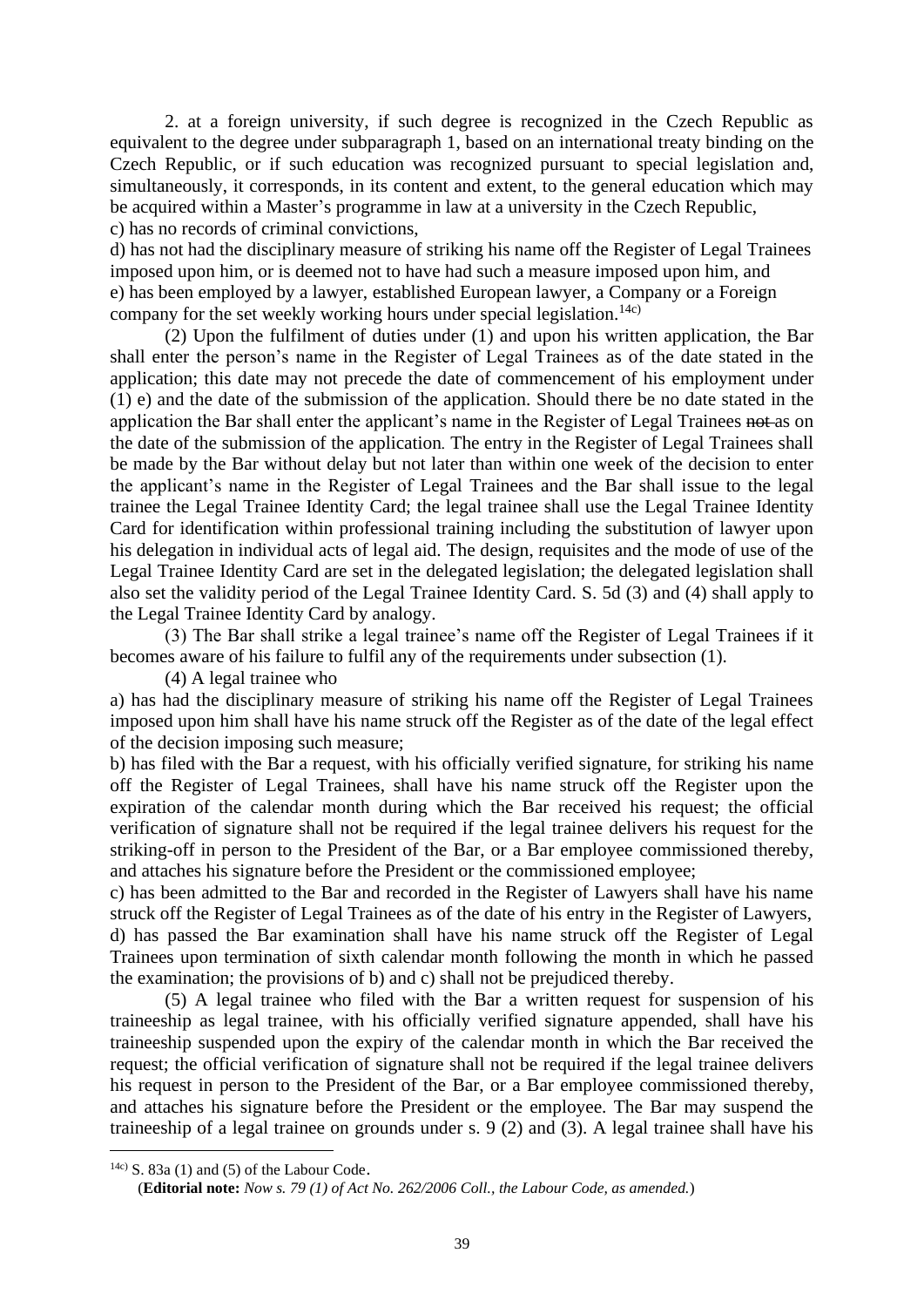2. at a foreign university, if such degree is recognized in the Czech Republic as equivalent to the degree under subparagraph 1, based on an international treaty binding on the Czech Republic, or if such education was recognized pursuant to special legislation and, simultaneously, it corresponds, in its content and extent, to the general education which may be acquired within a Master's programme in law at a university in the Czech Republic,

c) has no records of criminal convictions,

d) has not had the disciplinary measure of striking his name off the Register of Legal Trainees imposed upon him, or is deemed not to have had such a measure imposed upon him, and

e) has been employed by a lawyer, established European lawyer, a Company or a Foreign company for the set weekly working hours under special legislation.[14c)]

(2) Upon the fulfilment of duties under (1) and upon his written application, the Bar shall enter the person's name in the Register of Legal Trainees as of the date stated in the application; this date may not precede the date of commencement of his employment under (1) e) and the date of the submission of the application. Should there be no date stated in the application the Bar shall enter the applicant's name in the Register of Legal Trainees ~~not~~ as on the date of the submission of the application. The entry in the Register of Legal Trainees shall be made by the Bar without delay but not later than within one week of the decision to enter the applicant's name in the Register of Legal Trainees and the Bar shall issue to the legal trainee the Legal Trainee Identity Card; the legal trainee shall use the Legal Trainee Identity Card for identification within professional training including the substitution of lawyer upon his delegation in individual acts of legal aid. The design, requisites and the mode of use of the Legal Trainee Identity Card are set in the delegated legislation; the delegated legislation shall also set the validity period of the Legal Trainee Identity Card. S. 5d (3) and (4) shall apply to the Legal Trainee Identity Card by analogy.

(3) The Bar shall strike a legal trainee's name off the Register of Legal Trainees if it becomes aware of his failure to fulfil any of the requirements under subsection (1).

(4) A legal trainee who

a) has had the disciplinary measure of striking his name off the Register of Legal Trainees imposed upon him shall have his name struck off the Register as of the date of the legal effect of the decision imposing such measure;

b) has filed with the Bar a request, with his officially verified signature, for striking his name off the Register of Legal Trainees, shall have his name struck off the Register upon the expiration of the calendar month during which the Bar received his request; the official verification of signature shall not be required if the legal trainee delivers his request for the striking-off in person to the President of the Bar, or a Bar employee commissioned thereby, and attaches his signature before the President or the commissioned employee;

c) has been admitted to the Bar and recorded in the Register of Lawyers shall have his name struck off the Register of Legal Trainees as of the date of his entry in the Register of Lawyers,

d) has passed the Bar examination shall have his name struck off the Register of Legal Trainees upon termination of sixth calendar month following the month in which he passed the examination; the provisions of b) and c) shall not be prejudiced thereby.

(5) A legal trainee who filed with the Bar a written request for suspension of his traineeship as legal trainee, with his officially verified signature appended, shall have his traineeship suspended upon the expiry of the calendar month in which the Bar received the request; the official verification of signature shall not be required if the legal trainee delivers his request in person to the President of the Bar, or a Bar employee commissioned thereby, and attaches his signature before the President or the employee. The Bar may suspend the traineeship of a legal trainee on grounds under s. 9 (2) and (3). A legal trainee shall have his

---

[14c)] S. 83a (1) and (5) of the Labour Code.

(**Editorial note:** *Now s. 79 (1) of Act No. 262/2006 Coll., the Labour Code, as amended.*)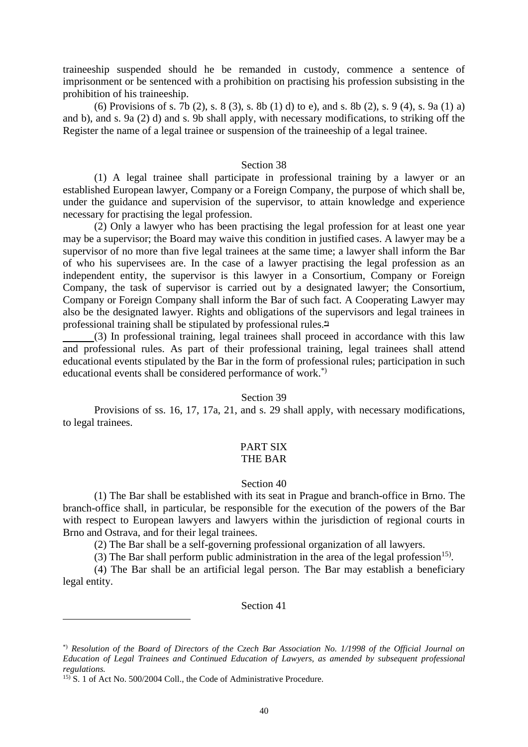traineeship suspended should he be remanded in custody, commence a sentence of imprisonment or be sentenced with a prohibition on practising his profession subsisting in the prohibition of his traineeship.

(6) Provisions of s. 7b (2), s. 8 (3), s. 8b (1) d) to e), and s. 8b (2), s. 9 (4), s. 9a (1) a) and b), and s. 9a (2) d) and s. 9b shall apply, with necessary modifications, to striking off the Register the name of a legal trainee or suspension of the traineeship of a legal trainee.

Section 38

(1) A legal trainee shall participate in professional training by a lawyer or an established European lawyer, Company or a Foreign Company, the purpose of which shall be, under the guidance and supervision of the supervisor, to attain knowledge and experience necessary for practising the legal profession.

(2) Only a lawyer who has been practising the legal profession for at least one year may be a supervisor; the Board may waive this condition in justified cases. A lawyer may be a supervisor of no more than five legal trainees at the same time; a lawyer shall inform the Bar of who his supervisees are. In the case of a lawyer practising the legal profession as an independent entity, the supervisor is this lawyer in a Consortium, Company or Foreign Company, the task of supervisor is carried out by a designated lawyer; the Consortium, Company or Foreign Company shall inform the Bar of such fact. A Cooperating Lawyer may also be the designated lawyer. Rights and obligations of the supervisors and legal trainees in professional training shall be stipulated by professional rules.[*)]

(3) In professional training, legal trainees shall proceed in accordance with this law and professional rules. As part of their professional training, legal trainees shall attend educational events stipulated by the Bar in the form of professional rules; participation in such educational events shall be considered performance of work.[*)]

Section 39

Provisions of ss. 16, 17, 17a, 21, and s. 29 shall apply, with necessary modifications, to legal trainees.

## PART SIX
## THE BAR

Section 40

(1) The Bar shall be established with its seat in Prague and branch-office in Brno. The branch-office shall, in particular, be responsible for the execution of the powers of the Bar with respect to European lawyers and lawyers within the jurisdiction of regional courts in Brno and Ostrava, and for their legal trainees.

(2) The Bar shall be a self-governing professional organization of all lawyers.

(3) The Bar shall perform public administration in the area of the legal profession[15)].

(4) The Bar shall be an artificial legal person. The Bar may establish a beneficiary legal entity.

Section 41

---

[*)] *Resolution of the Board of Directors of the Czech Bar Association No. 1/1998 of the Official Journal on Education of Legal Trainees and Continued Education of Lawyers, as amended by subsequent professional regulations.*

[15)] S. 1 of Act No. 500/2004 Coll., the Code of Administrative Procedure.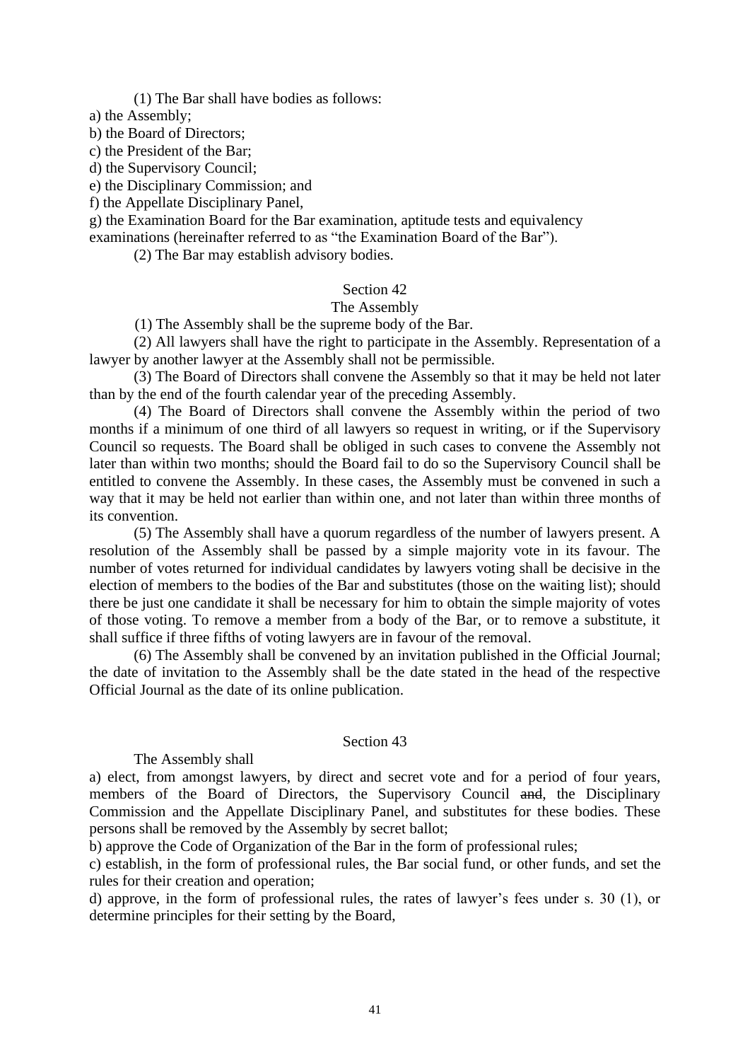(1) The Bar shall have bodies as follows:

a) the Assembly;

b) the Board of Directors;

c) the President of the Bar;

d) the Supervisory Council;

e) the Disciplinary Commission; and

f) the Appellate Disciplinary Panel,

g) the Examination Board for the Bar examination, aptitude tests and equivalency examinations (hereinafter referred to as "the Examination Board of the Bar").

(2) The Bar may establish advisory bodies.

## Section 42

### The Assembly

(1) The Assembly shall be the supreme body of the Bar.

(2) All lawyers shall have the right to participate in the Assembly. Representation of a lawyer by another lawyer at the Assembly shall not be permissible.

(3) The Board of Directors shall convene the Assembly so that it may be held not later than by the end of the fourth calendar year of the preceding Assembly.

(4) The Board of Directors shall convene the Assembly within the period of two months if a minimum of one third of all lawyers so request in writing, or if the Supervisory Council so requests. The Board shall be obliged in such cases to convene the Assembly not later than within two months; should the Board fail to do so the Supervisory Council shall be entitled to convene the Assembly. In these cases, the Assembly must be convened in such a way that it may be held not earlier than within one, and not later than within three months of its convention.

(5) The Assembly shall have a quorum regardless of the number of lawyers present. A resolution of the Assembly shall be passed by a simple majority vote in its favour. The number of votes returned for individual candidates by lawyers voting shall be decisive in the election of members to the bodies of the Bar and substitutes (those on the waiting list); should there be just one candidate it shall be necessary for him to obtain the simple majority of votes of those voting. To remove a member from a body of the Bar, or to remove a substitute, it shall suffice if three fifths of voting lawyers are in favour of the removal.

(6) The Assembly shall be convened by an invitation published in the Official Journal; the date of invitation to the Assembly shall be the date stated in the head of the respective Official Journal as the date of its online publication.

## Section 43

The Assembly shall

a) elect, from amongst lawyers, by direct and secret vote and for a period of four years, members of the Board of Directors, the Supervisory Council ~~and~~, the Disciplinary Commission and the Appellate Disciplinary Panel, and substitutes for these bodies. These persons shall be removed by the Assembly by secret ballot;

b) approve the Code of Organization of the Bar in the form of professional rules;

c) establish, in the form of professional rules, the Bar social fund, or other funds, and set the rules for their creation and operation;

d) approve, in the form of professional rules, the rates of lawyer's fees under s. 30 (1), or determine principles for their setting by the Board,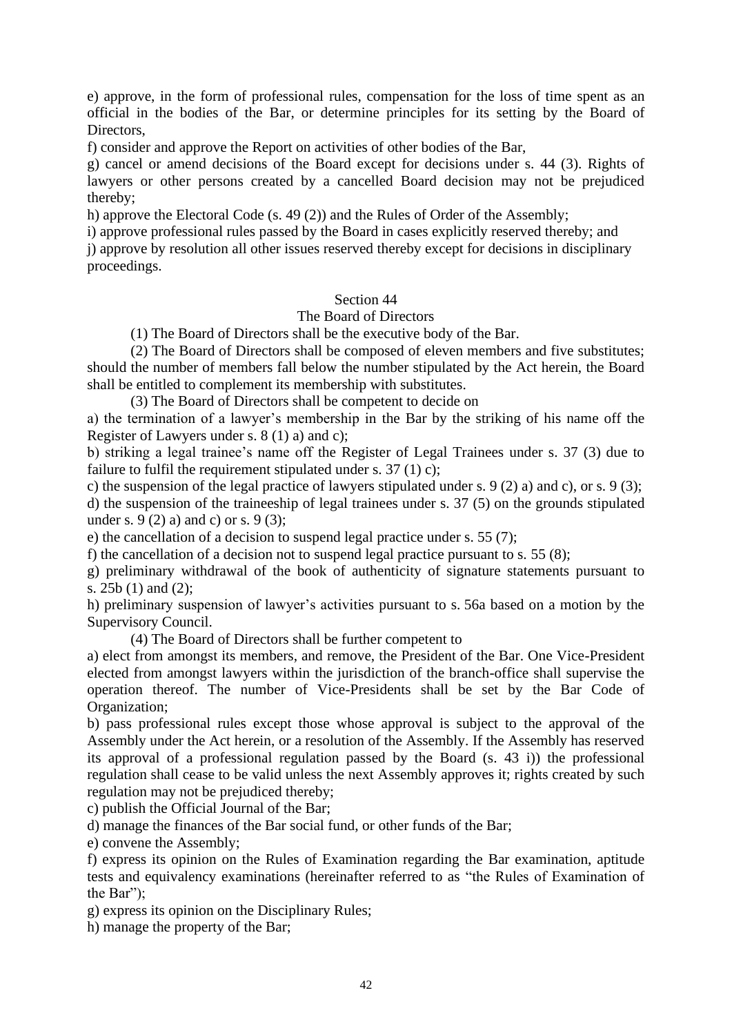e) approve, in the form of professional rules, compensation for the loss of time spent as an official in the bodies of the Bar, or determine principles for its setting by the Board of Directors,

f) consider and approve the Report on activities of other bodies of the Bar,

g) cancel or amend decisions of the Board except for decisions under s. 44 (3). Rights of lawyers or other persons created by a cancelled Board decision may not be prejudiced thereby;

h) approve the Electoral Code (s. 49 (2)) and the Rules of Order of the Assembly;

i) approve professional rules passed by the Board in cases explicitly reserved thereby; and

j) approve by resolution all other issues reserved thereby except for decisions in disciplinary proceedings.

## Section 44
### The Board of Directors

(1) The Board of Directors shall be the executive body of the Bar.

(2) The Board of Directors shall be composed of eleven members and five substitutes; should the number of members fall below the number stipulated by the Act herein, the Board shall be entitled to complement its membership with substitutes.

(3) The Board of Directors shall be competent to decide on

a) the termination of a lawyer's membership in the Bar by the striking of his name off the Register of Lawyers under s. 8 (1) a) and c);

b) striking a legal trainee's name off the Register of Legal Trainees under s. 37 (3) due to failure to fulfil the requirement stipulated under s. 37 (1) c);

c) the suspension of the legal practice of lawyers stipulated under s. 9 (2) a) and c), or s. 9 (3);

d) the suspension of the traineeship of legal trainees under s. 37 (5) on the grounds stipulated under s. 9 (2) a) and c) or s. 9 (3);

e) the cancellation of a decision to suspend legal practice under s. 55 (7);

f) the cancellation of a decision not to suspend legal practice pursuant to s. 55 (8);

g) preliminary withdrawal of the book of authenticity of signature statements pursuant to s. 25b (1) and (2);

h) preliminary suspension of lawyer's activities pursuant to s. 56a based on a motion by the Supervisory Council.

(4) The Board of Directors shall be further competent to

a) elect from amongst its members, and remove, the President of the Bar. One Vice-President elected from amongst lawyers within the jurisdiction of the branch-office shall supervise the operation thereof. The number of Vice-Presidents shall be set by the Bar Code of Organization;

b) pass professional rules except those whose approval is subject to the approval of the Assembly under the Act herein, or a resolution of the Assembly. If the Assembly has reserved its approval of a professional regulation passed by the Board (s. 43 i)) the professional regulation shall cease to be valid unless the next Assembly approves it; rights created by such regulation may not be prejudiced thereby;

c) publish the Official Journal of the Bar;

d) manage the finances of the Bar social fund, or other funds of the Bar;

e) convene the Assembly;

f) express its opinion on the Rules of Examination regarding the Bar examination, aptitude tests and equivalency examinations (hereinafter referred to as "the Rules of Examination of the Bar");

g) express its opinion on the Disciplinary Rules;

h) manage the property of the Bar;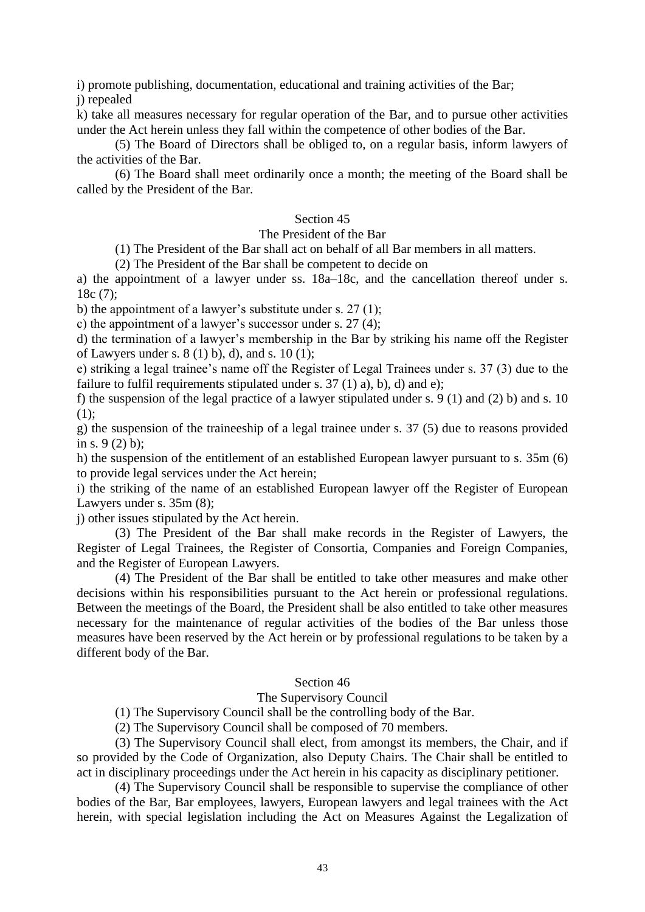i) promote publishing, documentation, educational and training activities of the Bar;
j) repealed
k) take all measures necessary for regular operation of the Bar, and to pursue other activities under the Act herein unless they fall within the competence of other bodies of the Bar.

(5) The Board of Directors shall be obliged to, on a regular basis, inform lawyers of the activities of the Bar.

(6) The Board shall meet ordinarily once a month; the meeting of the Board shall be called by the President of the Bar.

### Section 45
### The President of the Bar

(1) The President of the Bar shall act on behalf of all Bar members in all matters.

(2) The President of the Bar shall be competent to decide on

a) the appointment of a lawyer under ss. 18a–18c, and the cancellation thereof under s. 18c (7);
b) the appointment of a lawyer's substitute under s. 27 (1);
c) the appointment of a lawyer's successor under s. 27 (4);
d) the termination of a lawyer's membership in the Bar by striking his name off the Register of Lawyers under s. 8 (1) b), d), and s. 10 (1);
e) striking a legal trainee's name off the Register of Legal Trainees under s. 37 (3) due to the failure to fulfil requirements stipulated under s. 37 (1) a), b), d) and e);
f) the suspension of the legal practice of a lawyer stipulated under s. 9 (1) and (2) b) and s. 10 (1);
g) the suspension of the traineeship of a legal trainee under s. 37 (5) due to reasons provided in s. 9 (2) b);
h) the suspension of the entitlement of an established European lawyer pursuant to s. 35m (6) to provide legal services under the Act herein;
i) the striking of the name of an established European lawyer off the Register of European Lawyers under s. 35m (8);
j) other issues stipulated by the Act herein.

(3) The President of the Bar shall make records in the Register of Lawyers, the Register of Legal Trainees, the Register of Consortia, Companies and Foreign Companies, and the Register of European Lawyers.

(4) The President of the Bar shall be entitled to take other measures and make other decisions within his responsibilities pursuant to the Act herein or professional regulations. Between the meetings of the Board, the President shall be also entitled to take other measures necessary for the maintenance of regular activities of the bodies of the Bar unless those measures have been reserved by the Act herein or by professional regulations to be taken by a different body of the Bar.

### Section 46
### The Supervisory Council

(1) The Supervisory Council shall be the controlling body of the Bar.

(2) The Supervisory Council shall be composed of 70 members.

(3) The Supervisory Council shall elect, from amongst its members, the Chair, and if so provided by the Code of Organization, also Deputy Chairs. The Chair shall be entitled to act in disciplinary proceedings under the Act herein in his capacity as disciplinary petitioner.

(4) The Supervisory Council shall be responsible to supervise the compliance of other bodies of the Bar, Bar employees, lawyers, European lawyers and legal trainees with the Act herein, with special legislation including the Act on Measures Against the Legalization of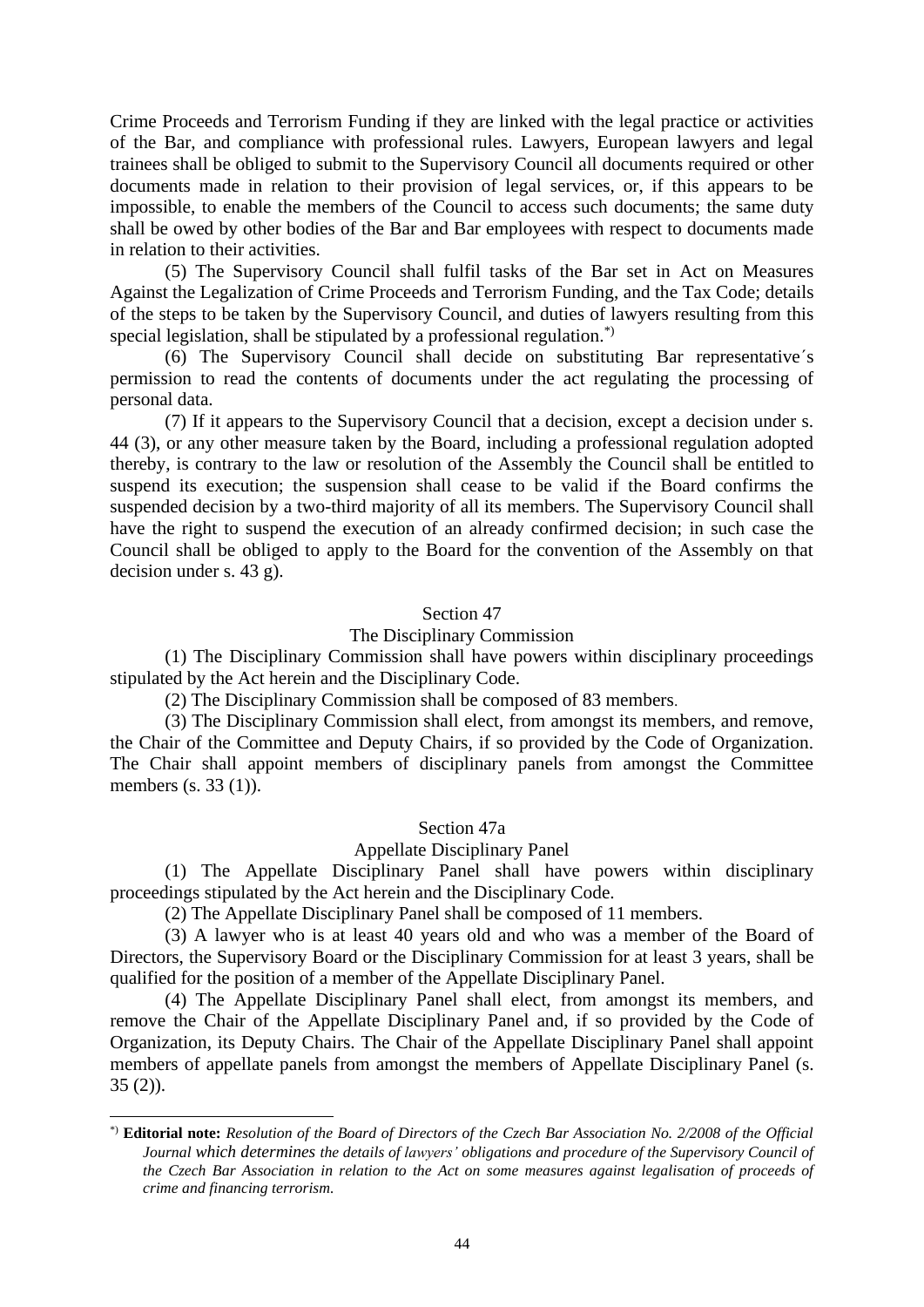Crime Proceeds and Terrorism Funding if they are linked with the legal practice or activities of the Bar, and compliance with professional rules. Lawyers, European lawyers and legal trainees shall be obliged to submit to the Supervisory Council all documents required or other documents made in relation to their provision of legal services, or, if this appears to be impossible, to enable the members of the Council to access such documents; the same duty shall be owed by other bodies of the Bar and Bar employees with respect to documents made in relation to their activities.

(5) The Supervisory Council shall fulfil tasks of the Bar set in Act on Measures Against the Legalization of Crime Proceeds and Terrorism Funding, and the Tax Code; details of the steps to be taken by the Supervisory Council, and duties of lawyers resulting from this special legislation, shall be stipulated by a professional regulation.[*)]

(6) The Supervisory Council shall decide on substituting Bar representative´s permission to read the contents of documents under the act regulating the processing of personal data.

(7) If it appears to the Supervisory Council that a decision, except a decision under s. 44 (3), or any other measure taken by the Board, including a professional regulation adopted thereby, is contrary to the law or resolution of the Assembly the Council shall be entitled to suspend its execution; the suspension shall cease to be valid if the Board confirms the suspended decision by a two-third majority of all its members. The Supervisory Council shall have the right to suspend the execution of an already confirmed decision; in such case the Council shall be obliged to apply to the Board for the convention of the Assembly on that decision under s. 43 g).

## Section 47

### The Disciplinary Commission

(1) The Disciplinary Commission shall have powers within disciplinary proceedings stipulated by the Act herein and the Disciplinary Code.

(2) The Disciplinary Commission shall be composed of 83 members.

(3) The Disciplinary Commission shall elect, from amongst its members, and remove, the Chair of the Committee and Deputy Chairs, if so provided by the Code of Organization. The Chair shall appoint members of disciplinary panels from amongst the Committee members (s. 33 (1)).

## Section 47a

### Appellate Disciplinary Panel

(1) The Appellate Disciplinary Panel shall have powers within disciplinary proceedings stipulated by the Act herein and the Disciplinary Code.

(2) The Appellate Disciplinary Panel shall be composed of 11 members.

(3) A lawyer who is at least 40 years old and who was a member of the Board of Directors, the Supervisory Board or the Disciplinary Commission for at least 3 years, shall be qualified for the position of a member of the Appellate Disciplinary Panel.

(4) The Appellate Disciplinary Panel shall elect, from amongst its members, and remove the Chair of the Appellate Disciplinary Panel and, if so provided by the Code of Organization, its Deputy Chairs. The Chair of the Appellate Disciplinary Panel shall appoint members of appellate panels from amongst the members of Appellate Disciplinary Panel (s. 35 (2)).

---

[*)] **Editorial note:** *Resolution of the Board of Directors of the Czech Bar Association No. 2/2008 of the Official Journal which determines the details of lawyers' obligations and procedure of the Supervisory Council of the Czech Bar Association in relation to the Act on some measures against legalisation of proceeds of crime and financing terrorism.*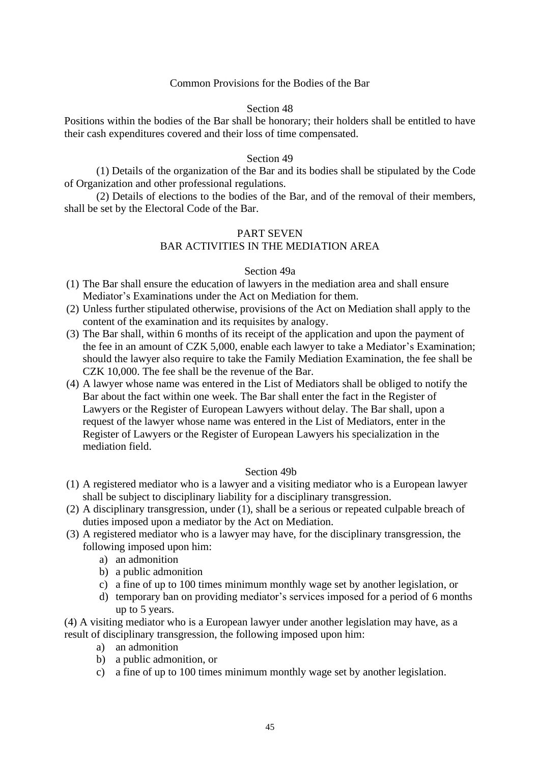### Common Provisions for the Bodies of the Bar

#### Section 48

Positions within the bodies of the Bar shall be honorary; their holders shall be entitled to have their cash expenditures covered and their loss of time compensated.

#### Section 49

(1) Details of the organization of the Bar and its bodies shall be stipulated by the Code of Organization and other professional regulations.

(2) Details of elections to the bodies of the Bar, and of the removal of their members, shall be set by the Electoral Code of the Bar.

## PART SEVEN
## BAR ACTIVITIES IN THE MEDIATION AREA

#### Section 49a

(1) The Bar shall ensure the education of lawyers in the mediation area and shall ensure Mediator's Examinations under the Act on Mediation for them.

(2) Unless further stipulated otherwise, provisions of the Act on Mediation shall apply to the content of the examination and its requisites by analogy.

(3) The Bar shall, within 6 months of its receipt of the application and upon the payment of the fee in an amount of CZK 5,000, enable each lawyer to take a Mediator's Examination; should the lawyer also require to take the Family Mediation Examination, the fee shall be CZK 10,000. The fee shall be the revenue of the Bar.

(4) A lawyer whose name was entered in the List of Mediators shall be obliged to notify the Bar about the fact within one week. The Bar shall enter the fact in the Register of Lawyers or the Register of European Lawyers without delay. The Bar shall, upon a request of the lawyer whose name was entered in the List of Mediators, enter in the Register of Lawyers or the Register of European Lawyers his specialization in the mediation field.

#### Section 49b

(1) A registered mediator who is a lawyer and a visiting mediator who is a European lawyer shall be subject to disciplinary liability for a disciplinary transgression.

(2) A disciplinary transgression, under (1), shall be a serious or repeated culpable breach of duties imposed upon a mediator by the Act on Mediation.

(3) A registered mediator who is a lawyer may have, for the disciplinary transgression, the following imposed upon him:

a) an admonition
b) a public admonition
c) a fine of up to 100 times minimum monthly wage set by another legislation, or
d) temporary ban on providing mediator's services imposed for a period of 6 months up to 5 years.

(4) A visiting mediator who is a European lawyer under another legislation may have, as a result of disciplinary transgression, the following imposed upon him:

a) an admonition
b) a public admonition, or
c) a fine of up to 100 times minimum monthly wage set by another legislation.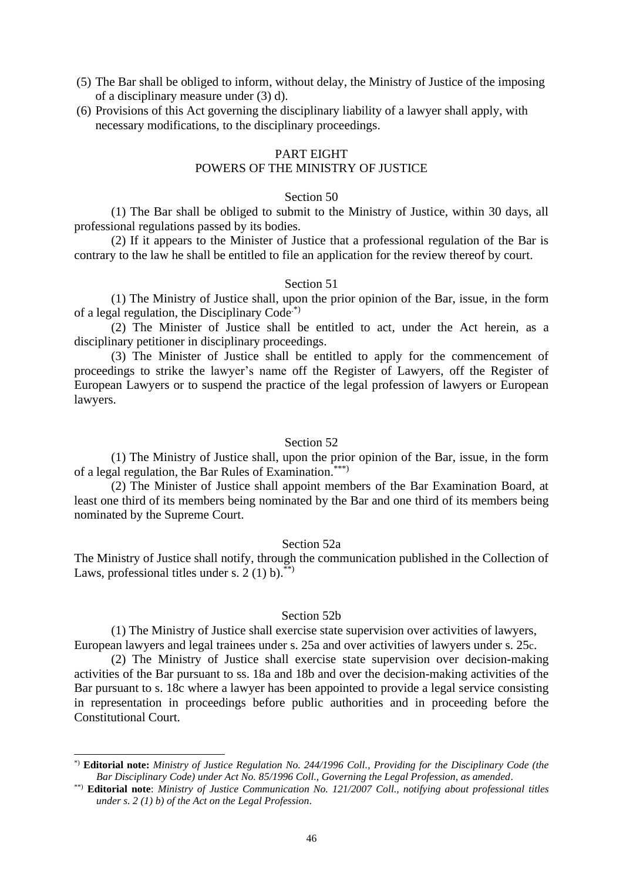(5) The Bar shall be obliged to inform, without delay, the Ministry of Justice of the imposing of a disciplinary measure under (3) d).

(6) Provisions of this Act governing the disciplinary liability of a lawyer shall apply, with necessary modifications, to the disciplinary proceedings.

## PART EIGHT
## POWERS OF THE MINISTRY OF JUSTICE

### Section 50

(1) The Bar shall be obliged to submit to the Ministry of Justice, within 30 days, all professional regulations passed by its bodies.

(2) If it appears to the Minister of Justice that a professional regulation of the Bar is contrary to the law he shall be entitled to file an application for the review thereof by court.

### Section 51

(1) The Ministry of Justice shall, upon the prior opinion of the Bar, issue, in the form of a legal regulation, the Disciplinary Code.[*)]

(2) The Minister of Justice shall be entitled to act, under the Act herein, as a disciplinary petitioner in disciplinary proceedings.

(3) The Minister of Justice shall be entitled to apply for the commencement of proceedings to strike the lawyer's name off the Register of Lawyers, off the Register of European Lawyers or to suspend the practice of the legal profession of lawyers or European lawyers.

### Section 52

(1) The Ministry of Justice shall, upon the prior opinion of the Bar, issue, in the form of a legal regulation, the Bar Rules of Examination.[***)]

(2) The Minister of Justice shall appoint members of the Bar Examination Board, at least one third of its members being nominated by the Bar and one third of its members being nominated by the Supreme Court.

### Section 52a

The Ministry of Justice shall notify, through the communication published in the Collection of Laws, professional titles under s. 2 (1) b).[**)]

### Section 52b

(1) The Ministry of Justice shall exercise state supervision over activities of lawyers, European lawyers and legal trainees under s. 25a and over activities of lawyers under s. 25c.

(2) The Ministry of Justice shall exercise state supervision over decision-making activities of the Bar pursuant to ss. 18a and 18b and over the decision-making activities of the Bar pursuant to s. 18c where a lawyer has been appointed to provide a legal service consisting in representation in proceedings before public authorities and in proceeding before the Constitutional Court.

---

[*)] **Editorial note:** *Ministry of Justice Regulation No. 244/1996 Coll., Providing for the Disciplinary Code (the Bar Disciplinary Code) under Act No. 85/1996 Coll., Governing the Legal Profession, as amended*.

[**)] **Editorial note**: *Ministry of Justice Communication No. 121/2007 Coll., notifying about professional titles under s. 2 (1) b) of the Act on the Legal Profession*.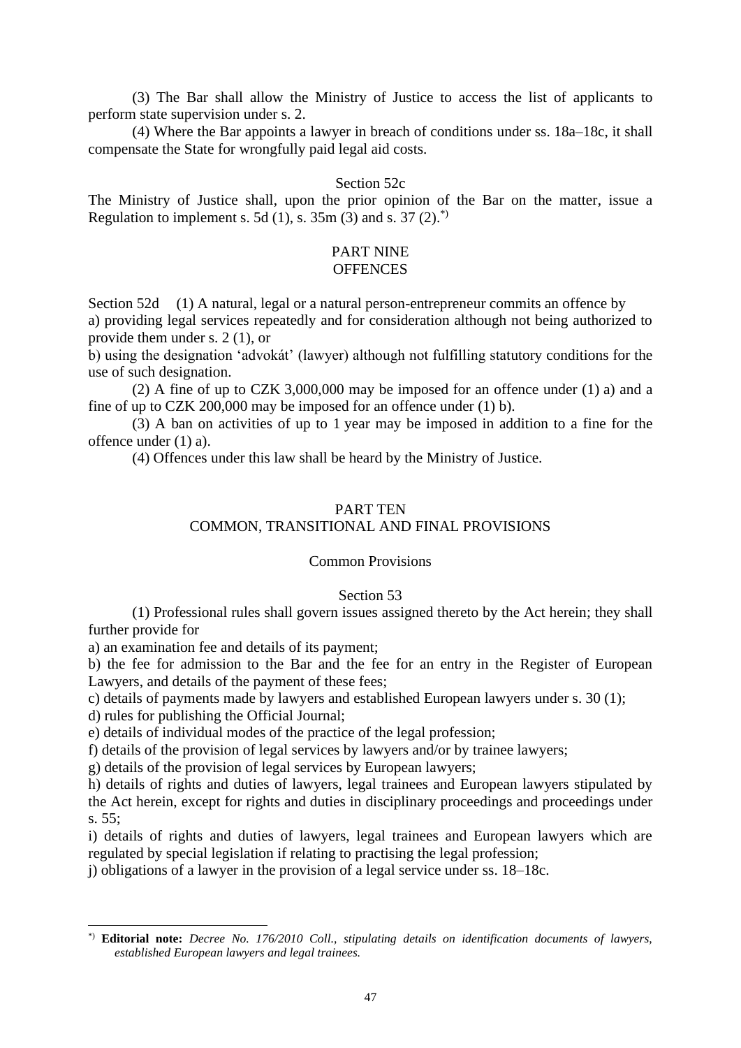(3) The Bar shall allow the Ministry of Justice to access the list of applicants to perform state supervision under s. 2.

(4) Where the Bar appoints a lawyer in breach of conditions under ss. 18a–18c, it shall compensate the State for wrongfully paid legal aid costs.

### Section 52c

The Ministry of Justice shall, upon the prior opinion of the Bar on the matter, issue a Regulation to implement s. 5d (1), s. 35m (3) and s. 37 (2).[*)]

## PART NINE
## OFFENCES

Section 52d (1) A natural, legal or a natural person-entrepreneur commits an offence by

a) providing legal services repeatedly and for consideration although not being authorized to provide them under s. 2 (1), or

b) using the designation 'advokát' (lawyer) although not fulfilling statutory conditions for the use of such designation.

(2) A fine of up to CZK 3,000,000 may be imposed for an offence under (1) a) and a fine of up to CZK 200,000 may be imposed for an offence under (1) b).

(3) A ban on activities of up to 1 year may be imposed in addition to a fine for the offence under (1) a).

(4) Offences under this law shall be heard by the Ministry of Justice.

## PART TEN
## COMMON, TRANSITIONAL AND FINAL PROVISIONS

### Common Provisions

### Section 53

(1) Professional rules shall govern issues assigned thereto by the Act herein; they shall further provide for

a) an examination fee and details of its payment;

b) the fee for admission to the Bar and the fee for an entry in the Register of European Lawyers, and details of the payment of these fees;

c) details of payments made by lawyers and established European lawyers under s. 30 (1);

d) rules for publishing the Official Journal;

e) details of individual modes of the practice of the legal profession;

f) details of the provision of legal services by lawyers and/or by trainee lawyers;

g) details of the provision of legal services by European lawyers;

h) details of rights and duties of lawyers, legal trainees and European lawyers stipulated by the Act herein, except for rights and duties in disciplinary proceedings and proceedings under s. 55;

i) details of rights and duties of lawyers, legal trainees and European lawyers which are regulated by special legislation if relating to practising the legal profession;

j) obligations of a lawyer in the provision of a legal service under ss. 18–18c.

---

[*)] **Editorial note:** *Decree No. 176/2010 Coll., stipulating details on identification documents of lawyers, established European lawyers and legal trainees.*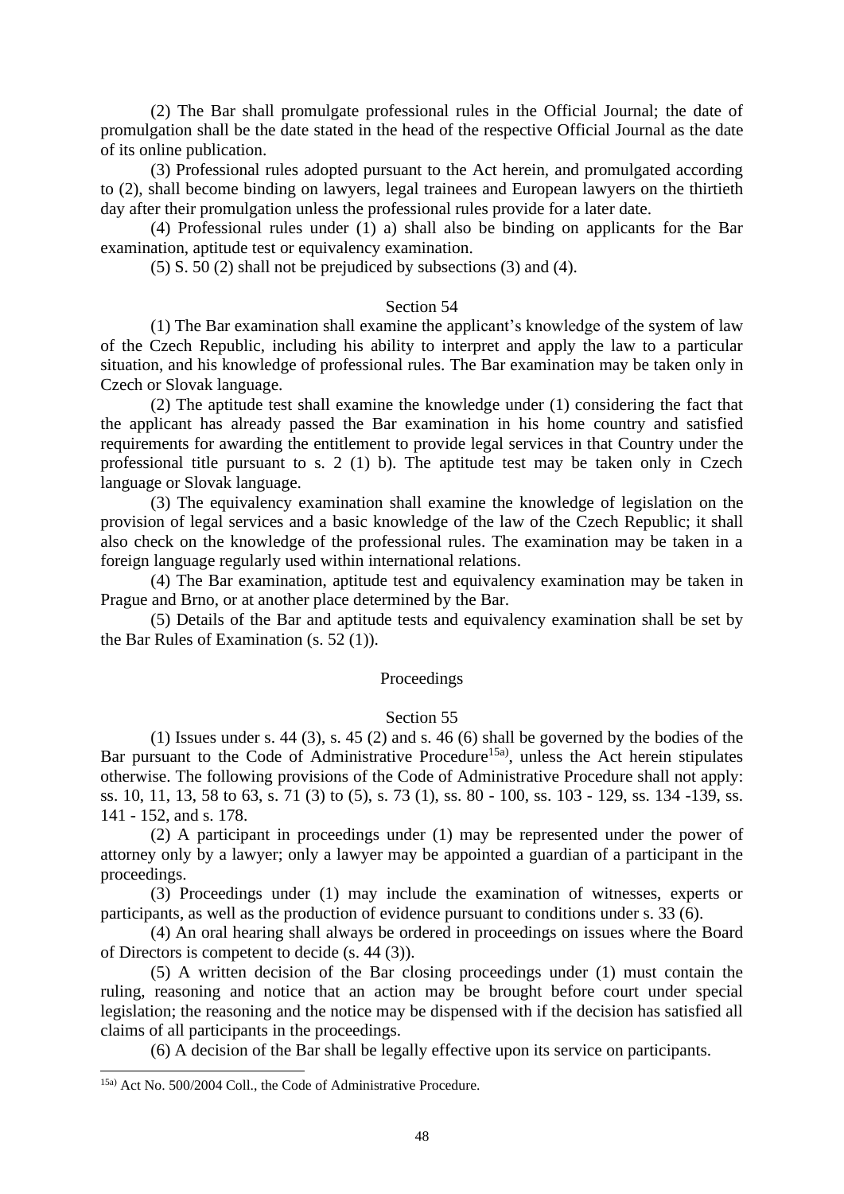(2) The Bar shall promulgate professional rules in the Official Journal; the date of promulgation shall be the date stated in the head of the respective Official Journal as the date of its online publication.

(3) Professional rules adopted pursuant to the Act herein, and promulgated according to (2), shall become binding on lawyers, legal trainees and European lawyers on the thirtieth day after their promulgation unless the professional rules provide for a later date.

(4) Professional rules under (1) a) shall also be binding on applicants for the Bar examination, aptitude test or equivalency examination.

(5) S. 50 (2) shall not be prejudiced by subsections (3) and (4).

Section 54

(1) The Bar examination shall examine the applicant's knowledge of the system of law of the Czech Republic, including his ability to interpret and apply the law to a particular situation, and his knowledge of professional rules. The Bar examination may be taken only in Czech or Slovak language.

(2) The aptitude test shall examine the knowledge under (1) considering the fact that the applicant has already passed the Bar examination in his home country and satisfied requirements for awarding the entitlement to provide legal services in that Country under the professional title pursuant to s. 2 (1) b). The aptitude test may be taken only in Czech language or Slovak language.

(3) The equivalency examination shall examine the knowledge of legislation on the provision of legal services and a basic knowledge of the law of the Czech Republic; it shall also check on the knowledge of the professional rules. The examination may be taken in a foreign language regularly used within international relations.

(4) The Bar examination, aptitude test and equivalency examination may be taken in Prague and Brno, or at another place determined by the Bar.

(5) Details of the Bar and aptitude tests and equivalency examination shall be set by the Bar Rules of Examination (s. 52 (1)).

Proceedings

Section 55

(1) Issues under s. 44 (3), s. 45 (2) and s. 46 (6) shall be governed by the bodies of the Bar pursuant to the Code of Administrative Procedure[15a)], unless the Act herein stipulates otherwise. The following provisions of the Code of Administrative Procedure shall not apply: ss. 10, 11, 13, 58 to 63, s. 71 (3) to (5), s. 73 (1), ss. 80 - 100, ss. 103 - 129, ss. 134 -139, ss. 141 - 152, and s. 178.

(2) A participant in proceedings under (1) may be represented under the power of attorney only by a lawyer; only a lawyer may be appointed a guardian of a participant in the proceedings.

(3) Proceedings under (1) may include the examination of witnesses, experts or participants, as well as the production of evidence pursuant to conditions under s. 33 (6).

(4) An oral hearing shall always be ordered in proceedings on issues where the Board of Directors is competent to decide (s. 44 (3)).

(5) A written decision of the Bar closing proceedings under (1) must contain the ruling, reasoning and notice that an action may be brought before court under special legislation; the reasoning and the notice may be dispensed with if the decision has satisfied all claims of all participants in the proceedings.

(6) A decision of the Bar shall be legally effective upon its service on participants.

---

[15a)] Act No. 500/2004 Coll., the Code of Administrative Procedure.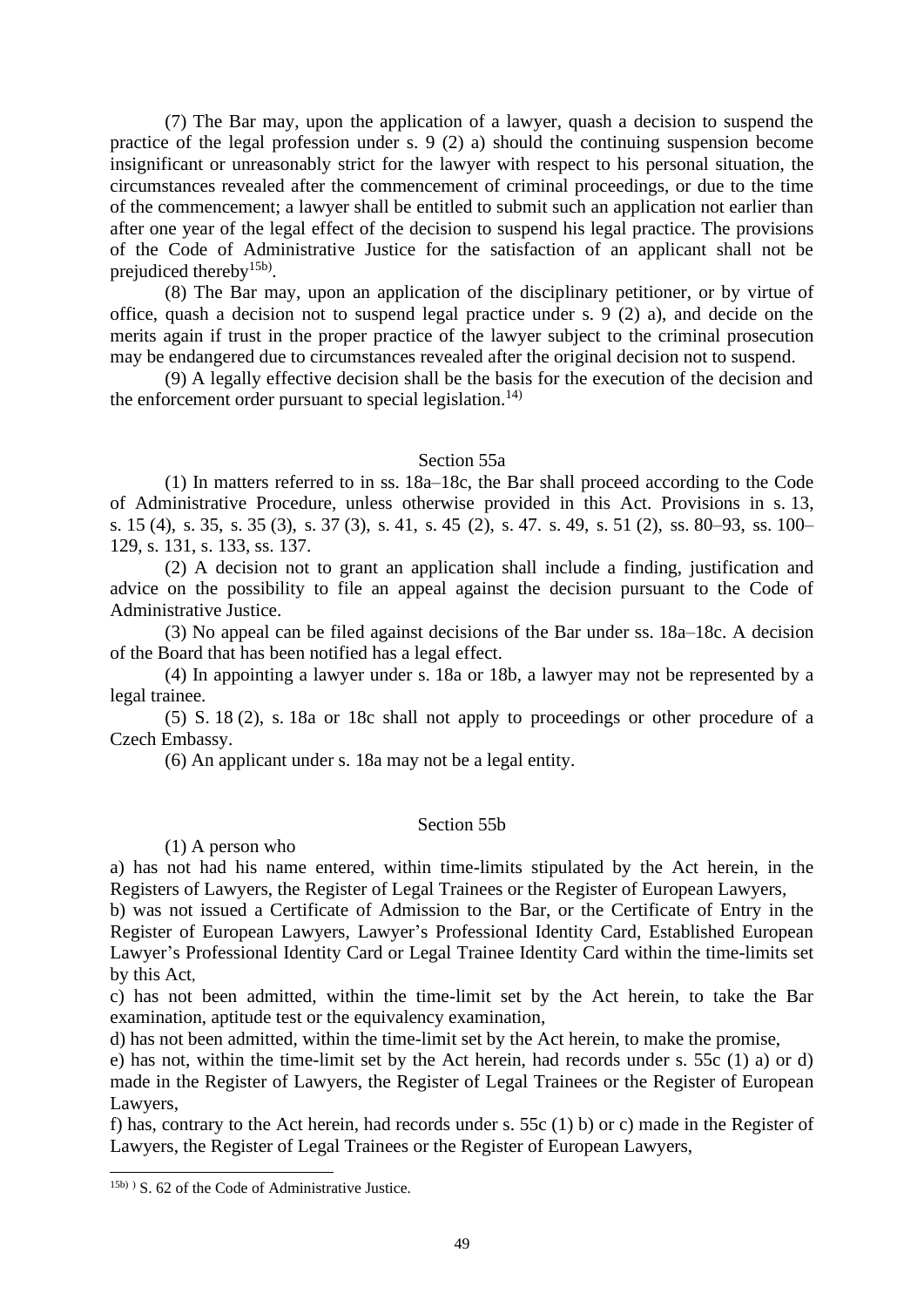(7) The Bar may, upon the application of a lawyer, quash a decision to suspend the practice of the legal profession under s. 9 (2) a) should the continuing suspension become insignificant or unreasonably strict for the lawyer with respect to his personal situation, the circumstances revealed after the commencement of criminal proceedings, or due to the time of the commencement; a lawyer shall be entitled to submit such an application not earlier than after one year of the legal effect of the decision to suspend his legal practice. The provisions of the Code of Administrative Justice for the satisfaction of an applicant shall not be prejudiced thereby[15b)].

(8) The Bar may, upon an application of the disciplinary petitioner, or by virtue of office, quash a decision not to suspend legal practice under s. 9 (2) a), and decide on the merits again if trust in the proper practice of the lawyer subject to the criminal prosecution may be endangered due to circumstances revealed after the original decision not to suspend.

(9) A legally effective decision shall be the basis for the execution of the decision and the enforcement order pursuant to special legislation.[14)]

### Section 55a

(1) In matters referred to in ss. 18a–18c, the Bar shall proceed according to the Code of Administrative Procedure, unless otherwise provided in this Act. Provisions in s. 13, s. 15 (4), s. 35, s. 35 (3), s. 37 (3), s. 41, s. 45 (2), s. 47. s. 49, s. 51 (2), ss. 80–93, ss. 100–129, s. 131, s. 133, ss. 137.

(2) A decision not to grant an application shall include a finding, justification and advice on the possibility to file an appeal against the decision pursuant to the Code of Administrative Justice.

(3) No appeal can be filed against decisions of the Bar under ss. 18a–18c. A decision of the Board that has been notified has a legal effect.

(4) In appointing a lawyer under s. 18a or 18b, a lawyer may not be represented by a legal trainee.

(5) S. 18 (2), s. 18a or 18c shall not apply to proceedings or other procedure of a Czech Embassy.

(6) An applicant under s. 18a may not be a legal entity.

### Section 55b

(1) A person who

a) has not had his name entered, within time-limits stipulated by the Act herein, in the Registers of Lawyers, the Register of Legal Trainees or the Register of European Lawyers,

b) was not issued a Certificate of Admission to the Bar, or the Certificate of Entry in the Register of European Lawyers, Lawyer's Professional Identity Card, Established European Lawyer's Professional Identity Card or Legal Trainee Identity Card within the time-limits set by this Act,

c) has not been admitted, within the time-limit set by the Act herein, to take the Bar examination, aptitude test or the equivalency examination,

d) has not been admitted, within the time-limit set by the Act herein, to make the promise,

e) has not, within the time-limit set by the Act herein, had records under s. 55c (1) a) or d) made in the Register of Lawyers, the Register of Legal Trainees or the Register of European Lawyers,

f) has, contrary to the Act herein, had records under s. 55c (1) b) or c) made in the Register of Lawyers, the Register of Legal Trainees or the Register of European Lawyers,

---

[15b)] ) S. 62 of the Code of Administrative Justice.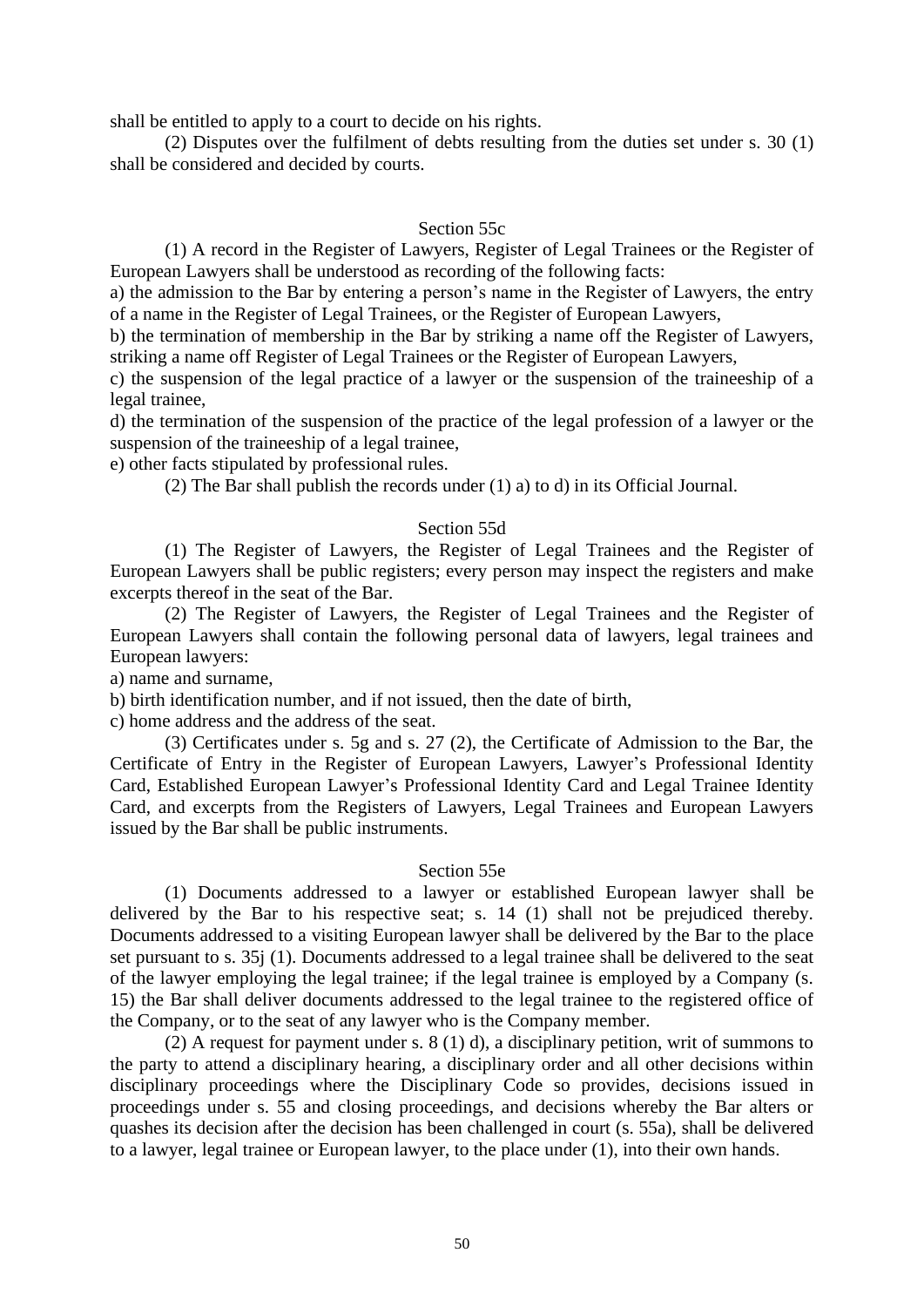shall be entitled to apply to a court to decide on his rights.

(2) Disputes over the fulfilment of debts resulting from the duties set under s. 30 (1) shall be considered and decided by courts.

### Section 55c

(1) A record in the Register of Lawyers, Register of Legal Trainees or the Register of European Lawyers shall be understood as recording of the following facts:

a) the admission to the Bar by entering a person's name in the Register of Lawyers, the entry of a name in the Register of Legal Trainees, or the Register of European Lawyers,

b) the termination of membership in the Bar by striking a name off the Register of Lawyers, striking a name off Register of Legal Trainees or the Register of European Lawyers,

c) the suspension of the legal practice of a lawyer or the suspension of the traineeship of a legal trainee,

d) the termination of the suspension of the practice of the legal profession of a lawyer or the suspension of the traineeship of a legal trainee,

e) other facts stipulated by professional rules.

(2) The Bar shall publish the records under (1) a) to d) in its Official Journal.

### Section 55d

(1) The Register of Lawyers, the Register of Legal Trainees and the Register of European Lawyers shall be public registers; every person may inspect the registers and make excerpts thereof in the seat of the Bar.

(2) The Register of Lawyers, the Register of Legal Trainees and the Register of European Lawyers shall contain the following personal data of lawyers, legal trainees and European lawyers:

a) name and surname,

b) birth identification number, and if not issued, then the date of birth,

c) home address and the address of the seat.

(3) Certificates under s. 5g and s. 27 (2), the Certificate of Admission to the Bar, the Certificate of Entry in the Register of European Lawyers, Lawyer's Professional Identity Card, Established European Lawyer's Professional Identity Card and Legal Trainee Identity Card, and excerpts from the Registers of Lawyers, Legal Trainees and European Lawyers issued by the Bar shall be public instruments.

### Section 55e

(1) Documents addressed to a lawyer or established European lawyer shall be delivered by the Bar to his respective seat; s. 14 (1) shall not be prejudiced thereby. Documents addressed to a visiting European lawyer shall be delivered by the Bar to the place set pursuant to s. 35j (1). Documents addressed to a legal trainee shall be delivered to the seat of the lawyer employing the legal trainee; if the legal trainee is employed by a Company (s. 15) the Bar shall deliver documents addressed to the legal trainee to the registered office of the Company, or to the seat of any lawyer who is the Company member.

(2) A request for payment under s. 8 (1) d), a disciplinary petition, writ of summons to the party to attend a disciplinary hearing, a disciplinary order and all other decisions within disciplinary proceedings where the Disciplinary Code so provides, decisions issued in proceedings under s. 55 and closing proceedings, and decisions whereby the Bar alters or quashes its decision after the decision has been challenged in court (s. 55a), shall be delivered to a lawyer, legal trainee or European lawyer, to the place under (1), into their own hands.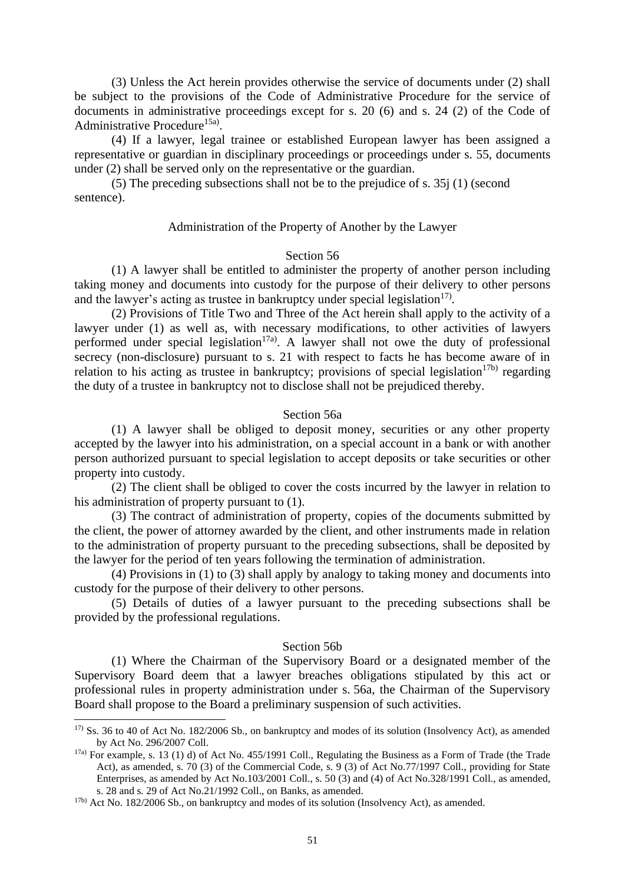(3) Unless the Act herein provides otherwise the service of documents under (2) shall be subject to the provisions of the Code of Administrative Procedure for the service of documents in administrative proceedings except for s. 20 (6) and s. 24 (2) of the Code of Administrative Procedure[15a)].

(4) If a lawyer, legal trainee or established European lawyer has been assigned a representative or guardian in disciplinary proceedings or proceedings under s. 55, documents under (2) shall be served only on the representative or the guardian.

(5) The preceding subsections shall not be to the prejudice of s. 35j (1) (second sentence).

### Administration of the Property of Another by the Lawyer

#### Section 56

(1) A lawyer shall be entitled to administer the property of another person including taking money and documents into custody for the purpose of their delivery to other persons and the lawyer's acting as trustee in bankruptcy under special legislation[17)].

(2) Provisions of Title Two and Three of the Act herein shall apply to the activity of a lawyer under (1) as well as, with necessary modifications, to other activities of lawyers performed under special legislation[17a)]. A lawyer shall not owe the duty of professional secrecy (non-disclosure) pursuant to s. 21 with respect to facts he has become aware of in relation to his acting as trustee in bankruptcy; provisions of special legislation[17b)] regarding the duty of a trustee in bankruptcy not to disclose shall not be prejudiced thereby.

#### Section 56a

(1) A lawyer shall be obliged to deposit money, securities or any other property accepted by the lawyer into his administration, on a special account in a bank or with another person authorized pursuant to special legislation to accept deposits or take securities or other property into custody.

(2) The client shall be obliged to cover the costs incurred by the lawyer in relation to his administration of property pursuant to (1).

(3) The contract of administration of property, copies of the documents submitted by the client, the power of attorney awarded by the client, and other instruments made in relation to the administration of property pursuant to the preceding subsections, shall be deposited by the lawyer for the period of ten years following the termination of administration.

(4) Provisions in (1) to (3) shall apply by analogy to taking money and documents into custody for the purpose of their delivery to other persons.

(5) Details of duties of a lawyer pursuant to the preceding subsections shall be provided by the professional regulations.

#### Section 56b

(1) Where the Chairman of the Supervisory Board or a designated member of the Supervisory Board deem that a lawyer breaches obligations stipulated by this act or professional rules in property administration under s. 56a, the Chairman of the Supervisory Board shall propose to the Board a preliminary suspension of such activities.

---

[17)] Ss. 36 to 40 of Act No. 182/2006 Sb., on bankruptcy and modes of its solution (Insolvency Act), as amended by Act No. 296/2007 Coll.

[17a)] For example, s. 13 (1) d) of Act No. 455/1991 Coll., Regulating the Business as a Form of Trade (the Trade Act), as amended, s. 70 (3) of the Commercial Code, s. 9 (3) of Act No.77/1997 Coll., providing for State Enterprises, as amended by Act No.103/2001 Coll., s. 50 (3) and (4) of Act No.328/1991 Coll., as amended, s. 28 and s. 29 of Act No.21/1992 Coll., on Banks, as amended.

[17b)] Act No. 182/2006 Sb., on bankruptcy and modes of its solution (Insolvency Act), as amended.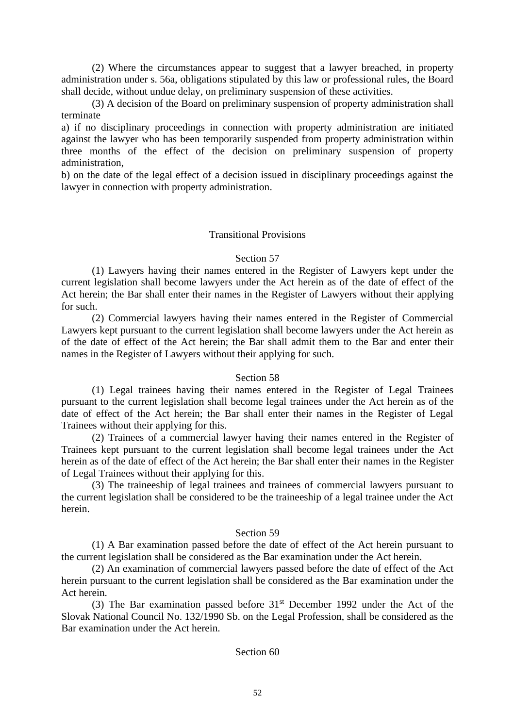(2) Where the circumstances appear to suggest that a lawyer breached, in property administration under s. 56a, obligations stipulated by this law or professional rules, the Board shall decide, without undue delay, on preliminary suspension of these activities.

(3) A decision of the Board on preliminary suspension of property administration shall terminate

a) if no disciplinary proceedings in connection with property administration are initiated against the lawyer who has been temporarily suspended from property administration within three months of the effect of the decision on preliminary suspension of property administration,

b) on the date of the legal effect of a decision issued in disciplinary proceedings against the lawyer in connection with property administration.

## Transitional Provisions

### Section 57

(1) Lawyers having their names entered in the Register of Lawyers kept under the current legislation shall become lawyers under the Act herein as of the date of effect of the Act herein; the Bar shall enter their names in the Register of Lawyers without their applying for such.

(2) Commercial lawyers having their names entered in the Register of Commercial Lawyers kept pursuant to the current legislation shall become lawyers under the Act herein as of the date of effect of the Act herein; the Bar shall admit them to the Bar and enter their names in the Register of Lawyers without their applying for such.

### Section 58

(1) Legal trainees having their names entered in the Register of Legal Trainees pursuant to the current legislation shall become legal trainees under the Act herein as of the date of effect of the Act herein; the Bar shall enter their names in the Register of Legal Trainees without their applying for this.

(2) Trainees of a commercial lawyer having their names entered in the Register of Trainees kept pursuant to the current legislation shall become legal trainees under the Act herein as of the date of effect of the Act herein; the Bar shall enter their names in the Register of Legal Trainees without their applying for this.

(3) The traineeship of legal trainees and trainees of commercial lawyers pursuant to the current legislation shall be considered to be the traineeship of a legal trainee under the Act herein.

### Section 59

(1) A Bar examination passed before the date of effect of the Act herein pursuant to the current legislation shall be considered as the Bar examination under the Act herein.

(2) An examination of commercial lawyers passed before the date of effect of the Act herein pursuant to the current legislation shall be considered as the Bar examination under the Act herein.

(3) The Bar examination passed before 31st December 1992 under the Act of the Slovak National Council No. 132/1990 Sb. on the Legal Profession, shall be considered as the Bar examination under the Act herein.

### Section 60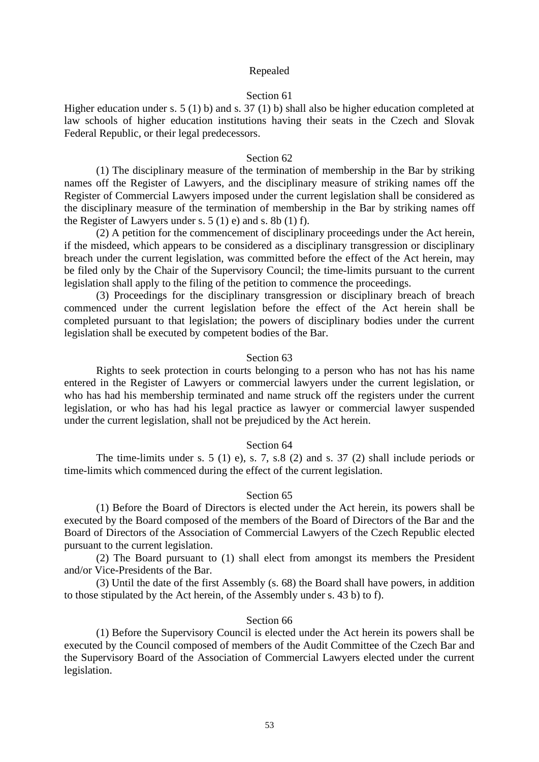Repealed

Section 61

Higher education under s. 5 (1) b) and s. 37 (1) b) shall also be higher education completed at law schools of higher education institutions having their seats in the Czech and Slovak Federal Republic, or their legal predecessors.

Section 62

(1) The disciplinary measure of the termination of membership in the Bar by striking names off the Register of Lawyers, and the disciplinary measure of striking names off the Register of Commercial Lawyers imposed under the current legislation shall be considered as the disciplinary measure of the termination of membership in the Bar by striking names off the Register of Lawyers under s. 5 (1) e) and s. 8b (1) f).

(2) A petition for the commencement of disciplinary proceedings under the Act herein, if the misdeed, which appears to be considered as a disciplinary transgression or disciplinary breach under the current legislation, was committed before the effect of the Act herein, may be filed only by the Chair of the Supervisory Council; the time-limits pursuant to the current legislation shall apply to the filing of the petition to commence the proceedings.

(3) Proceedings for the disciplinary transgression or disciplinary breach of breach commenced under the current legislation before the effect of the Act herein shall be completed pursuant to that legislation; the powers of disciplinary bodies under the current legislation shall be executed by competent bodies of the Bar.

Section 63

Rights to seek protection in courts belonging to a person who has not has his name entered in the Register of Lawyers or commercial lawyers under the current legislation, or who has had his membership terminated and name struck off the registers under the current legislation, or who has had his legal practice as lawyer or commercial lawyer suspended under the current legislation, shall not be prejudiced by the Act herein.

Section 64

The time-limits under s. 5 (1) e), s. 7, s.8 (2) and s. 37 (2) shall include periods or time-limits which commenced during the effect of the current legislation.

Section 65

(1) Before the Board of Directors is elected under the Act herein, its powers shall be executed by the Board composed of the members of the Board of Directors of the Bar and the Board of Directors of the Association of Commercial Lawyers of the Czech Republic elected pursuant to the current legislation.

(2) The Board pursuant to (1) shall elect from amongst its members the President and/or Vice-Presidents of the Bar.

(3) Until the date of the first Assembly (s. 68) the Board shall have powers, in addition to those stipulated by the Act herein, of the Assembly under s. 43 b) to f).

Section 66

(1) Before the Supervisory Council is elected under the Act herein its powers shall be executed by the Council composed of members of the Audit Committee of the Czech Bar and the Supervisory Board of the Association of Commercial Lawyers elected under the current legislation.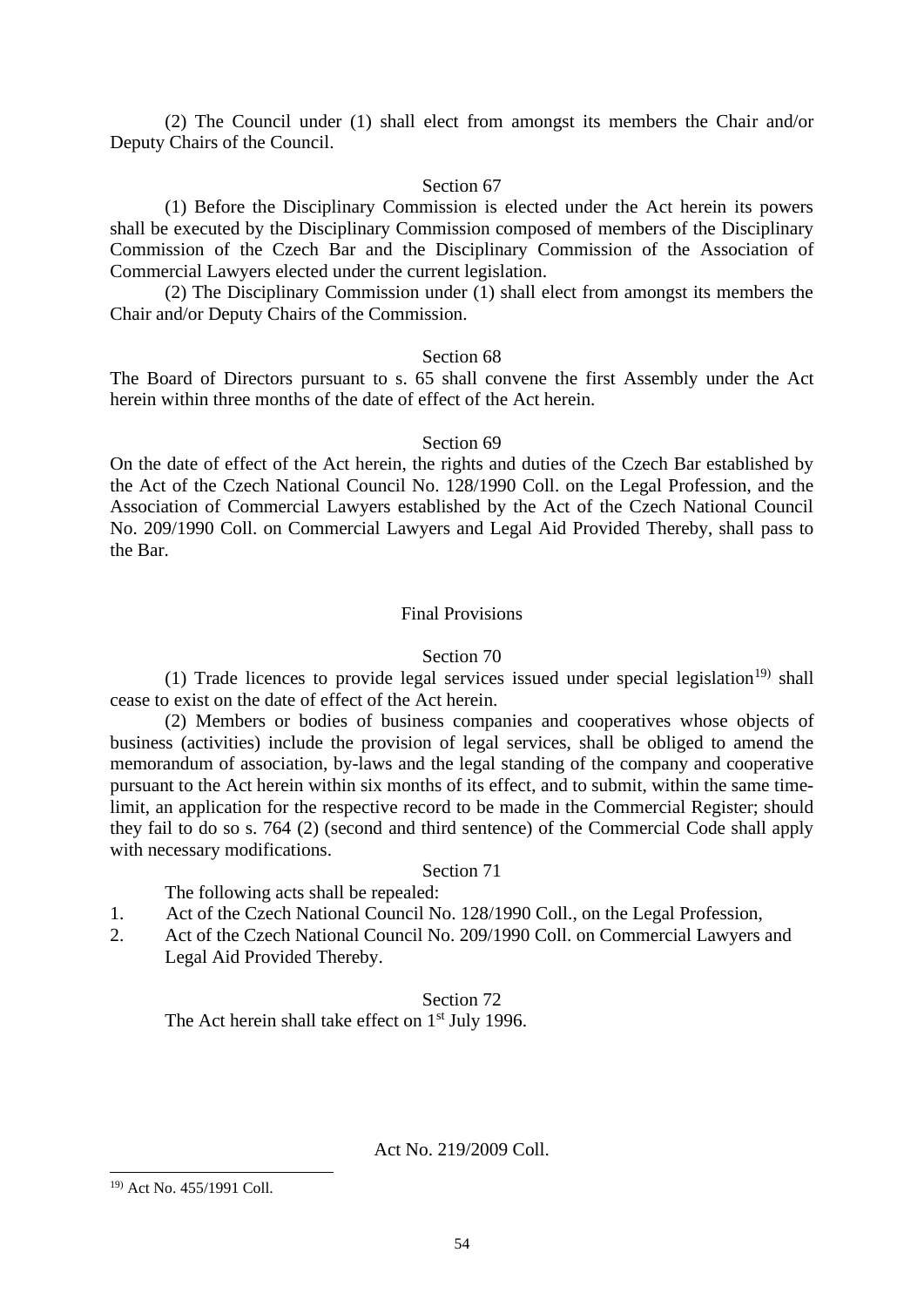(2) The Council under (1) shall elect from amongst its members the Chair and/or Deputy Chairs of the Council.

Section 67

(1) Before the Disciplinary Commission is elected under the Act herein its powers shall be executed by the Disciplinary Commission composed of members of the Disciplinary Commission of the Czech Bar and the Disciplinary Commission of the Association of Commercial Lawyers elected under the current legislation.

(2) The Disciplinary Commission under (1) shall elect from amongst its members the Chair and/or Deputy Chairs of the Commission.

Section 68

The Board of Directors pursuant to s. 65 shall convene the first Assembly under the Act herein within three months of the date of effect of the Act herein.

Section 69

On the date of effect of the Act herein, the rights and duties of the Czech Bar established by the Act of the Czech National Council No. 128/1990 Coll. on the Legal Profession, and the Association of Commercial Lawyers established by the Act of the Czech National Council No. 209/1990 Coll. on Commercial Lawyers and Legal Aid Provided Thereby, shall pass to the Bar.

## Final Provisions

Section 70

(1) Trade licences to provide legal services issued under special legislation[19] shall cease to exist on the date of effect of the Act herein.

(2) Members or bodies of business companies and cooperatives whose objects of business (activities) include the provision of legal services, shall be obliged to amend the memorandum of association, by-laws and the legal standing of the company and cooperative pursuant to the Act herein within six months of its effect, and to submit, within the same time-limit, an application for the respective record to be made in the Commercial Register; should they fail to do so s. 764 (2) (second and third sentence) of the Commercial Code shall apply with necessary modifications.

Section 71

The following acts shall be repealed:

1. Act of the Czech National Council No. 128/1990 Coll., on the Legal Profession,
2. Act of the Czech National Council No. 209/1990 Coll. on Commercial Lawyers and Legal Aid Provided Thereby.

Section 72

The Act herein shall take effect on 1st July 1996.

Act No. 219/2009 Coll.

---

[19] Act No. 455/1991 Coll.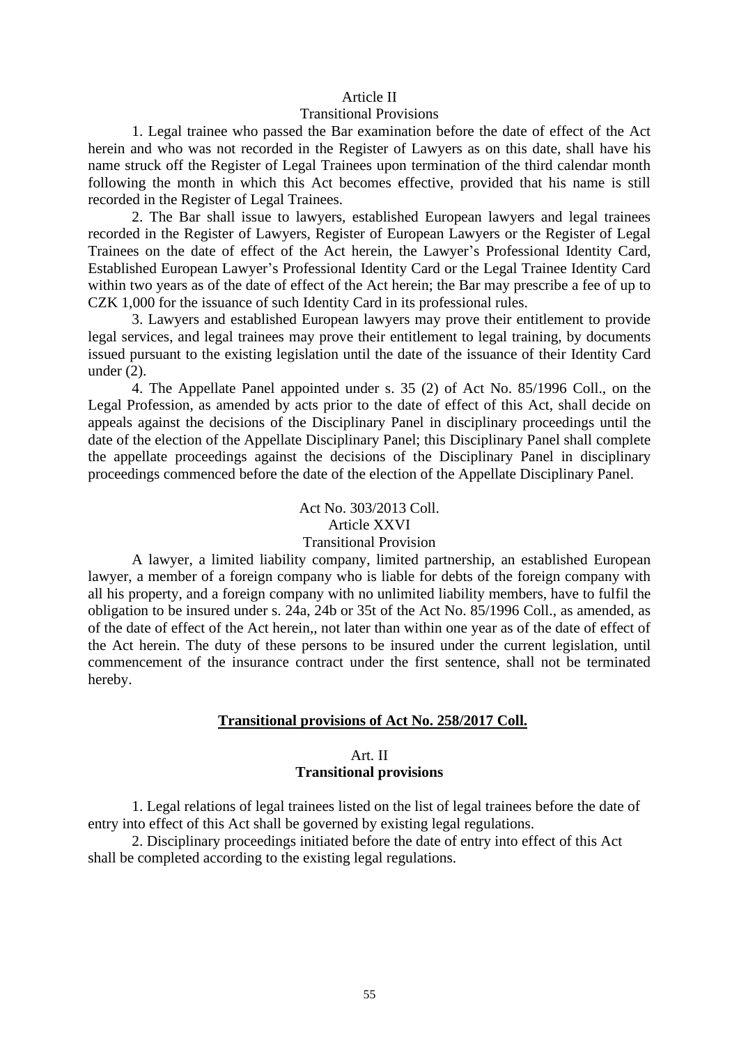Article II

Transitional Provisions

1. Legal trainee who passed the Bar examination before the date of effect of the Act herein and who was not recorded in the Register of Lawyers as on this date, shall have his name struck off the Register of Legal Trainees upon termination of the third calendar month following the month in which this Act becomes effective, provided that his name is still recorded in the Register of Legal Trainees.

2. The Bar shall issue to lawyers, established European lawyers and legal trainees recorded in the Register of Lawyers, Register of European Lawyers or the Register of Legal Trainees on the date of effect of the Act herein, the Lawyer's Professional Identity Card, Established European Lawyer's Professional Identity Card or the Legal Trainee Identity Card within two years as of the date of effect of the Act herein; the Bar may prescribe a fee of up to CZK 1,000 for the issuance of such Identity Card in its professional rules.

3. Lawyers and established European lawyers may prove their entitlement to provide legal services, and legal trainees may prove their entitlement to legal training, by documents issued pursuant to the existing legislation until the date of the issuance of their Identity Card under (2).

4. The Appellate Panel appointed under s. 35 (2) of Act No. 85/1996 Coll., on the Legal Profession, as amended by acts prior to the date of effect of this Act, shall decide on appeals against the decisions of the Disciplinary Panel in disciplinary proceedings until the date of the election of the Appellate Disciplinary Panel; this Disciplinary Panel shall complete the appellate proceedings against the decisions of the Disciplinary Panel in disciplinary proceedings commenced before the date of the election of the Appellate Disciplinary Panel.

Act No. 303/2013 Coll.

Article XXVI

Transitional Provision

A lawyer, a limited liability company, limited partnership, an established European lawyer, a member of a foreign company who is liable for debts of the foreign company with all his property, and a foreign company with no unlimited liability members, have to fulfil the obligation to be insured under s. 24a, 24b or 35t of the Act No. 85/1996 Coll., as amended, as of the date of effect of the Act herein,, not later than within one year as of the date of effect of the Act herein. The duty of these persons to be insured under the current legislation, until commencement of the insurance contract under the first sentence, shall not be terminated hereby.

## **Transitional provisions of Act No. 258/2017 Coll.**

Art. II

**Transitional provisions**

1. Legal relations of legal trainees listed on the list of legal trainees before the date of entry into effect of this Act shall be governed by existing legal regulations.

2. Disciplinary proceedings initiated before the date of entry into effect of this Act shall be completed according to the existing legal regulations.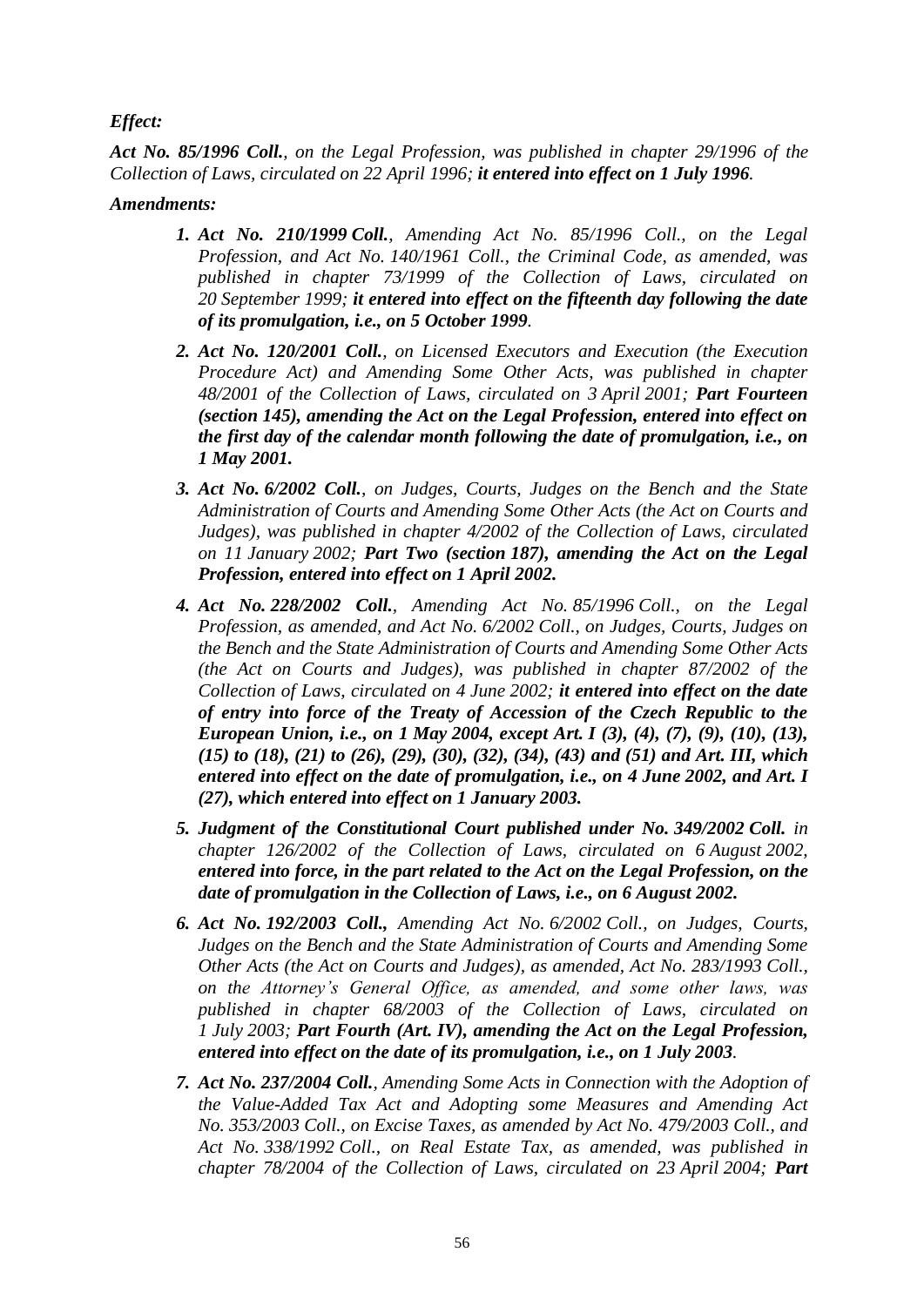***Effect:***

***Act No. 85/1996 Coll.**, on the Legal Profession, was published in chapter 29/1996 of the Collection of Laws, circulated on 22 April 1996; **it entered into effect on 1 July 1996**.*

***Amendments:***

1. ***Act No. 210/1999 Coll.**, Amending Act No. 85/1996 Coll., on the Legal Profession, and Act No. 140/1961 Coll., the Criminal Code, as amended, was published in chapter 73/1999 of the Collection of Laws, circulated on 20 September 1999; **it entered into effect on the fifteenth day following the date of its promulgation, i.e., on 5 October 1999**.*

2. ***Act No. 120/2001 Coll.**, on Licensed Executors and Execution (the Execution Procedure Act) and Amending Some Other Acts, was published in chapter 48/2001 of the Collection of Laws, circulated on 3 April 2001; **Part Fourteen (section 145), amending the Act on the Legal Profession, entered into effect on the first day of the calendar month following the date of promulgation, i.e., on 1 May 2001.***

3. ***Act No. 6/2002 Coll.**, on Judges, Courts, Judges on the Bench and the State Administration of Courts and Amending Some Other Acts (the Act on Courts and Judges), was published in chapter 4/2002 of the Collection of Laws, circulated on 11 January 2002; **Part Two (section 187), amending the Act on the Legal Profession, entered into effect on 1 April 2002.***

4. ***Act No. 228/2002 Coll.**, Amending Act No. 85/1996 Coll., on the Legal Profession, as amended, and Act No. 6/2002 Coll., on Judges, Courts, Judges on the Bench and the State Administration of Courts and Amending Some Other Acts (the Act on Courts and Judges), was published in chapter 87/2002 of the Collection of Laws, circulated on 4 June 2002; **it entered into effect on the date of entry into force of the Treaty of Accession of the Czech Republic to the European Union, i.e., on 1 May 2004, except Art. I (3), (4), (7), (9), (10), (13), (15) to (18), (21) to (26), (29), (30), (32), (34), (43) and (51) and Art. III, which entered into effect on the date of promulgation, i.e., on 4 June 2002, and Art. I (27), which entered into effect on 1 January 2003.***

5. ***Judgment of the Constitutional Court published under No. 349/2002 Coll.** in chapter 126/2002 of the Collection of Laws, circulated on 6 August 2002, **entered into force, in the part related to the Act on the Legal Profession, on the date of promulgation in the Collection of Laws, i.e., on 6 August 2002.***

6. ***Act No. 192/2003 Coll.,** Amending Act No. 6/2002 Coll., on Judges, Courts, Judges on the Bench and the State Administration of Courts and Amending Some Other Acts (the Act on Courts and Judges), as amended, Act No. 283/1993 Coll., on the Attorney's General Office, as amended, and some other laws, was published in chapter 68/2003 of the Collection of Laws, circulated on 1 July 2003; **Part Fourth (Art. IV), amending the Act on the Legal Profession, entered into effect on the date of its promulgation, i.e., on 1 July 2003**.*

7. ***Act No. 237/2004 Coll.**, Amending Some Acts in Connection with the Adoption of the Value-Added Tax Act and Adopting some Measures and Amending Act No. 353/2003 Coll., on Excise Taxes, as amended by Act No. 479/2003 Coll., and Act No. 338/1992 Coll., on Real Estate Tax, as amended, was published in chapter 78/2004 of the Collection of Laws, circulated on 23 April 2004; **Part***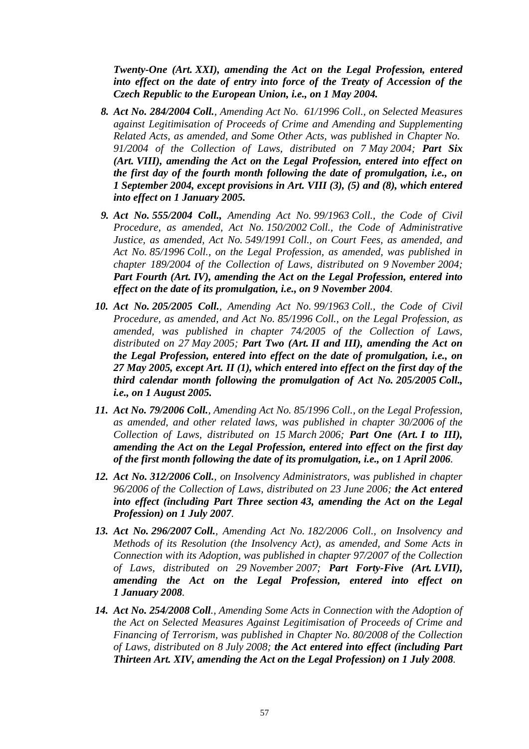*Twenty-One (Art. XXI), amending the Act on the Legal Profession, entered into effect on the date of entry into force of the Treaty of Accession of the Czech Republic to the European Union, i.e., on 1 May 2004.*

8. ***Act No. 284/2004 Coll.**, Amending Act No. 61/1996 Coll., on Selected Measures against Legitimisation of Proceeds of Crime and Amending and Supplementing Related Acts, as amended, and Some Other Acts, was published in Chapter No. 91/2004 of the Collection of Laws, distributed on 7 May 2004; **Part Six (Art. VIII), amending the Act on the Legal Profession, entered into effect on the first day of the fourth month following the date of promulgation, i.e., on 1 September 2004, except provisions in Art. VIII (3), (5) and (8), which entered into effect on 1 January 2005.***

9. ***Act No. 555/2004 Coll.,** Amending Act No. 99/1963 Coll., the Code of Civil Procedure, as amended, Act No. 150/2002 Coll., the Code of Administrative Justice, as amended, Act No. 549/1991 Coll., on Court Fees, as amended, and Act No. 85/1996 Coll., on the Legal Profession, as amended, was published in chapter 189/2004 of the Collection of Laws, distributed on 9 November 2004; **Part Fourth (Art. IV), amending the Act on the Legal Profession, entered into effect on the date of its promulgation, i.e., on 9 November 2004**.*

10. ***Act No. 205/2005 Coll.**, Amending Act No. 99/1963 Coll., the Code of Civil Procedure, as amended, and Act No. 85/1996 Coll., on the Legal Profession, as amended, was published in chapter 74/2005 of the Collection of Laws, distributed on 27 May 2005; **Part Two (Art. II and III), amending the Act on the Legal Profession, entered into effect on the date of promulgation, i.e., on 27 May 2005, except Art. II (1), which entered into effect on the first day of the third calendar month following the promulgation of Act No. 205/2005 Coll., i.e., on 1 August 2005.***

11. ***Act No. 79/2006 Coll.**, Amending Act No. 85/1996 Coll., on the Legal Profession, as amended, and other related laws, was published in chapter 30/2006 of the Collection of Laws, distributed on 15 March 2006; **Part One (Art. I to III), amending the Act on the Legal Profession, entered into effect on the first day of the first month following the date of its promulgation, i.e., on 1 April 2006**.*

12. ***Act No. 312/2006 Coll.**, on Insolvency Administrators, was published in chapter 96/2006 of the Collection of Laws, distributed on 23 June 2006; **the Act entered into effect (including Part Three section 43, amending the Act on the Legal Profession) on 1 July 2007**.*

13. ***Act No. 296/2007 Coll.**, Amending Act No. 182/2006 Coll., on Insolvency and Methods of its Resolution (the Insolvency Act), as amended, and Some Acts in Connection with its Adoption, was published in chapter 97/2007 of the Collection of Laws, distributed on 29 November 2007; **Part Forty-Five (Art. LVII), amending the Act on the Legal Profession, entered into effect on 1 January 2008**.*

14. ***Act No. 254/2008 Coll.**, Amending Some Acts in Connection with the Adoption of the Act on Selected Measures Against Legitimisation of Proceeds of Crime and Financing of Terrorism, was published in Chapter No. 80/2008 of the Collection of Laws, distributed on 8 July 2008; **the Act entered into effect (including Part Thirteen Art. XIV, amending the Act on the Legal Profession) on 1 July 2008**.*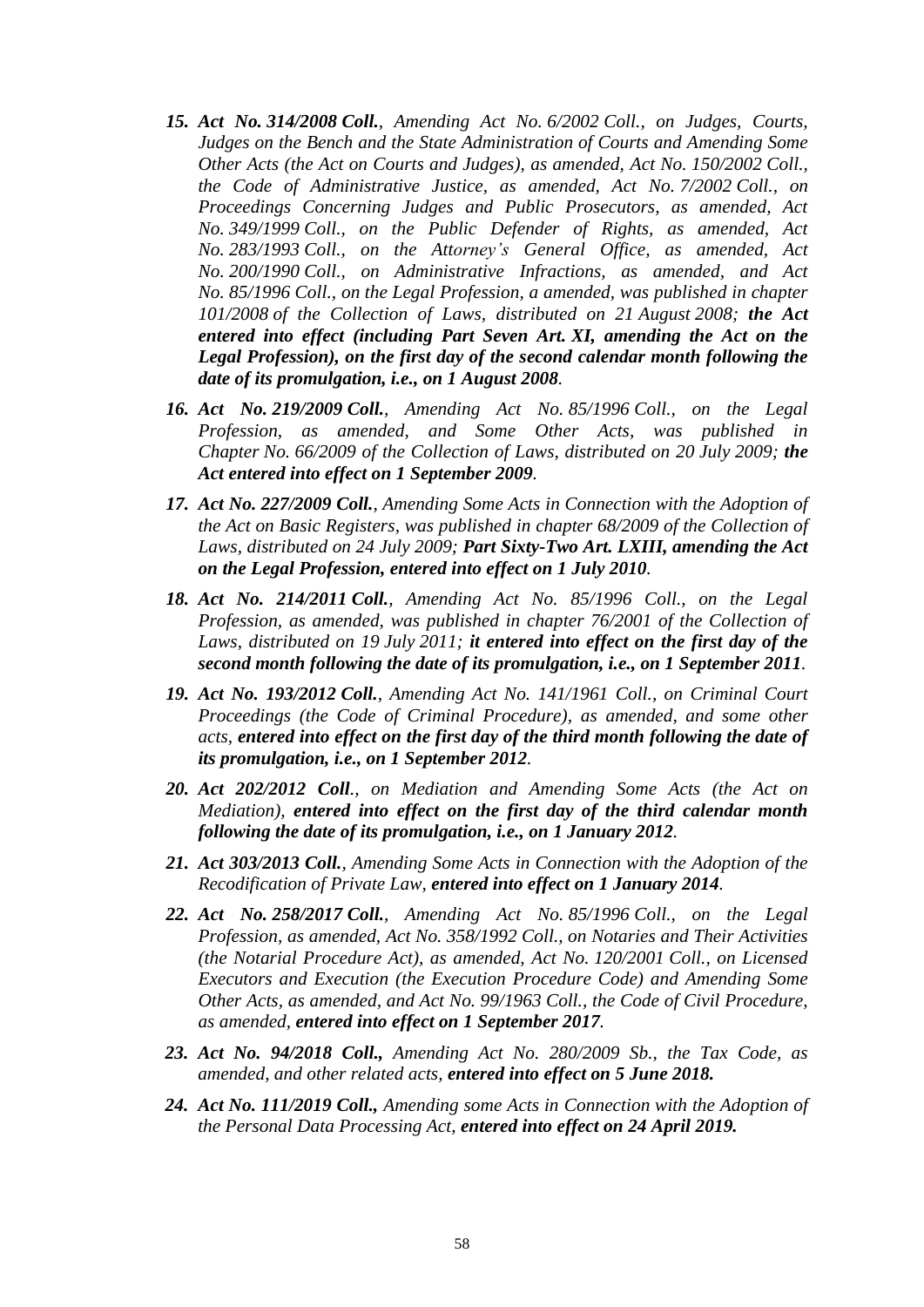15. ***Act No. 314/2008 Coll.**, Amending Act No. 6/2002 Coll., on Judges, Courts, Judges on the Bench and the State Administration of Courts and Amending Some Other Acts (the Act on Courts and Judges), as amended, Act No. 150/2002 Coll., the Code of Administrative Justice, as amended, Act No. 7/2002 Coll., on Proceedings Concerning Judges and Public Prosecutors, as amended, Act No. 349/1999 Coll., on the Public Defender of Rights, as amended, Act No. 283/1993 Coll., on the Attorney's General Office, as amended, Act No. 200/1990 Coll., on Administrative Infractions, as amended, and Act No. 85/1996 Coll., on the Legal Profession, a amended, was published in chapter 101/2008 of the Collection of Laws, distributed on 21 August 2008; **the Act entered into effect (including Part Seven Art. XI, amending the Act on the Legal Profession), on the first day of the second calendar month following the date of its promulgation, i.e., on 1 August 2008**.*

16. ***Act No. 219/2009 Coll.**, Amending Act No. 85/1996 Coll., on the Legal Profession, as amended, and Some Other Acts, was published in Chapter No. 66/2009 of the Collection of Laws, distributed on 20 July 2009; **the Act entered into effect on 1 September 2009**.*

17. ***Act No. 227/2009 Coll.**, Amending Some Acts in Connection with the Adoption of the Act on Basic Registers, was published in chapter 68/2009 of the Collection of Laws, distributed on 24 July 2009; **Part Sixty-Two Art. LXIII, amending the Act on the Legal Profession, entered into effect on 1 July 2010**.*

18. ***Act No. 214/2011 Coll.**, Amending Act No. 85/1996 Coll., on the Legal Profession, as amended, was published in chapter 76/2001 of the Collection of Laws, distributed on 19 July 2011; **it entered into effect on the first day of the second month following the date of its promulgation, i.e., on 1 September 2011**.*

19. ***Act No. 193/2012 Coll.**, Amending Act No. 141/1961 Coll., on Criminal Court Proceedings (the Code of Criminal Procedure), as amended, and some other acts, **entered into effect on the first day of the third month following the date of its promulgation, i.e., on 1 September 2012**.*

20. ***Act 202/2012 Coll**., on Mediation and Amending Some Acts (the Act on Mediation), **entered into effect on the first day of the third calendar month following the date of its promulgation, i.e., on 1 January 2012**.*

21. ***Act 303/2013 Coll.**, Amending Some Acts in Connection with the Adoption of the Recodification of Private Law, **entered into effect on 1 January 2014**.*

22. ***Act No. 258/2017 Coll.**, Amending Act No. 85/1996 Coll., on the Legal Profession, as amended, Act No. 358/1992 Coll., on Notaries and Their Activities (the Notarial Procedure Act), as amended, Act No. 120/2001 Coll., on Licensed Executors and Execution (the Execution Procedure Code) and Amending Some Other Acts, as amended, and Act No. 99/1963 Coll., the Code of Civil Procedure, as amended, **entered into effect on 1 September 2017**.*

23. ***Act No. 94/2018 Coll.,** Amending Act No. 280/2009 Sb., the Tax Code, as amended, and other related acts, **entered into effect on 5 June 2018.***

24. ***Act No. 111/2019 Coll.,** Amending some Acts in Connection with the Adoption of the Personal Data Processing Act, **entered into effect on 24 April 2019.***